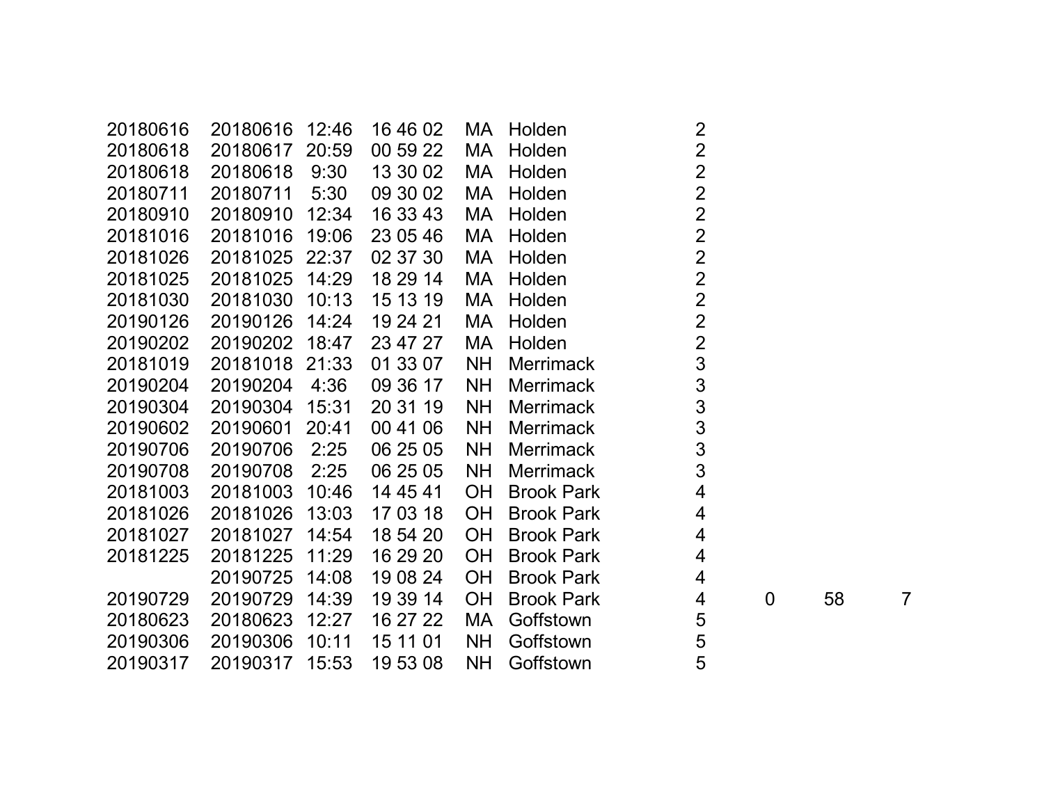| | | | | | | | | | |
|---|---|---|---|---|---|---|---|---|---|
| 20180616 | 20180616 | 12:46 | 16 46 02 | MA | Holden | 2 | | | |
| 20180618 | 20180617 | 20:59 | 00 59 22 | MA | Holden | 2 | | | |
| 20180618 | 20180618 | 9:30 | 13 30 02 | MA | Holden | 2 | | | |
| 20180711 | 20180711 | 5:30 | 09 30 02 | MA | Holden | 2 | | | |
| 20180910 | 20180910 | 12:34 | 16 33 43 | MA | Holden | 2 | | | |
| 20181016 | 20181016 | 19:06 | 23 05 46 | MA | Holden | 2 | | | |
| 20181026 | 20181025 | 22:37 | 02 37 30 | MA | Holden | 2 | | | |
| 20181025 | 20181025 | 14:29 | 18 29 14 | MA | Holden | 2 | | | |
| 20181030 | 20181030 | 10:13 | 15 13 19 | MA | Holden | 2 | | | |
| 20190126 | 20190126 | 14:24 | 19 24 21 | MA | Holden | 2 | | | |
| 20190202 | 20190202 | 18:47 | 23 47 27 | MA | Holden | 2 | | | |
| 20181019 | 20181018 | 21:33 | 01 33 07 | NH | Merrimack | 3 | | | |
| 20190204 | 20190204 | 4:36 | 09 36 17 | NH | Merrimack | 3 | | | |
| 20190304 | 20190304 | 15:31 | 20 31 19 | NH | Merrimack | 3 | | | |
| 20190602 | 20190601 | 20:41 | 00 41 06 | NH | Merrimack | 3 | | | |
| 20190706 | 20190706 | 2:25 | 06 25 05 | NH | Merrimack | 3 | | | |
| 20190708 | 20190708 | 2:25 | 06 25 05 | NH | Merrimack | 3 | | | |
| 20181003 | 20181003 | 10:46 | 14 45 41 | OH | Brook Park | 4 | | | |
| 20181026 | 20181026 | 13:03 | 17 03 18 | OH | Brook Park | 4 | | | |
| 20181027 | 20181027 | 14:54 | 18 54 20 | OH | Brook Park | 4 | | | |
| 20181225 | 20181225 | 11:29 | 16 29 20 | OH | Brook Park | 4 | | | |
| | 20190725 | 14:08 | 19 08 24 | OH | Brook Park | 4 | | | |
| 20190729 | 20190729 | 14:39 | 19 39 14 | OH | Brook Park | 4 | 0 | 58 | 7 |
| 20180623 | 20180623 | 12:27 | 16 27 22 | MA | Goffstown | 5 | | | |
| 20190306 | 20190306 | 10:11 | 15 11 01 | NH | Goffstown | 5 | | | |
| 20190317 | 20190317 | 15:53 | 19 53 08 | NH | Goffstown | 5 | | | |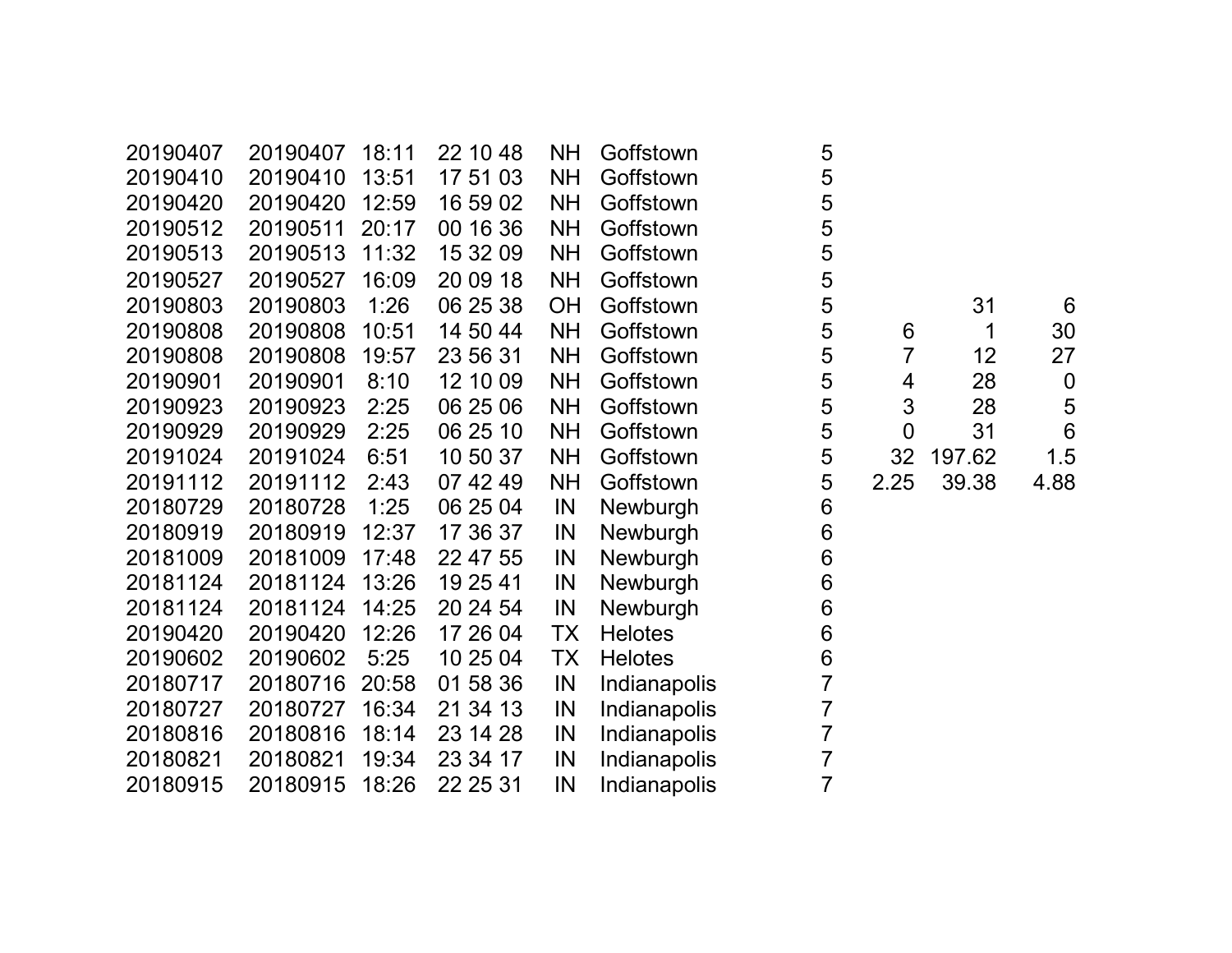| | | | | | | | | | |
|---|---|---|---|---|---|---|---|---|---|
| 20190407 | 20190407 | 18:11 | 22 10 48 | NH | Goffstown | 5 | | | |
| 20190410 | 20190410 | 13:51 | 17 51 03 | NH | Goffstown | 5 | | | |
| 20190420 | 20190420 | 12:59 | 16 59 02 | NH | Goffstown | 5 | | | |
| 20190512 | 20190511 | 20:17 | 00 16 36 | NH | Goffstown | 5 | | | |
| 20190513 | 20190513 | 11:32 | 15 32 09 | NH | Goffstown | 5 | | | |
| 20190527 | 20190527 | 16:09 | 20 09 18 | NH | Goffstown | 5 | | | |
| 20190803 | 20190803 | 1:26 | 06 25 38 | OH | Goffstown | 5 | | 31 | 6 |
| 20190808 | 20190808 | 10:51 | 14 50 44 | NH | Goffstown | 5 | 6 | 1 | 30 |
| 20190808 | 20190808 | 19:57 | 23 56 31 | NH | Goffstown | 5 | 7 | 12 | 27 |
| 20190901 | 20190901 | 8:10 | 12 10 09 | NH | Goffstown | 5 | 4 | 28 | 0 |
| 20190923 | 20190923 | 2:25 | 06 25 06 | NH | Goffstown | 5 | 3 | 28 | 5 |
| 20190929 | 20190929 | 2:25 | 06 25 10 | NH | Goffstown | 5 | 0 | 31 | 6 |
| 20191024 | 20191024 | 6:51 | 10 50 37 | NH | Goffstown | 5 | 32 | 197.62 | 1.5 |
| 20191112 | 20191112 | 2:43 | 07 42 49 | NH | Goffstown | 5 | 2.25 | 39.38 | 4.88 |
| 20180729 | 20180728 | 1:25 | 06 25 04 | IN | Newburgh | 6 | | | |
| 20180919 | 20180919 | 12:37 | 17 36 37 | IN | Newburgh | 6 | | | |
| 20181009 | 20181009 | 17:48 | 22 47 55 | IN | Newburgh | 6 | | | |
| 20181124 | 20181124 | 13:26 | 19 25 41 | IN | Newburgh | 6 | | | |
| 20181124 | 20181124 | 14:25 | 20 24 54 | IN | Newburgh | 6 | | | |
| 20190420 | 20190420 | 12:26 | 17 26 04 | TX | Helotes | 6 | | | |
| 20190602 | 20190602 | 5:25 | 10 25 04 | TX | Helotes | 6 | | | |
| 20180717 | 20180716 | 20:58 | 01 58 36 | IN | Indianapolis | 7 | | | |
| 20180727 | 20180727 | 16:34 | 21 34 13 | IN | Indianapolis | 7 | | | |
| 20180816 | 20180816 | 18:14 | 23 14 28 | IN | Indianapolis | 7 | | | |
| 20180821 | 20180821 | 19:34 | 23 34 17 | IN | Indianapolis | 7 | | | |
| 20180915 | 20180915 | 18:26 | 22 25 31 | IN | Indianapolis | 7 | | | |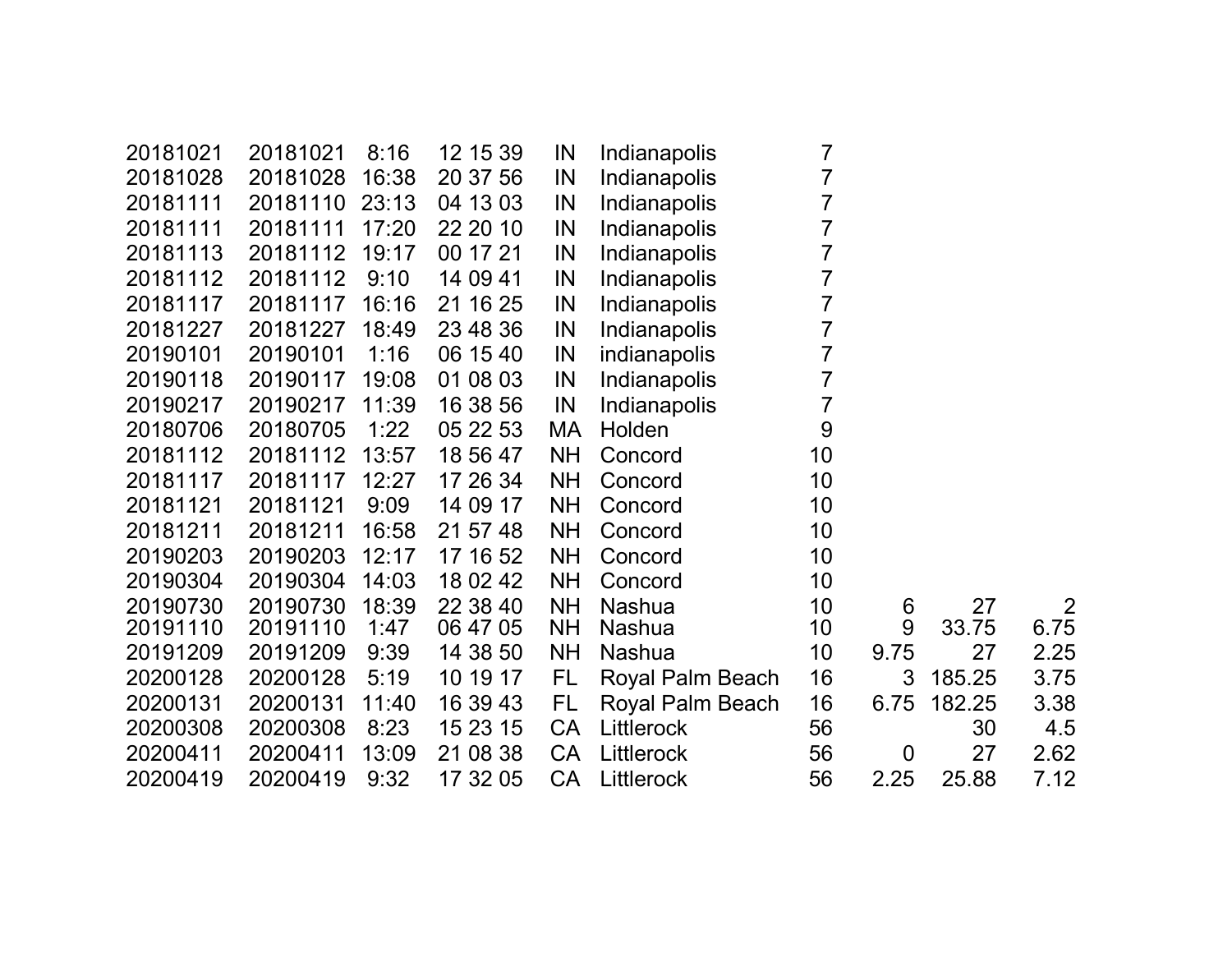| | | | | | | | | | |
|---|---|---|---|---|---|---|---|---|---|
| 20181021 | 20181021 | 8:16 | 12 15 39 | IN | Indianapolis | 7 | | | |
| 20181028 | 20181028 | 16:38 | 20 37 56 | IN | Indianapolis | 7 | | | |
| 20181111 | 20181110 | 23:13 | 04 13 03 | IN | Indianapolis | 7 | | | |
| 20181111 | 20181111 | 17:20 | 22 20 10 | IN | Indianapolis | 7 | | | |
| 20181113 | 20181112 | 19:17 | 00 17 21 | IN | Indianapolis | 7 | | | |
| 20181112 | 20181112 | 9:10 | 14 09 41 | IN | Indianapolis | 7 | | | |
| 20181117 | 20181117 | 16:16 | 21 16 25 | IN | Indianapolis | 7 | | | |
| 20181227 | 20181227 | 18:49 | 23 48 36 | IN | Indianapolis | 7 | | | |
| 20190101 | 20190101 | 1:16 | 06 15 40 | IN | indianapolis | 7 | | | |
| 20190118 | 20190117 | 19:08 | 01 08 03 | IN | Indianapolis | 7 | | | |
| 20190217 | 20190217 | 11:39 | 16 38 56 | IN | Indianapolis | 7 | | | |
| 20180706 | 20180705 | 1:22 | 05 22 53 | MA | Holden | 9 | | | |
| 20181112 | 20181112 | 13:57 | 18 56 47 | NH | Concord | 10 | | | |
| 20181117 | 20181117 | 12:27 | 17 26 34 | NH | Concord | 10 | | | |
| 20181121 | 20181121 | 9:09 | 14 09 17 | NH | Concord | 10 | | | |
| 20181211 | 20181211 | 16:58 | 21 57 48 | NH | Concord | 10 | | | |
| 20190203 | 20190203 | 12:17 | 17 16 52 | NH | Concord | 10 | | | |
| 20190304 | 20190304 | 14:03 | 18 02 42 | NH | Concord | 10 | | | |
| 20190730 | 20190730 | 18:39 | 22 38 40 | NH | Nashua | 10 | 6 | 27 | 2 |
| 20191110 | 20191110 | 1:47 | 06 47 05 | NH | Nashua | 10 | 9 | 33.75 | 6.75 |
| 20191209 | 20191209 | 9:39 | 14 38 50 | NH | Nashua | 10 | 9.75 | 27 | 2.25 |
| 20200128 | 20200128 | 5:19 | 10 19 17 | FL | Royal Palm Beach | 16 | 3 | 185.25 | 3.75 |
| 20200131 | 20200131 | 11:40 | 16 39 43 | FL | Royal Palm Beach | 16 | 6.75 | 182.25 | 3.38 |
| 20200308 | 20200308 | 8:23 | 15 23 15 | CA | Littlerock | 56 | | 30 | 4.5 |
| 20200411 | 20200411 | 13:09 | 21 08 38 | CA | Littlerock | 56 | 0 | 27 | 2.62 |
| 20200419 | 20200419 | 9:32 | 17 32 05 | CA | Littlerock | 56 | 2.25 | 25.88 | 7.12 |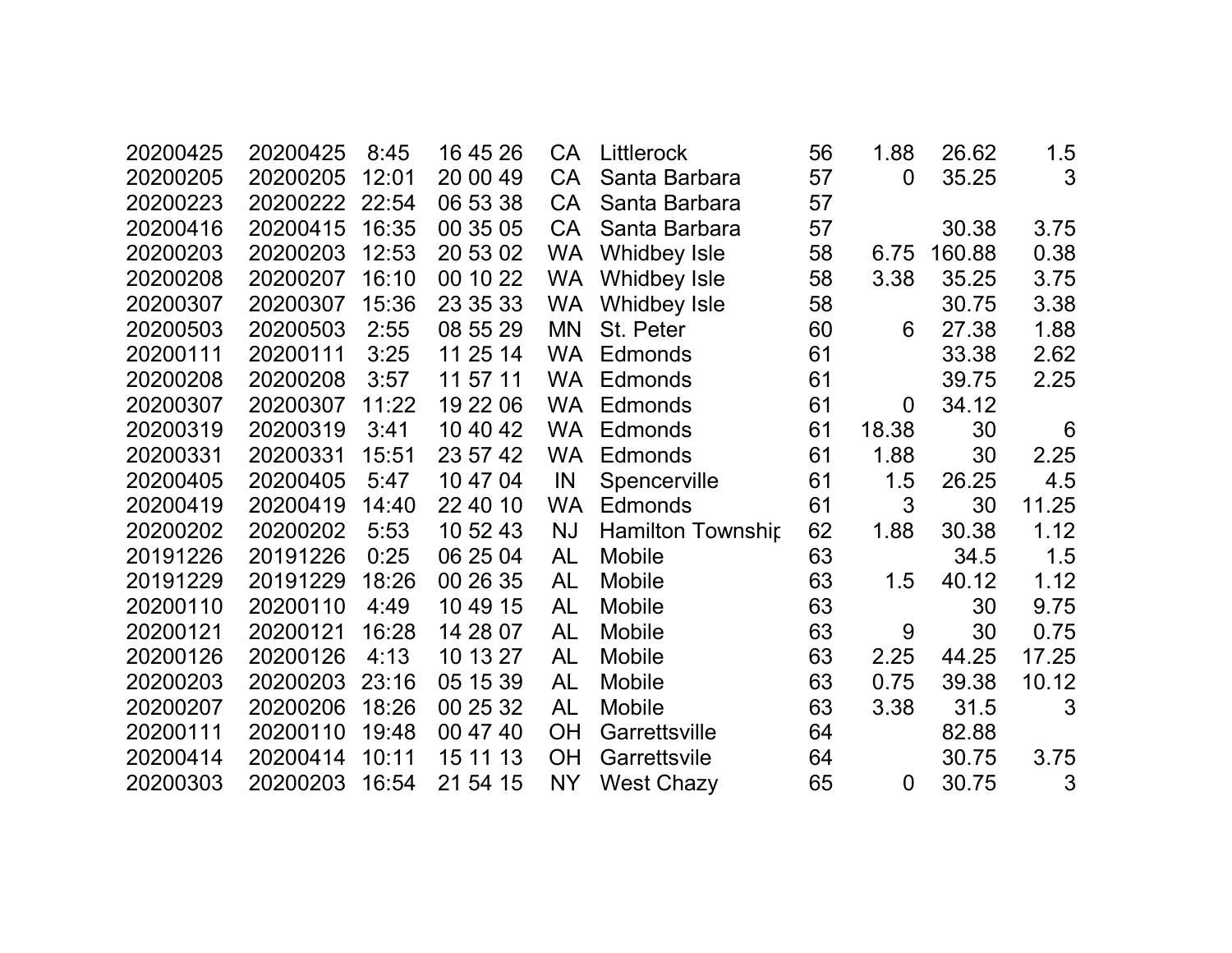| | | | | | | | | | |
|---|---|---|---|---|---|---|---|---|---|
| 20200425 | 20200425 | 8:45 | 16 45 26 | CA | Littlerock | 56 | 1.88 | 26.62 | 1.5 |
| 20200205 | 20200205 | 12:01 | 20 00 49 | CA | Santa Barbara | 57 | 0 | 35.25 | 3 |
| 20200223 | 20200222 | 22:54 | 06 53 38 | CA | Santa Barbara | 57 | | | |
| 20200416 | 20200415 | 16:35 | 00 35 05 | CA | Santa Barbara | 57 | | 30.38 | 3.75 |
| 20200203 | 20200203 | 12:53 | 20 53 02 | WA | Whidbey Isle | 58 | 6.75 | 160.88 | 0.38 |
| 20200208 | 20200207 | 16:10 | 00 10 22 | WA | Whidbey Isle | 58 | 3.38 | 35.25 | 3.75 |
| 20200307 | 20200307 | 15:36 | 23 35 33 | WA | Whidbey Isle | 58 | | 30.75 | 3.38 |
| 20200503 | 20200503 | 2:55 | 08 55 29 | MN | St. Peter | 60 | 6 | 27.38 | 1.88 |
| 20200111 | 20200111 | 3:25 | 11 25 14 | WA | Edmonds | 61 | | 33.38 | 2.62 |
| 20200208 | 20200208 | 3:57 | 11 57 11 | WA | Edmonds | 61 | | 39.75 | 2.25 |
| 20200307 | 20200307 | 11:22 | 19 22 06 | WA | Edmonds | 61 | 0 | 34.12 | |
| 20200319 | 20200319 | 3:41 | 10 40 42 | WA | Edmonds | 61 | 18.38 | 30 | 6 |
| 20200331 | 20200331 | 15:51 | 23 57 42 | WA | Edmonds | 61 | 1.88 | 30 | 2.25 |
| 20200405 | 20200405 | 5:47 | 10 47 04 | IN | Spencerville | 61 | 1.5 | 26.25 | 4.5 |
| 20200419 | 20200419 | 14:40 | 22 40 10 | WA | Edmonds | 61 | 3 | 30 | 11.25 |
| 20200202 | 20200202 | 5:53 | 10 52 43 | NJ | Hamilton Townshir | 62 | 1.88 | 30.38 | 1.12 |
| 20191226 | 20191226 | 0:25 | 06 25 04 | AL | Mobile | 63 | | 34.5 | 1.5 |
| 20191229 | 20191229 | 18:26 | 00 26 35 | AL | Mobile | 63 | 1.5 | 40.12 | 1.12 |
| 20200110 | 20200110 | 4:49 | 10 49 15 | AL | Mobile | 63 | | 30 | 9.75 |
| 20200121 | 20200121 | 16:28 | 14 28 07 | AL | Mobile | 63 | 9 | 30 | 0.75 |
| 20200126 | 20200126 | 4:13 | 10 13 27 | AL | Mobile | 63 | 2.25 | 44.25 | 17.25 |
| 20200203 | 20200203 | 23:16 | 05 15 39 | AL | Mobile | 63 | 0.75 | 39.38 | 10.12 |
| 20200207 | 20200206 | 18:26 | 00 25 32 | AL | Mobile | 63 | 3.38 | 31.5 | 3 |
| 20200111 | 20200110 | 19:48 | 00 47 40 | OH | Garrettsville | 64 | | 82.88 | |
| 20200414 | 20200414 | 10:11 | 15 11 13 | OH | Garrettsvile | 64 | | 30.75 | 3.75 |
| 20200303 | 20200203 | 16:54 | 21 54 15 | NY | West Chazy | 65 | 0 | 30.75 | 3 |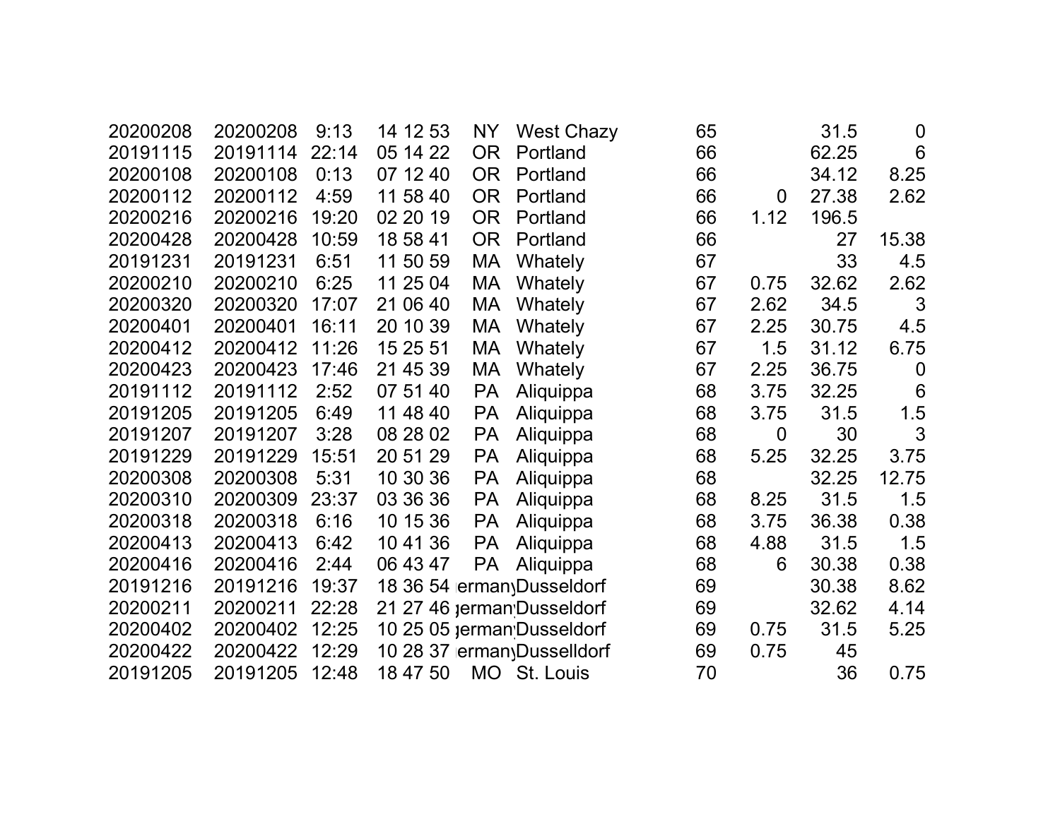| | | | | | | | | | |
|---|---|---|---|---|---|---|---|---|---|
| 20200208 | 20200208 | 9:13 | 14 12 53 | NY | West Chazy | 65 | | 31.5 | 0 |
| 20191115 | 20191114 | 22:14 | 05 14 22 | OR | Portland | 66 | | 62.25 | 6 |
| 20200108 | 20200108 | 0:13 | 07 12 40 | OR | Portland | 66 | | 34.12 | 8.25 |
| 20200112 | 20200112 | 4:59 | 11 58 40 | OR | Portland | 66 | 0 | 27.38 | 2.62 |
| 20200216 | 20200216 | 19:20 | 02 20 19 | OR | Portland | 66 | 1.12 | 196.5 | |
| 20200428 | 20200428 | 10:59 | 18 58 41 | OR | Portland | 66 | | 27 | 15.38 |
| 20191231 | 20191231 | 6:51 | 11 50 59 | MA | Whately | 67 | | 33 | 4.5 |
| 20200210 | 20200210 | 6:25 | 11 25 04 | MA | Whately | 67 | 0.75 | 32.62 | 2.62 |
| 20200320 | 20200320 | 17:07 | 21 06 40 | MA | Whately | 67 | 2.62 | 34.5 | 3 |
| 20200401 | 20200401 | 16:11 | 20 10 39 | MA | Whately | 67 | 2.25 | 30.75 | 4.5 |
| 20200412 | 20200412 | 11:26 | 15 25 51 | MA | Whately | 67 | 1.5 | 31.12 | 6.75 |
| 20200423 | 20200423 | 17:46 | 21 45 39 | MA | Whately | 67 | 2.25 | 36.75 | 0 |
| 20191112 | 20191112 | 2:52 | 07 51 40 | PA | Aliquippa | 68 | 3.75 | 32.25 | 6 |
| 20191205 | 20191205 | 6:49 | 11 48 40 | PA | Aliquippa | 68 | 3.75 | 31.5 | 1.5 |
| 20191207 | 20191207 | 3:28 | 08 28 02 | PA | Aliquippa | 68 | 0 | 30 | 3 |
| 20191229 | 20191229 | 15:51 | 20 51 29 | PA | Aliquippa | 68 | 5.25 | 32.25 | 3.75 |
| 20200308 | 20200308 | 5:31 | 10 30 36 | PA | Aliquippa | 68 | | 32.25 | 12.75 |
| 20200310 | 20200309 | 23:37 | 03 36 36 | PA | Aliquippa | 68 | 8.25 | 31.5 | 1.5 |
| 20200318 | 20200318 | 6:16 | 10 15 36 | PA | Aliquippa | 68 | 3.75 | 36.38 | 0.38 |
| 20200413 | 20200413 | 6:42 | 10 41 36 | PA | Aliquippa | 68 | 4.88 | 31.5 | 1.5 |
| 20200416 | 20200416 | 2:44 | 06 43 47 | PA | Aliquippa | 68 | 6 | 30.38 | 0.38 |
| 20191216 | 20191216 | 19:37 | 18 36 54 | Germany | Dusseldorf | 69 | | 30.38 | 8.62 |
| 20200211 | 20200211 | 22:28 | 21 27 46 | germany | Dusseldorf | 69 | | 32.62 | 4.14 |
| 20200402 | 20200402 | 12:25 | 10 25 05 | germany | Dusseldorf | 69 | 0.75 | 31.5 | 5.25 |
| 20200422 | 20200422 | 12:29 | 10 28 37 | Germany | Dusselldorf | 69 | 0.75 | 45 | |
| 20191205 | 20191205 | 12:48 | 18 47 50 | MO | St. Louis | 70 | | 36 | 0.75 |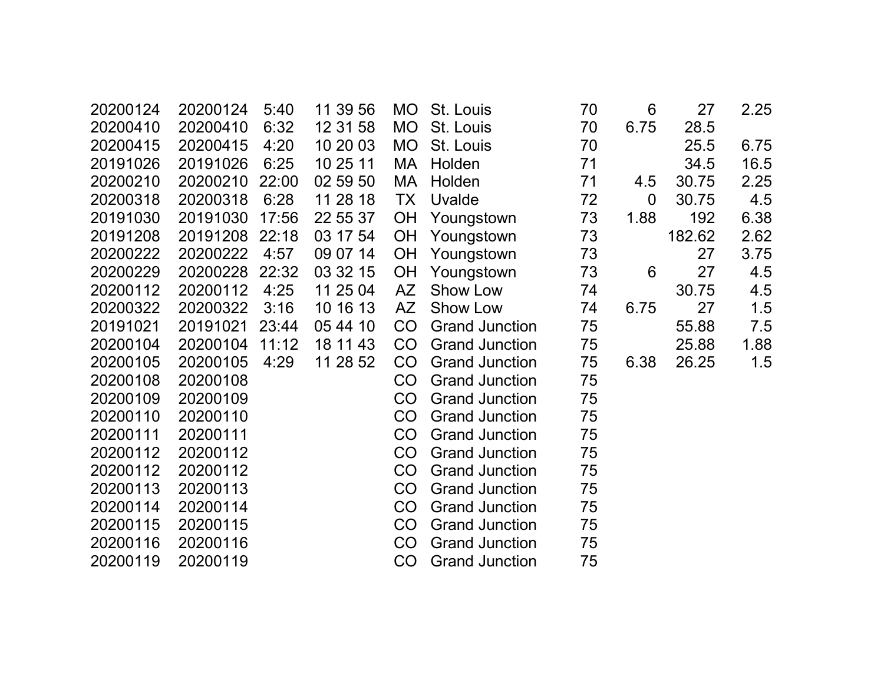| | | | | | | | | | |
|---|---|---|---|---|---|---|---|---|---|
| 20200124 | 20200124 | 5:40 | 11 39 56 | MO | St. Louis | 70 | 6 | 27 | 2.25 |
| 20200410 | 20200410 | 6:32 | 12 31 58 | MO | St. Louis | 70 | 6.75 | 28.5 | |
| 20200415 | 20200415 | 4:20 | 10 20 03 | MO | St. Louis | 70 | | 25.5 | 6.75 |
| 20191026 | 20191026 | 6:25 | 10 25 11 | MA | Holden | 71 | | 34.5 | 16.5 |
| 20200210 | 20200210 | 22:00 | 02 59 50 | MA | Holden | 71 | 4.5 | 30.75 | 2.25 |
| 20200318 | 20200318 | 6:28 | 11 28 18 | TX | Uvalde | 72 | 0 | 30.75 | 4.5 |
| 20191030 | 20191030 | 17:56 | 22 55 37 | OH | Youngstown | 73 | 1.88 | 192 | 6.38 |
| 20191208 | 20191208 | 22:18 | 03 17 54 | OH | Youngstown | 73 | | 182.62 | 2.62 |
| 20200222 | 20200222 | 4:57 | 09 07 14 | OH | Youngstown | 73 | | 27 | 3.75 |
| 20200229 | 20200228 | 22:32 | 03 32 15 | OH | Youngstown | 73 | 6 | 27 | 4.5 |
| 20200112 | 20200112 | 4:25 | 11 25 04 | AZ | Show Low | 74 | | 30.75 | 4.5 |
| 20200322 | 20200322 | 3:16 | 10 16 13 | AZ | Show Low | 74 | 6.75 | 27 | 1.5 |
| 20191021 | 20191021 | 23:44 | 05 44 10 | CO | Grand Junction | 75 | | 55.88 | 7.5 |
| 20200104 | 20200104 | 11:12 | 18 11 43 | CO | Grand Junction | 75 | | 25.88 | 1.88 |
| 20200105 | 20200105 | 4:29 | 11 28 52 | CO | Grand Junction | 75 | 6.38 | 26.25 | 1.5 |
| 20200108 | 20200108 | | | CO | Grand Junction | 75 | | | |
| 20200109 | 20200109 | | | CO | Grand Junction | 75 | | | |
| 20200110 | 20200110 | | | CO | Grand Junction | 75 | | | |
| 20200111 | 20200111 | | | CO | Grand Junction | 75 | | | |
| 20200112 | 20200112 | | | CO | Grand Junction | 75 | | | |
| 20200112 | 20200112 | | | CO | Grand Junction | 75 | | | |
| 20200113 | 20200113 | | | CO | Grand Junction | 75 | | | |
| 20200114 | 20200114 | | | CO | Grand Junction | 75 | | | |
| 20200115 | 20200115 | | | CO | Grand Junction | 75 | | | |
| 20200116 | 20200116 | | | CO | Grand Junction | 75 | | | |
| 20200119 | 20200119 | | | CO | Grand Junction | 75 | | | |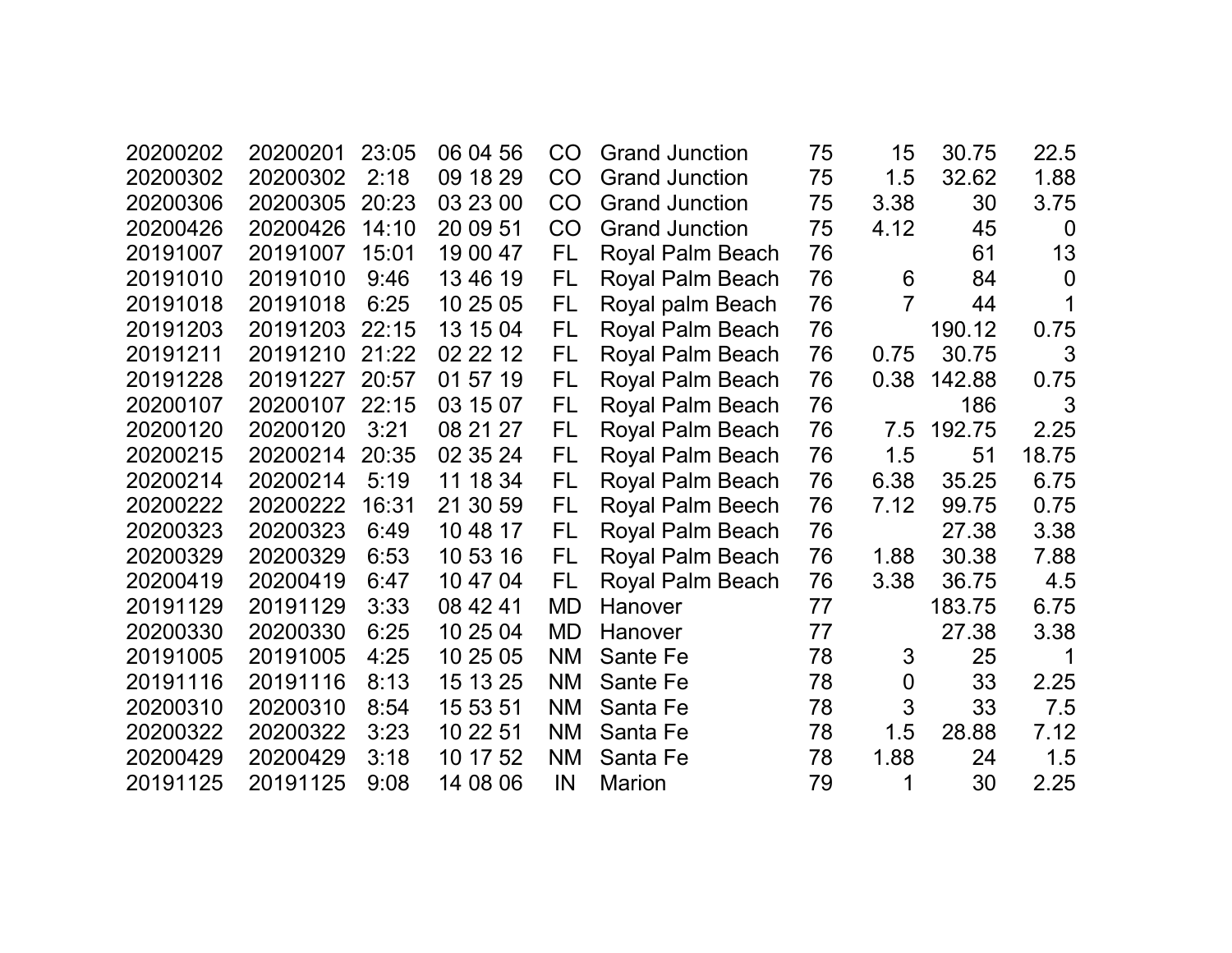| | | | | | | | | | |
|---|---|---|---|---|---|---|---|---|---|
| 20200202 | 20200201 | 23:05 | 06 04 56 | CO | Grand Junction | 75 | 15 | 30.75 | 22.5 |
| 20200302 | 20200302 | 2:18 | 09 18 29 | CO | Grand Junction | 75 | 1.5 | 32.62 | 1.88 |
| 20200306 | 20200305 | 20:23 | 03 23 00 | CO | Grand Junction | 75 | 3.38 | 30 | 3.75 |
| 20200426 | 20200426 | 14:10 | 20 09 51 | CO | Grand Junction | 75 | 4.12 | 45 | 0 |
| 20191007 | 20191007 | 15:01 | 19 00 47 | FL | Royal Palm Beach | 76 | | 61 | 13 |
| 20191010 | 20191010 | 9:46 | 13 46 19 | FL | Royal Palm Beach | 76 | 6 | 84 | 0 |
| 20191018 | 20191018 | 6:25 | 10 25 05 | FL | Royal palm Beach | 76 | 7 | 44 | 1 |
| 20191203 | 20191203 | 22:15 | 13 15 04 | FL | Royal Palm Beach | 76 | | 190.12 | 0.75 |
| 20191211 | 20191210 | 21:22 | 02 22 12 | FL | Royal Palm Beach | 76 | 0.75 | 30.75 | 3 |
| 20191228 | 20191227 | 20:57 | 01 57 19 | FL | Royal Palm Beach | 76 | 0.38 | 142.88 | 0.75 |
| 20200107 | 20200107 | 22:15 | 03 15 07 | FL | Royal Palm Beach | 76 | | 186 | 3 |
| 20200120 | 20200120 | 3:21 | 08 21 27 | FL | Royal Palm Beach | 76 | 7.5 | 192.75 | 2.25 |
| 20200215 | 20200214 | 20:35 | 02 35 24 | FL | Royal Palm Beach | 76 | 1.5 | 51 | 18.75 |
| 20200214 | 20200214 | 5:19 | 11 18 34 | FL | Royal Palm Beach | 76 | 6.38 | 35.25 | 6.75 |
| 20200222 | 20200222 | 16:31 | 21 30 59 | FL | Royal Palm Beech | 76 | 7.12 | 99.75 | 0.75 |
| 20200323 | 20200323 | 6:49 | 10 48 17 | FL | Royal Palm Beach | 76 | | 27.38 | 3.38 |
| 20200329 | 20200329 | 6:53 | 10 53 16 | FL | Royal Palm Beach | 76 | 1.88 | 30.38 | 7.88 |
| 20200419 | 20200419 | 6:47 | 10 47 04 | FL | Royal Palm Beach | 76 | 3.38 | 36.75 | 4.5 |
| 20191129 | 20191129 | 3:33 | 08 42 41 | MD | Hanover | 77 | | 183.75 | 6.75 |
| 20200330 | 20200330 | 6:25 | 10 25 04 | MD | Hanover | 77 | | 27.38 | 3.38 |
| 20191005 | 20191005 | 4:25 | 10 25 05 | NM | Sante Fe | 78 | 3 | 25 | 1 |
| 20191116 | 20191116 | 8:13 | 15 13 25 | NM | Sante Fe | 78 | 0 | 33 | 2.25 |
| 20200310 | 20200310 | 8:54 | 15 53 51 | NM | Santa Fe | 78 | 3 | 33 | 7.5 |
| 20200322 | 20200322 | 3:23 | 10 22 51 | NM | Santa Fe | 78 | 1.5 | 28.88 | 7.12 |
| 20200429 | 20200429 | 3:18 | 10 17 52 | NM | Santa Fe | 78 | 1.88 | 24 | 1.5 |
| 20191125 | 20191125 | 9:08 | 14 08 06 | IN | Marion | 79 | 1 | 30 | 2.25 |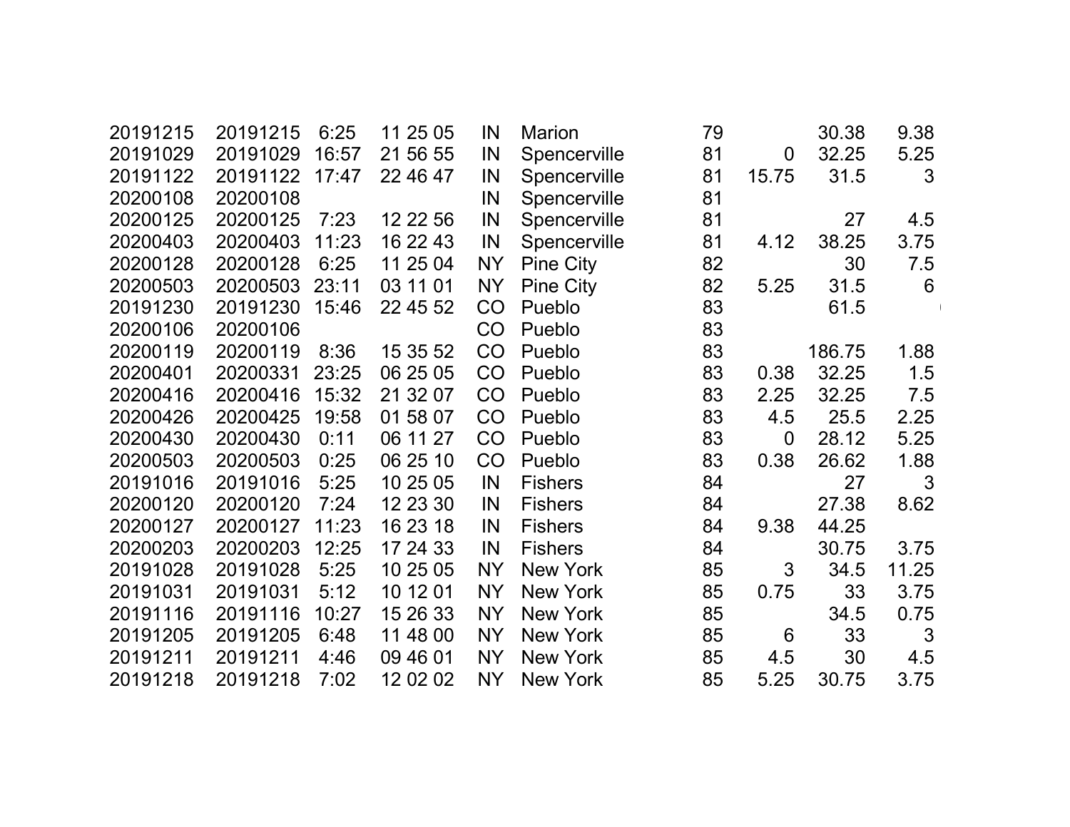| | | | | | | | | | |
|---|---|---|---|---|---|---|---|---|---|
| 20191215 | 20191215 | 6:25 | 11 25 05 | IN | Marion | 79 | | 30.38 | 9.38 |
| 20191029 | 20191029 | 16:57 | 21 56 55 | IN | Spencerville | 81 | 0 | 32.25 | 5.25 |
| 20191122 | 20191122 | 17:47 | 22 46 47 | IN | Spencerville | 81 | 15.75 | 31.5 | 3 |
| 20200108 | 20200108 | | | IN | Spencerville | 81 | | | |
| 20200125 | 20200125 | 7:23 | 12 22 56 | IN | Spencerville | 81 | | 27 | 4.5 |
| 20200403 | 20200403 | 11:23 | 16 22 43 | IN | Spencerville | 81 | 4.12 | 38.25 | 3.75 |
| 20200128 | 20200128 | 6:25 | 11 25 04 | NY | Pine City | 82 | | 30 | 7.5 |
| 20200503 | 20200503 | 23:11 | 03 11 01 | NY | Pine City | 82 | 5.25 | 31.5 | 6 |
| 20191230 | 20191230 | 15:46 | 22 45 52 | CO | Pueblo | 83 | | 61.5 | |
| 20200106 | 20200106 | | | CO | Pueblo | 83 | | | |
| 20200119 | 20200119 | 8:36 | 15 35 52 | CO | Pueblo | 83 | | 186.75 | 1.88 |
| 20200401 | 20200331 | 23:25 | 06 25 05 | CO | Pueblo | 83 | 0.38 | 32.25 | 1.5 |
| 20200416 | 20200416 | 15:32 | 21 32 07 | CO | Pueblo | 83 | 2.25 | 32.25 | 7.5 |
| 20200426 | 20200425 | 19:58 | 01 58 07 | CO | Pueblo | 83 | 4.5 | 25.5 | 2.25 |
| 20200430 | 20200430 | 0:11 | 06 11 27 | CO | Pueblo | 83 | 0 | 28.12 | 5.25 |
| 20200503 | 20200503 | 0:25 | 06 25 10 | CO | Pueblo | 83 | 0.38 | 26.62 | 1.88 |
| 20191016 | 20191016 | 5:25 | 10 25 05 | IN | Fishers | 84 | | 27 | 3 |
| 20200120 | 20200120 | 7:24 | 12 23 30 | IN | Fishers | 84 | | 27.38 | 8.62 |
| 20200127 | 20200127 | 11:23 | 16 23 18 | IN | Fishers | 84 | 9.38 | 44.25 | |
| 20200203 | 20200203 | 12:25 | 17 24 33 | IN | Fishers | 84 | | 30.75 | 3.75 |
| 20191028 | 20191028 | 5:25 | 10 25 05 | NY | New York | 85 | 3 | 34.5 | 11.25 |
| 20191031 | 20191031 | 5:12 | 10 12 01 | NY | New York | 85 | 0.75 | 33 | 3.75 |
| 20191116 | 20191116 | 10:27 | 15 26 33 | NY | New York | 85 | | 34.5 | 0.75 |
| 20191205 | 20191205 | 6:48 | 11 48 00 | NY | New York | 85 | 6 | 33 | 3 |
| 20191211 | 20191211 | 4:46 | 09 46 01 | NY | New York | 85 | 4.5 | 30 | 4.5 |
| 20191218 | 20191218 | 7:02 | 12 02 02 | NY | New York | 85 | 5.25 | 30.75 | 3.75 |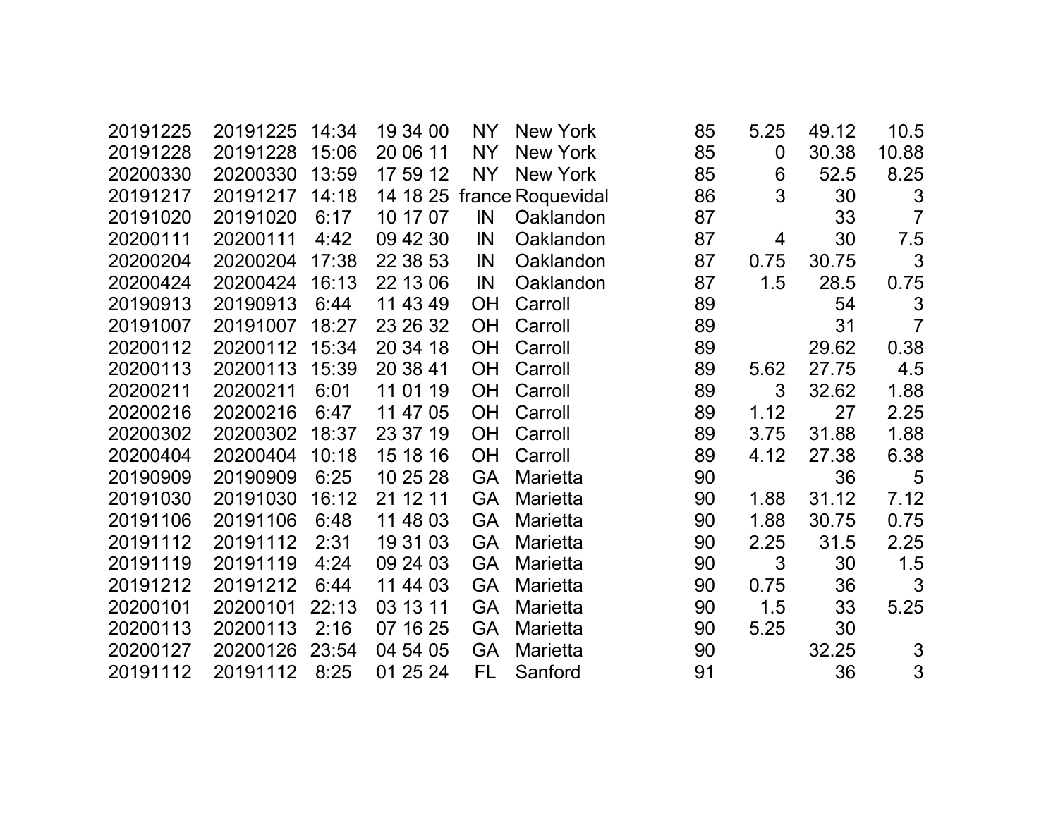| | | | | | | | | | |
|---|---|---|---|---|---|---|---|---|---|
| 20191225 | 20191225 | 14:34 | 19 34 00 | NY | New York | 85 | 5.25 | 49.12 | 10.5 |
| 20191228 | 20191228 | 15:06 | 20 06 11 | NY | New York | 85 | 0 | 30.38 | 10.88 |
| 20200330 | 20200330 | 13:59 | 17 59 12 | NY | New York | 85 | 6 | 52.5 | 8.25 |
| 20191217 | 20191217 | 14:18 | 14 18 25 | france | Roquevidal | 86 | 3 | 30 | 3 |
| 20191020 | 20191020 | 6:17 | 10 17 07 | IN | Oaklandon | 87 | | 33 | 7 |
| 20200111 | 20200111 | 4:42 | 09 42 30 | IN | Oaklandon | 87 | 4 | 30 | 7.5 |
| 20200204 | 20200204 | 17:38 | 22 38 53 | IN | Oaklandon | 87 | 0.75 | 30.75 | 3 |
| 20200424 | 20200424 | 16:13 | 22 13 06 | IN | Oaklandon | 87 | 1.5 | 28.5 | 0.75 |
| 20190913 | 20190913 | 6:44 | 11 43 49 | OH | Carroll | 89 | | 54 | 3 |
| 20191007 | 20191007 | 18:27 | 23 26 32 | OH | Carroll | 89 | | 31 | 7 |
| 20200112 | 20200112 | 15:34 | 20 34 18 | OH | Carroll | 89 | | 29.62 | 0.38 |
| 20200113 | 20200113 | 15:39 | 20 38 41 | OH | Carroll | 89 | 5.62 | 27.75 | 4.5 |
| 20200211 | 20200211 | 6:01 | 11 01 19 | OH | Carroll | 89 | 3 | 32.62 | 1.88 |
| 20200216 | 20200216 | 6:47 | 11 47 05 | OH | Carroll | 89 | 1.12 | 27 | 2.25 |
| 20200302 | 20200302 | 18:37 | 23 37 19 | OH | Carroll | 89 | 3.75 | 31.88 | 1.88 |
| 20200404 | 20200404 | 10:18 | 15 18 16 | OH | Carroll | 89 | 4.12 | 27.38 | 6.38 |
| 20190909 | 20190909 | 6:25 | 10 25 28 | GA | Marietta | 90 | | 36 | 5 |
| 20191030 | 20191030 | 16:12 | 21 12 11 | GA | Marietta | 90 | 1.88 | 31.12 | 7.12 |
| 20191106 | 20191106 | 6:48 | 11 48 03 | GA | Marietta | 90 | 1.88 | 30.75 | 0.75 |
| 20191112 | 20191112 | 2:31 | 19 31 03 | GA | Marietta | 90 | 2.25 | 31.5 | 2.25 |
| 20191119 | 20191119 | 4:24 | 09 24 03 | GA | Marietta | 90 | 3 | 30 | 1.5 |
| 20191212 | 20191212 | 6:44 | 11 44 03 | GA | Marietta | 90 | 0.75 | 36 | 3 |
| 20200101 | 20200101 | 22:13 | 03 13 11 | GA | Marietta | 90 | 1.5 | 33 | 5.25 |
| 20200113 | 20200113 | 2:16 | 07 16 25 | GA | Marietta | 90 | 5.25 | 30 | |
| 20200127 | 20200126 | 23:54 | 04 54 05 | GA | Marietta | 90 | | 32.25 | 3 |
| 20191112 | 20191112 | 8:25 | 01 25 24 | FL | Sanford | 91 | | 36 | 3 |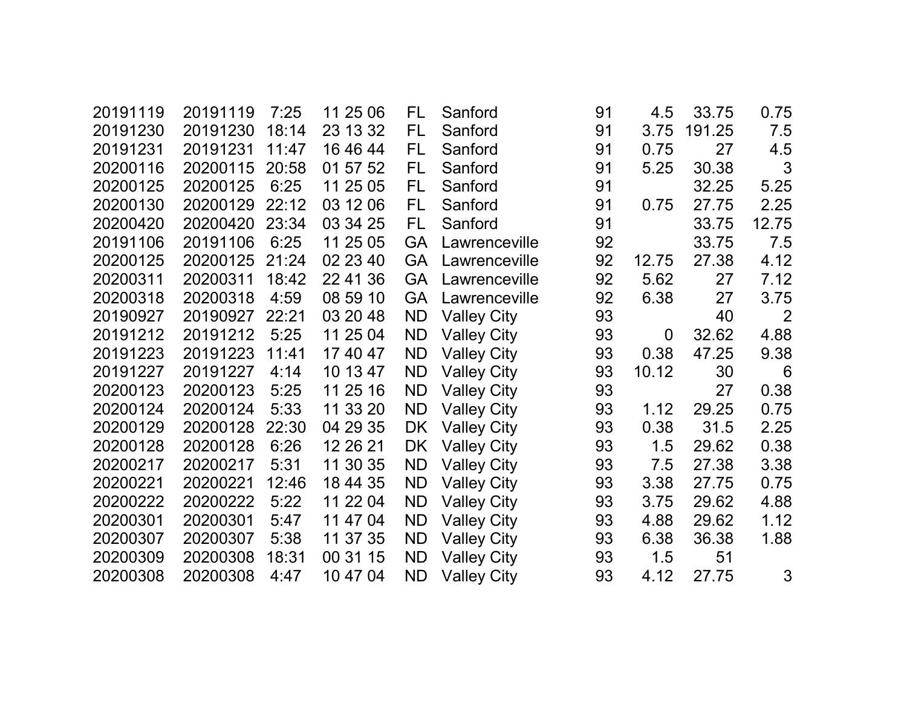|  |  |  |  |  |  |  |  |  |  |
|---|---|---|---|---|---|---|---|---|---|
| 20191119 | 20191119 | 7:25 | 11 25 06 | FL | Sanford | 91 | 4.5 | 33.75 | 0.75 |
| 20191230 | 20191230 | 18:14 | 23 13 32 | FL | Sanford | 91 | 3.75 | 191.25 | 7.5 |
| 20191231 | 20191231 | 11:47 | 16 46 44 | FL | Sanford | 91 | 0.75 | 27 | 4.5 |
| 20200116 | 20200115 | 20:58 | 01 57 52 | FL | Sanford | 91 | 5.25 | 30.38 | 3 |
| 20200125 | 20200125 | 6:25 | 11 25 05 | FL | Sanford | 91 |  | 32.25 | 5.25 |
| 20200130 | 20200129 | 22:12 | 03 12 06 | FL | Sanford | 91 | 0.75 | 27.75 | 2.25 |
| 20200420 | 20200420 | 23:34 | 03 34 25 | FL | Sanford | 91 |  | 33.75 | 12.75 |
| 20191106 | 20191106 | 6:25 | 11 25 05 | GA | Lawrenceville | 92 |  | 33.75 | 7.5 |
| 20200125 | 20200125 | 21:24 | 02 23 40 | GA | Lawrenceville | 92 | 12.75 | 27.38 | 4.12 |
| 20200311 | 20200311 | 18:42 | 22 41 36 | GA | Lawrenceville | 92 | 5.62 | 27 | 7.12 |
| 20200318 | 20200318 | 4:59 | 08 59 10 | GA | Lawrenceville | 92 | 6.38 | 27 | 3.75 |
| 20190927 | 20190927 | 22:21 | 03 20 48 | ND | Valley City | 93 |  | 40 | 2 |
| 20191212 | 20191212 | 5:25 | 11 25 04 | ND | Valley City | 93 | 0 | 32.62 | 4.88 |
| 20191223 | 20191223 | 11:41 | 17 40 47 | ND | Valley City | 93 | 0.38 | 47.25 | 9.38 |
| 20191227 | 20191227 | 4:14 | 10 13 47 | ND | Valley City | 93 | 10.12 | 30 | 6 |
| 20200123 | 20200123 | 5:25 | 11 25 16 | ND | Valley City | 93 |  | 27 | 0.38 |
| 20200124 | 20200124 | 5:33 | 11 33 20 | ND | Valley City | 93 | 1.12 | 29.25 | 0.75 |
| 20200129 | 20200128 | 22:30 | 04 29 35 | DK | Valley City | 93 | 0.38 | 31.5 | 2.25 |
| 20200128 | 20200128 | 6:26 | 12 26 21 | DK | Valley City | 93 | 1.5 | 29.62 | 0.38 |
| 20200217 | 20200217 | 5:31 | 11 30 35 | ND | Valley City | 93 | 7.5 | 27.38 | 3.38 |
| 20200221 | 20200221 | 12:46 | 18 44 35 | ND | Valley City | 93 | 3.38 | 27.75 | 0.75 |
| 20200222 | 20200222 | 5:22 | 11 22 04 | ND | Valley City | 93 | 3.75 | 29.62 | 4.88 |
| 20200301 | 20200301 | 5:47 | 11 47 04 | ND | Valley City | 93 | 4.88 | 29.62 | 1.12 |
| 20200307 | 20200307 | 5:38 | 11 37 35 | ND | Valley City | 93 | 6.38 | 36.38 | 1.88 |
| 20200309 | 20200308 | 18:31 | 00 31 15 | ND | Valley City | 93 | 1.5 | 51 |  |
| 20200308 | 20200308 | 4:47 | 10 47 04 | ND | Valley City | 93 | 4.12 | 27.75 | 3 |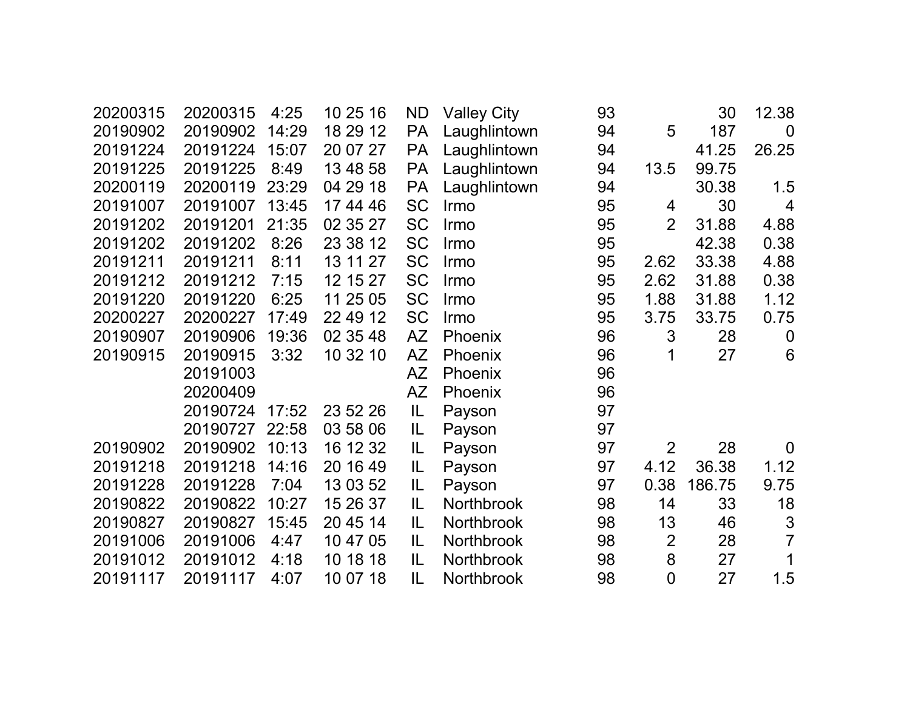| | | | | | | | | | |
|---|---|---|---|---|---|---|---|---|---|
| 20200315 | 20200315 | 4:25 | 10 25 16 | ND | Valley City | 93 | | 30 | 12.38 |
| 20190902 | 20190902 | 14:29 | 18 29 12 | PA | Laughlintown | 94 | 5 | 187 | 0 |
| 20191224 | 20191224 | 15:07 | 20 07 27 | PA | Laughlintown | 94 | | 41.25 | 26.25 |
| 20191225 | 20191225 | 8:49 | 13 48 58 | PA | Laughlintown | 94 | 13.5 | 99.75 | |
| 20200119 | 20200119 | 23:29 | 04 29 18 | PA | Laughlintown | 94 | | 30.38 | 1.5 |
| 20191007 | 20191007 | 13:45 | 17 44 46 | SC | Irmo | 95 | 4 | 30 | 4 |
| 20191202 | 20191201 | 21:35 | 02 35 27 | SC | Irmo | 95 | 2 | 31.88 | 4.88 |
| 20191202 | 20191202 | 8:26 | 23 38 12 | SC | Irmo | 95 | | 42.38 | 0.38 |
| 20191211 | 20191211 | 8:11 | 13 11 27 | SC | Irmo | 95 | 2.62 | 33.38 | 4.88 |
| 20191212 | 20191212 | 7:15 | 12 15 27 | SC | Irmo | 95 | 2.62 | 31.88 | 0.38 |
| 20191220 | 20191220 | 6:25 | 11 25 05 | SC | Irmo | 95 | 1.88 | 31.88 | 1.12 |
| 20200227 | 20200227 | 17:49 | 22 49 12 | SC | Irmo | 95 | 3.75 | 33.75 | 0.75 |
| 20190907 | 20190906 | 19:36 | 02 35 48 | AZ | Phoenix | 96 | 3 | 28 | 0 |
| 20190915 | 20190915 | 3:32 | 10 32 10 | AZ | Phoenix | 96 | 1 | 27 | 6 |
| | 20191003 | | | AZ | Phoenix | 96 | | | |
| | 20200409 | | | AZ | Phoenix | 96 | | | |
| | 20190724 | 17:52 | 23 52 26 | IL | Payson | 97 | | | |
| | 20190727 | 22:58 | 03 58 06 | IL | Payson | 97 | | | |
| 20190902 | 20190902 | 10:13 | 16 12 32 | IL | Payson | 97 | 2 | 28 | 0 |
| 20191218 | 20191218 | 14:16 | 20 16 49 | IL | Payson | 97 | 4.12 | 36.38 | 1.12 |
| 20191228 | 20191228 | 7:04 | 13 03 52 | IL | Payson | 97 | 0.38 | 186.75 | 9.75 |
| 20190822 | 20190822 | 10:27 | 15 26 37 | IL | Northbrook | 98 | 14 | 33 | 18 |
| 20190827 | 20190827 | 15:45 | 20 45 14 | IL | Northbrook | 98 | 13 | 46 | 3 |
| 20191006 | 20191006 | 4:47 | 10 47 05 | IL | Northbrook | 98 | 2 | 28 | 7 |
| 20191012 | 20191012 | 4:18 | 10 18 18 | IL | Northbrook | 98 | 8 | 27 | 1 |
| 20191117 | 20191117 | 4:07 | 10 07 18 | IL | Northbrook | 98 | 0 | 27 | 1.5 |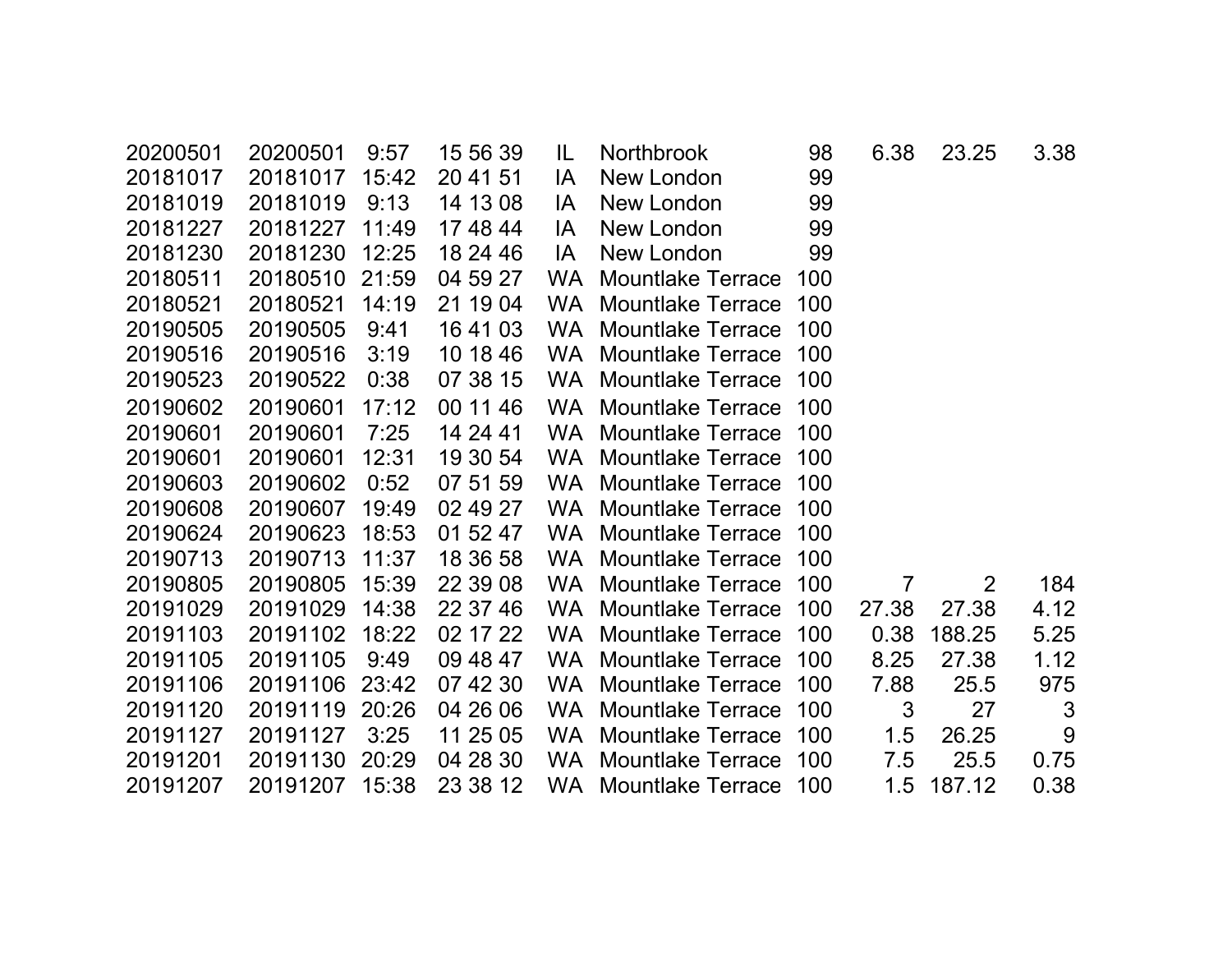| | | | | | | | | | |
|---|---|---|---|---|---|---|---|---|---|
| 20200501 | 20200501 | 9:57 | 15 56 39 | IL | Northbrook | 98 | 6.38 | 23.25 | 3.38 |
| 20181017 | 20181017 | 15:42 | 20 41 51 | IA | New London | 99 | | | |
| 20181019 | 20181019 | 9:13 | 14 13 08 | IA | New London | 99 | | | |
| 20181227 | 20181227 | 11:49 | 17 48 44 | IA | New London | 99 | | | |
| 20181230 | 20181230 | 12:25 | 18 24 46 | IA | New London | 99 | | | |
| 20180511 | 20180510 | 21:59 | 04 59 27 | WA | Mountlake Terrace | 100 | | | |
| 20180521 | 20180521 | 14:19 | 21 19 04 | WA | Mountlake Terrace | 100 | | | |
| 20190505 | 20190505 | 9:41 | 16 41 03 | WA | Mountlake Terrace | 100 | | | |
| 20190516 | 20190516 | 3:19 | 10 18 46 | WA | Mountlake Terrace | 100 | | | |
| 20190523 | 20190522 | 0:38 | 07 38 15 | WA | Mountlake Terrace | 100 | | | |
| 20190602 | 20190601 | 17:12 | 00 11 46 | WA | Mountlake Terrace | 100 | | | |
| 20190601 | 20190601 | 7:25 | 14 24 41 | WA | Mountlake Terrace | 100 | | | |
| 20190601 | 20190601 | 12:31 | 19 30 54 | WA | Mountlake Terrace | 100 | | | |
| 20190603 | 20190602 | 0:52 | 07 51 59 | WA | Mountlake Terrace | 100 | | | |
| 20190608 | 20190607 | 19:49 | 02 49 27 | WA | Mountlake Terrace | 100 | | | |
| 20190624 | 20190623 | 18:53 | 01 52 47 | WA | Mountlake Terrace | 100 | | | |
| 20190713 | 20190713 | 11:37 | 18 36 58 | WA | Mountlake Terrace | 100 | | | |
| 20190805 | 20190805 | 15:39 | 22 39 08 | WA | Mountlake Terrace | 100 | 7 | 2 | 184 |
| 20191029 | 20191029 | 14:38 | 22 37 46 | WA | Mountlake Terrace | 100 | 27.38 | 27.38 | 4.12 |
| 20191103 | 20191102 | 18:22 | 02 17 22 | WA | Mountlake Terrace | 100 | 0.38 | 188.25 | 5.25 |
| 20191105 | 20191105 | 9:49 | 09 48 47 | WA | Mountlake Terrace | 100 | 8.25 | 27.38 | 1.12 |
| 20191106 | 20191106 | 23:42 | 07 42 30 | WA | Mountlake Terrace | 100 | 7.88 | 25.5 | 975 |
| 20191120 | 20191119 | 20:26 | 04 26 06 | WA | Mountlake Terrace | 100 | 3 | 27 | 3 |
| 20191127 | 20191127 | 3:25 | 11 25 05 | WA | Mountlake Terrace | 100 | 1.5 | 26.25 | 9 |
| 20191201 | 20191130 | 20:29 | 04 28 30 | WA | Mountlake Terrace | 100 | 7.5 | 25.5 | 0.75 |
| 20191207 | 20191207 | 15:38 | 23 38 12 | WA | Mountlake Terrace | 100 | 1.5 | 187.12 | 0.38 |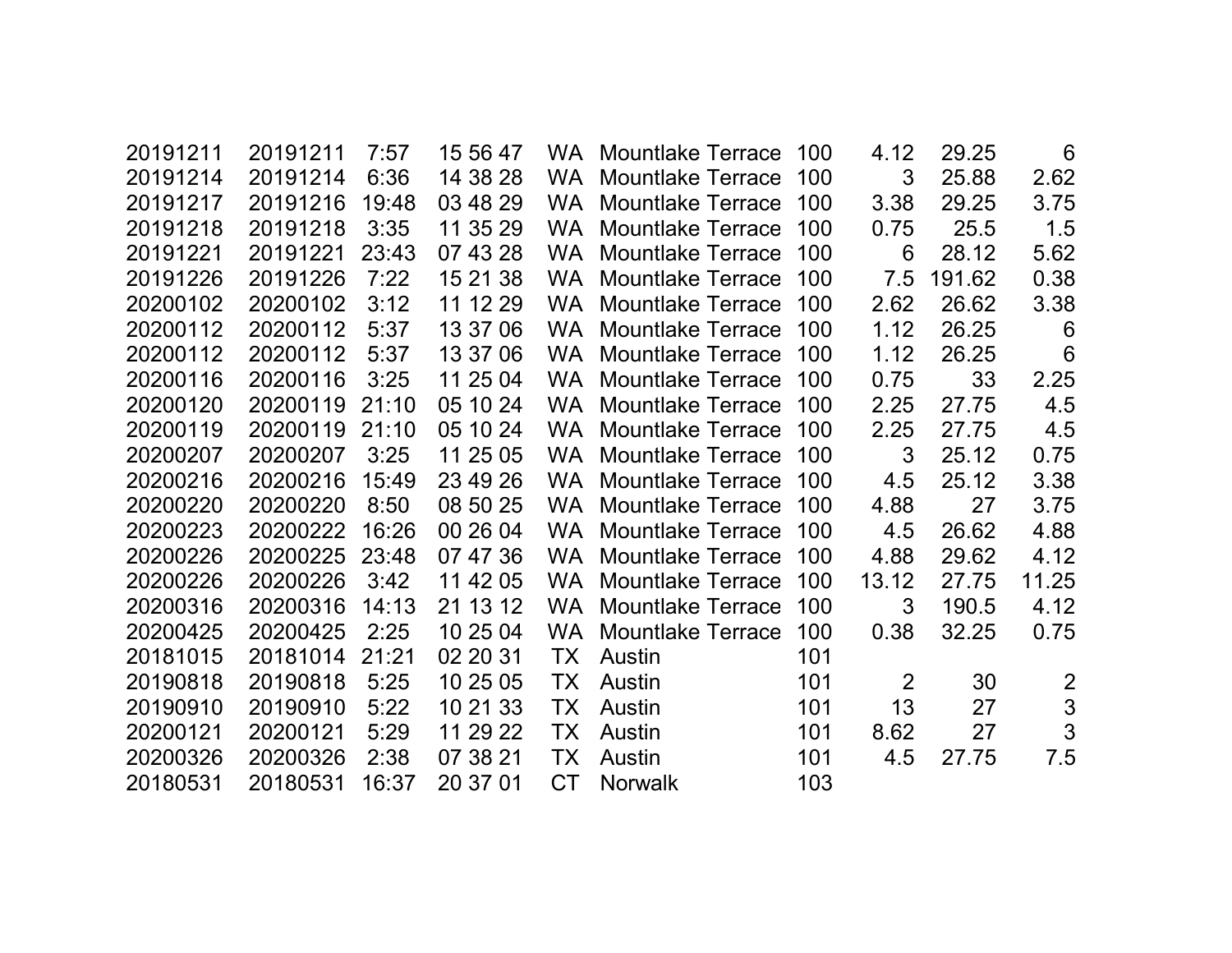| | | | | | | | | | |
|---|---|---|---|---|---|---|---|---|---|
| 20191211 | 20191211 | 7:57 | 15 56 47 | WA | Mountlake Terrace | 100 | 4.12 | 29.25 | 6 |
| 20191214 | 20191214 | 6:36 | 14 38 28 | WA | Mountlake Terrace | 100 | 3 | 25.88 | 2.62 |
| 20191217 | 20191216 | 19:48 | 03 48 29 | WA | Mountlake Terrace | 100 | 3.38 | 29.25 | 3.75 |
| 20191218 | 20191218 | 3:35 | 11 35 29 | WA | Mountlake Terrace | 100 | 0.75 | 25.5 | 1.5 |
| 20191221 | 20191221 | 23:43 | 07 43 28 | WA | Mountlake Terrace | 100 | 6 | 28.12 | 5.62 |
| 20191226 | 20191226 | 7:22 | 15 21 38 | WA | Mountlake Terrace | 100 | 7.5 | 191.62 | 0.38 |
| 20200102 | 20200102 | 3:12 | 11 12 29 | WA | Mountlake Terrace | 100 | 2.62 | 26.62 | 3.38 |
| 20200112 | 20200112 | 5:37 | 13 37 06 | WA | Mountlake Terrace | 100 | 1.12 | 26.25 | 6 |
| 20200112 | 20200112 | 5:37 | 13 37 06 | WA | Mountlake Terrace | 100 | 1.12 | 26.25 | 6 |
| 20200116 | 20200116 | 3:25 | 11 25 04 | WA | Mountlake Terrace | 100 | 0.75 | 33 | 2.25 |
| 20200120 | 20200119 | 21:10 | 05 10 24 | WA | Mountlake Terrace | 100 | 2.25 | 27.75 | 4.5 |
| 20200119 | 20200119 | 21:10 | 05 10 24 | WA | Mountlake Terrace | 100 | 2.25 | 27.75 | 4.5 |
| 20200207 | 20200207 | 3:25 | 11 25 05 | WA | Mountlake Terrace | 100 | 3 | 25.12 | 0.75 |
| 20200216 | 20200216 | 15:49 | 23 49 26 | WA | Mountlake Terrace | 100 | 4.5 | 25.12 | 3.38 |
| 20200220 | 20200220 | 8:50 | 08 50 25 | WA | Mountlake Terrace | 100 | 4.88 | 27 | 3.75 |
| 20200223 | 20200222 | 16:26 | 00 26 04 | WA | Mountlake Terrace | 100 | 4.5 | 26.62 | 4.88 |
| 20200226 | 20200225 | 23:48 | 07 47 36 | WA | Mountlake Terrace | 100 | 4.88 | 29.62 | 4.12 |
| 20200226 | 20200226 | 3:42 | 11 42 05 | WA | Mountlake Terrace | 100 | 13.12 | 27.75 | 11.25 |
| 20200316 | 20200316 | 14:13 | 21 13 12 | WA | Mountlake Terrace | 100 | 3 | 190.5 | 4.12 |
| 20200425 | 20200425 | 2:25 | 10 25 04 | WA | Mountlake Terrace | 100 | 0.38 | 32.25 | 0.75 |
| 20181015 | 20181014 | 21:21 | 02 20 31 | TX | Austin | 101 | | | |
| 20190818 | 20190818 | 5:25 | 10 25 05 | TX | Austin | 101 | 2 | 30 | 2 |
| 20190910 | 20190910 | 5:22 | 10 21 33 | TX | Austin | 101 | 13 | 27 | 3 |
| 20200121 | 20200121 | 5:29 | 11 29 22 | TX | Austin | 101 | 8.62 | 27 | 3 |
| 20200326 | 20200326 | 2:38 | 07 38 21 | TX | Austin | 101 | 4.5 | 27.75 | 7.5 |
| 20180531 | 20180531 | 16:37 | 20 37 01 | CT | Norwalk | 103 | | | |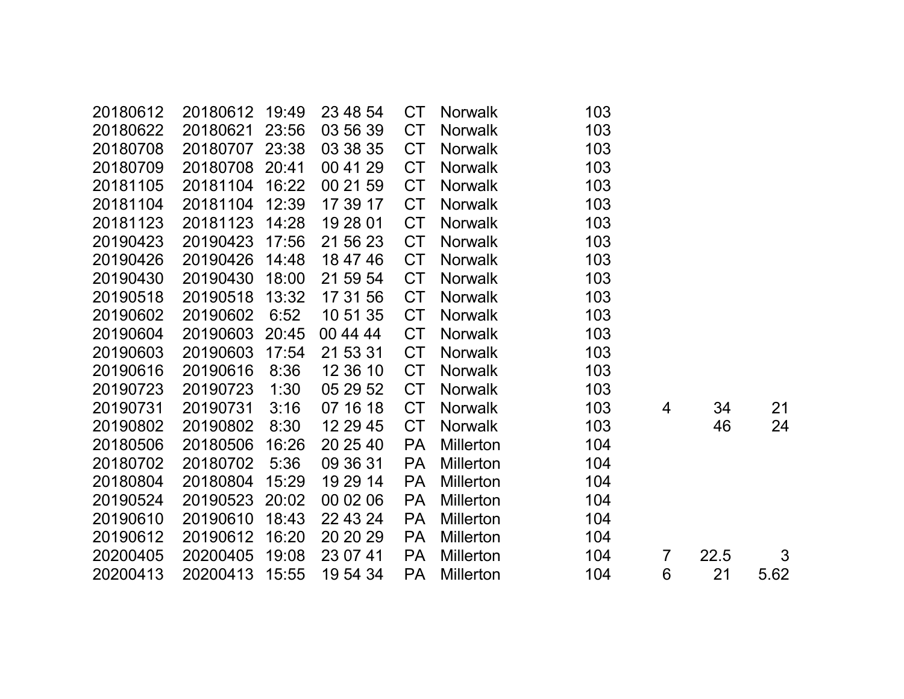| | | | | | | | | | |
|---|---|---|---|---|---|---|---|---|---|
| 20180612 | 20180612 | 19:49 | 23 48 54 | CT | Norwalk | 103 | | | |
| 20180622 | 20180621 | 23:56 | 03 56 39 | CT | Norwalk | 103 | | | |
| 20180708 | 20180707 | 23:38 | 03 38 35 | CT | Norwalk | 103 | | | |
| 20180709 | 20180708 | 20:41 | 00 41 29 | CT | Norwalk | 103 | | | |
| 20181105 | 20181104 | 16:22 | 00 21 59 | CT | Norwalk | 103 | | | |
| 20181104 | 20181104 | 12:39 | 17 39 17 | CT | Norwalk | 103 | | | |
| 20181123 | 20181123 | 14:28 | 19 28 01 | CT | Norwalk | 103 | | | |
| 20190423 | 20190423 | 17:56 | 21 56 23 | CT | Norwalk | 103 | | | |
| 20190426 | 20190426 | 14:48 | 18 47 46 | CT | Norwalk | 103 | | | |
| 20190430 | 20190430 | 18:00 | 21 59 54 | CT | Norwalk | 103 | | | |
| 20190518 | 20190518 | 13:32 | 17 31 56 | CT | Norwalk | 103 | | | |
| 20190602 | 20190602 | 6:52 | 10 51 35 | CT | Norwalk | 103 | | | |
| 20190604 | 20190603 | 20:45 | 00 44 44 | CT | Norwalk | 103 | | | |
| 20190603 | 20190603 | 17:54 | 21 53 31 | CT | Norwalk | 103 | | | |
| 20190616 | 20190616 | 8:36 | 12 36 10 | CT | Norwalk | 103 | | | |
| 20190723 | 20190723 | 1:30 | 05 29 52 | CT | Norwalk | 103 | | | |
| 20190731 | 20190731 | 3:16 | 07 16 18 | CT | Norwalk | 103 | 4 | 34 | 21 |
| 20190802 | 20190802 | 8:30 | 12 29 45 | CT | Norwalk | 103 | | 46 | 24 |
| 20180506 | 20180506 | 16:26 | 20 25 40 | PA | Millerton | 104 | | | |
| 20180702 | 20180702 | 5:36 | 09 36 31 | PA | Millerton | 104 | | | |
| 20180804 | 20180804 | 15:29 | 19 29 14 | PA | Millerton | 104 | | | |
| 20190524 | 20190523 | 20:02 | 00 02 06 | PA | Millerton | 104 | | | |
| 20190610 | 20190610 | 18:43 | 22 43 24 | PA | Millerton | 104 | | | |
| 20190612 | 20190612 | 16:20 | 20 20 29 | PA | Millerton | 104 | | | |
| 20200405 | 20200405 | 19:08 | 23 07 41 | PA | Millerton | 104 | 7 | 22.5 | 3 |
| 20200413 | 20200413 | 15:55 | 19 54 34 | PA | Millerton | 104 | 6 | 21 | 5.62 |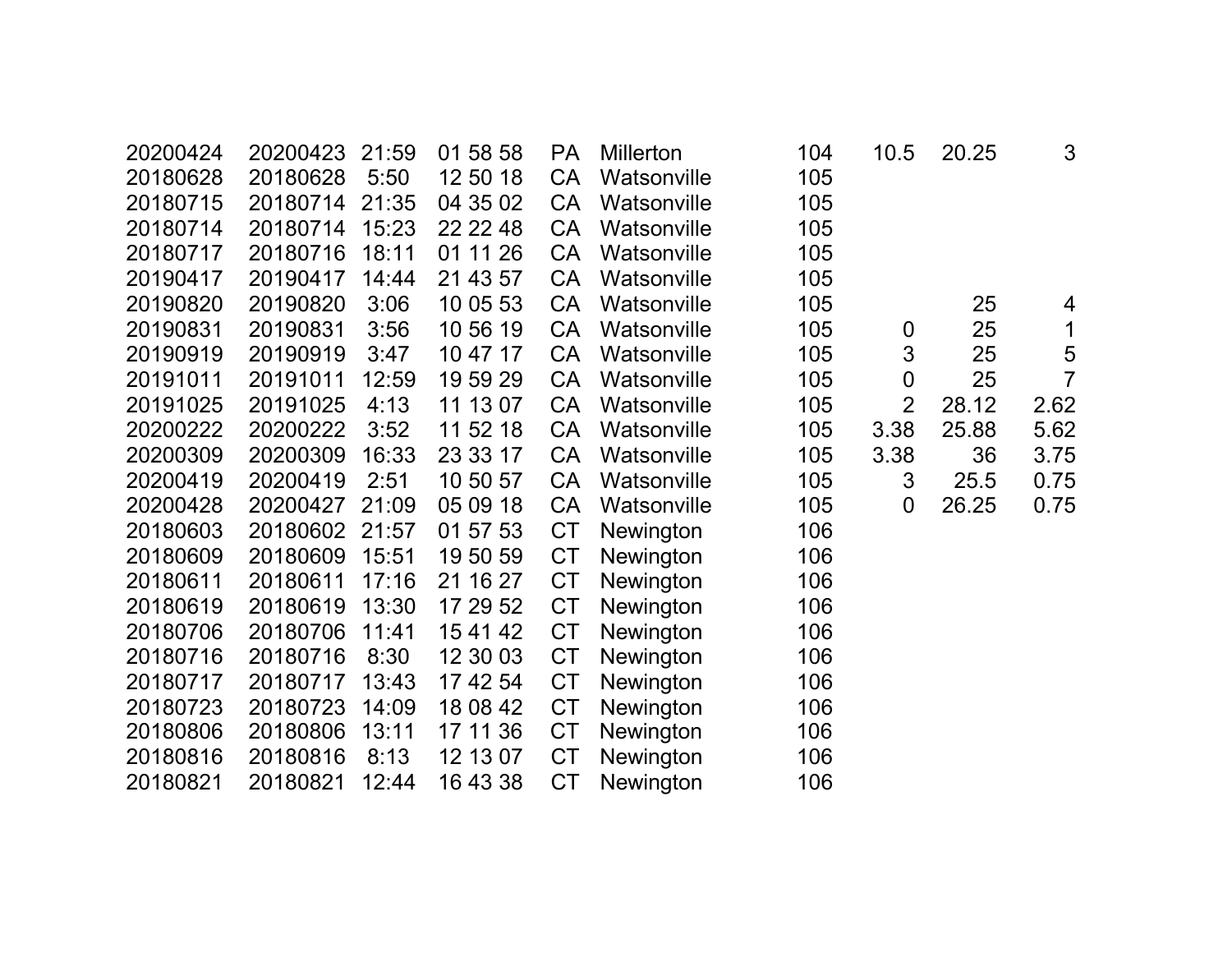| | | | | | | | | | |
|---|---|---|---|---|---|---|---|---|---|
| 20200424 | 20200423 | 21:59 | 01 58 58 | PA | Millerton | 104 | 10.5 | 20.25 | 3 |
| 20180628 | 20180628 | 5:50 | 12 50 18 | CA | Watsonville | 105 | | | |
| 20180715 | 20180714 | 21:35 | 04 35 02 | CA | Watsonville | 105 | | | |
| 20180714 | 20180714 | 15:23 | 22 22 48 | CA | Watsonville | 105 | | | |
| 20180717 | 20180716 | 18:11 | 01 11 26 | CA | Watsonville | 105 | | | |
| 20190417 | 20190417 | 14:44 | 21 43 57 | CA | Watsonville | 105 | | | |
| 20190820 | 20190820 | 3:06 | 10 05 53 | CA | Watsonville | 105 | | 25 | 4 |
| 20190831 | 20190831 | 3:56 | 10 56 19 | CA | Watsonville | 105 | 0 | 25 | 1 |
| 20190919 | 20190919 | 3:47 | 10 47 17 | CA | Watsonville | 105 | 3 | 25 | 5 |
| 20191011 | 20191011 | 12:59 | 19 59 29 | CA | Watsonville | 105 | 0 | 25 | 7 |
| 20191025 | 20191025 | 4:13 | 11 13 07 | CA | Watsonville | 105 | 2 | 28.12 | 2.62 |
| 20200222 | 20200222 | 3:52 | 11 52 18 | CA | Watsonville | 105 | 3.38 | 25.88 | 5.62 |
| 20200309 | 20200309 | 16:33 | 23 33 17 | CA | Watsonville | 105 | 3.38 | 36 | 3.75 |
| 20200419 | 20200419 | 2:51 | 10 50 57 | CA | Watsonville | 105 | 3 | 25.5 | 0.75 |
| 20200428 | 20200427 | 21:09 | 05 09 18 | CA | Watsonville | 105 | 0 | 26.25 | 0.75 |
| 20180603 | 20180602 | 21:57 | 01 57 53 | CT | Newington | 106 | | | |
| 20180609 | 20180609 | 15:51 | 19 50 59 | CT | Newington | 106 | | | |
| 20180611 | 20180611 | 17:16 | 21 16 27 | CT | Newington | 106 | | | |
| 20180619 | 20180619 | 13:30 | 17 29 52 | CT | Newington | 106 | | | |
| 20180706 | 20180706 | 11:41 | 15 41 42 | CT | Newington | 106 | | | |
| 20180716 | 20180716 | 8:30 | 12 30 03 | CT | Newington | 106 | | | |
| 20180717 | 20180717 | 13:43 | 17 42 54 | CT | Newington | 106 | | | |
| 20180723 | 20180723 | 14:09 | 18 08 42 | CT | Newington | 106 | | | |
| 20180806 | 20180806 | 13:11 | 17 11 36 | CT | Newington | 106 | | | |
| 20180816 | 20180816 | 8:13 | 12 13 07 | CT | Newington | 106 | | | |
| 20180821 | 20180821 | 12:44 | 16 43 38 | CT | Newington | 106 | | | |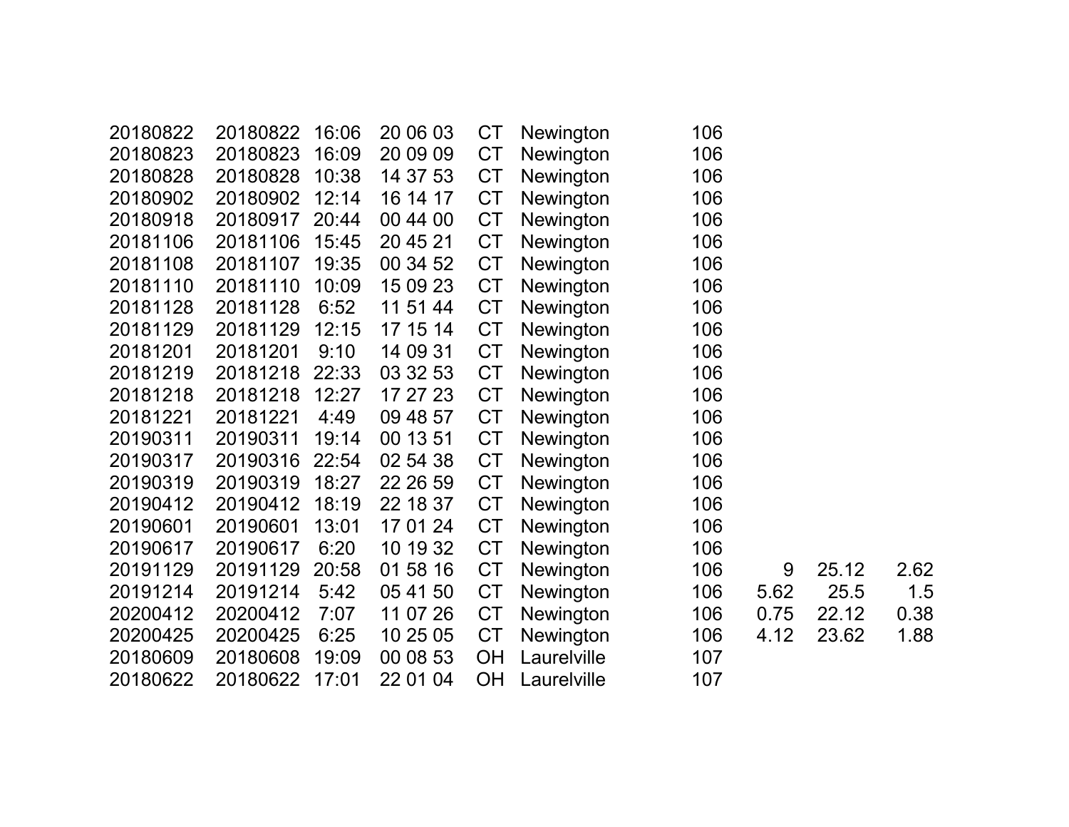| | | | | | | | | | |
|---|---|---|---|---|---|---|---|---|---|
| 20180822 | 20180822 | 16:06 | 20 06 03 | CT | Newington | 106 | | | |
| 20180823 | 20180823 | 16:09 | 20 09 09 | CT | Newington | 106 | | | |
| 20180828 | 20180828 | 10:38 | 14 37 53 | CT | Newington | 106 | | | |
| 20180902 | 20180902 | 12:14 | 16 14 17 | CT | Newington | 106 | | | |
| 20180918 | 20180917 | 20:44 | 00 44 00 | CT | Newington | 106 | | | |
| 20181106 | 20181106 | 15:45 | 20 45 21 | CT | Newington | 106 | | | |
| 20181108 | 20181107 | 19:35 | 00 34 52 | CT | Newington | 106 | | | |
| 20181110 | 20181110 | 10:09 | 15 09 23 | CT | Newington | 106 | | | |
| 20181128 | 20181128 | 6:52 | 11 51 44 | CT | Newington | 106 | | | |
| 20181129 | 20181129 | 12:15 | 17 15 14 | CT | Newington | 106 | | | |
| 20181201 | 20181201 | 9:10 | 14 09 31 | CT | Newington | 106 | | | |
| 20181219 | 20181218 | 22:33 | 03 32 53 | CT | Newington | 106 | | | |
| 20181218 | 20181218 | 12:27 | 17 27 23 | CT | Newington | 106 | | | |
| 20181221 | 20181221 | 4:49 | 09 48 57 | CT | Newington | 106 | | | |
| 20190311 | 20190311 | 19:14 | 00 13 51 | CT | Newington | 106 | | | |
| 20190317 | 20190316 | 22:54 | 02 54 38 | CT | Newington | 106 | | | |
| 20190319 | 20190319 | 18:27 | 22 26 59 | CT | Newington | 106 | | | |
| 20190412 | 20190412 | 18:19 | 22 18 37 | CT | Newington | 106 | | | |
| 20190601 | 20190601 | 13:01 | 17 01 24 | CT | Newington | 106 | | | |
| 20190617 | 20190617 | 6:20 | 10 19 32 | CT | Newington | 106 | | | |
| 20191129 | 20191129 | 20:58 | 01 58 16 | CT | Newington | 106 | 9 | 25.12 | 2.62 |
| 20191214 | 20191214 | 5:42 | 05 41 50 | CT | Newington | 106 | 5.62 | 25.5 | 1.5 |
| 20200412 | 20200412 | 7:07 | 11 07 26 | CT | Newington | 106 | 0.75 | 22.12 | 0.38 |
| 20200425 | 20200425 | 6:25 | 10 25 05 | CT | Newington | 106 | 4.12 | 23.62 | 1.88 |
| 20180609 | 20180608 | 19:09 | 00 08 53 | OH | Laurelville | 107 | | | |
| 20180622 | 20180622 | 17:01 | 22 01 04 | OH | Laurelville | 107 | | | |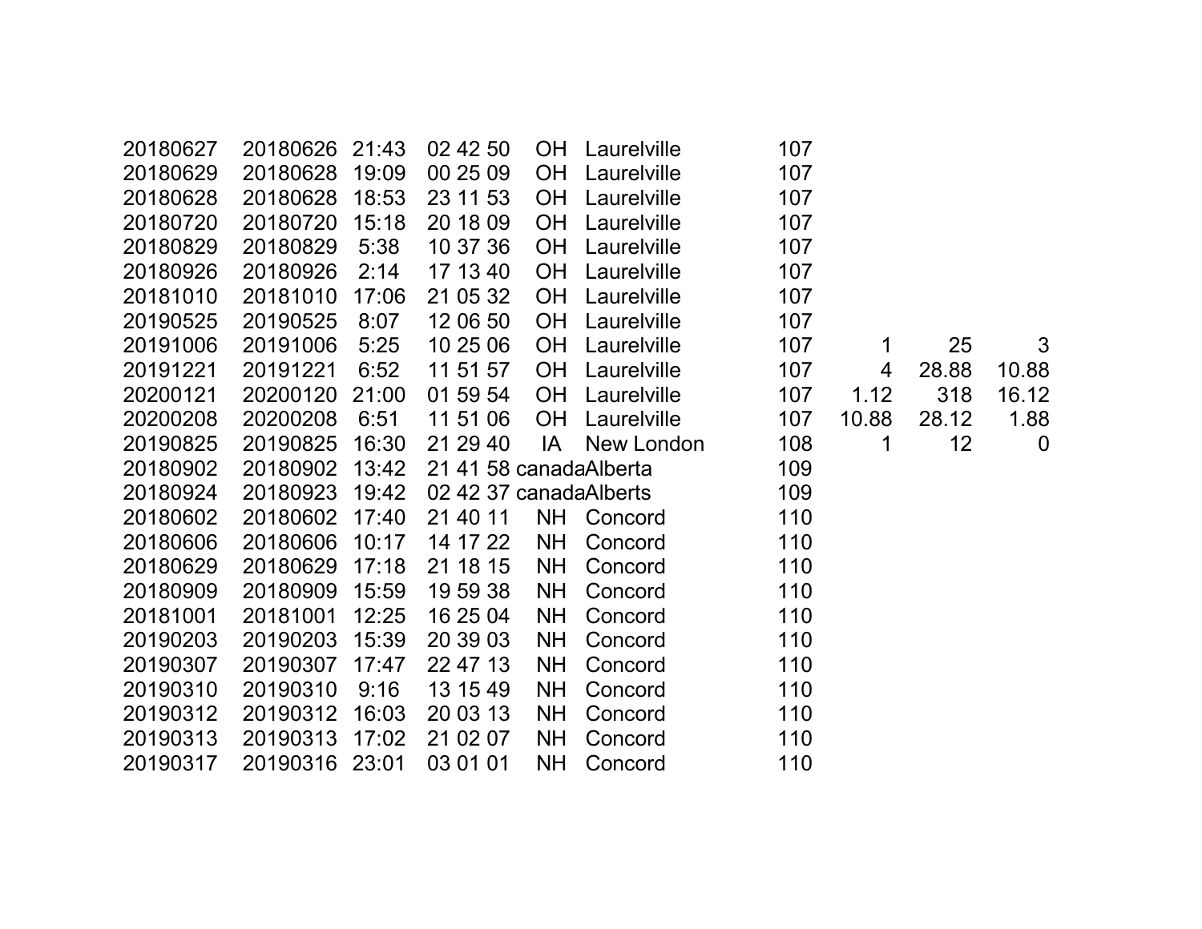| | | | | | | | | | |
|---|---|---|---|---|---|---|---|---|---|
| 20180627 | 20180626 | 21:43 | 02 42 50 | OH | Laurelville | 107 | | | |
| 20180629 | 20180628 | 19:09 | 00 25 09 | OH | Laurelville | 107 | | | |
| 20180628 | 20180628 | 18:53 | 23 11 53 | OH | Laurelville | 107 | | | |
| 20180720 | 20180720 | 15:18 | 20 18 09 | OH | Laurelville | 107 | | | |
| 20180829 | 20180829 | 5:38 | 10 37 36 | OH | Laurelville | 107 | | | |
| 20180926 | 20180926 | 2:14 | 17 13 40 | OH | Laurelville | 107 | | | |
| 20181010 | 20181010 | 17:06 | 21 05 32 | OH | Laurelville | 107 | | | |
| 20190525 | 20190525 | 8:07 | 12 06 50 | OH | Laurelville | 107 | | | |
| 20191006 | 20191006 | 5:25 | 10 25 06 | OH | Laurelville | 107 | 1 | 25 | 3 |
| 20191221 | 20191221 | 6:52 | 11 51 57 | OH | Laurelville | 107 | 4 | 28.88 | 10.88 |
| 20200121 | 20200120 | 21:00 | 01 59 54 | OH | Laurelville | 107 | 1.12 | 318 | 16.12 |
| 20200208 | 20200208 | 6:51 | 11 51 06 | OH | Laurelville | 107 | 10.88 | 28.12 | 1.88 |
| 20190825 | 20190825 | 16:30 | 21 29 40 | IA | New London | 108 | 1 | 12 | 0 |
| 20180902 | 20180902 | 13:42 | 21 41 58 | canada | Alberta | 109 | | | |
| 20180924 | 20180923 | 19:42 | 02 42 37 | canada | Alberts | 109 | | | |
| 20180602 | 20180602 | 17:40 | 21 40 11 | NH | Concord | 110 | | | |
| 20180606 | 20180606 | 10:17 | 14 17 22 | NH | Concord | 110 | | | |
| 20180629 | 20180629 | 17:18 | 21 18 15 | NH | Concord | 110 | | | |
| 20180909 | 20180909 | 15:59 | 19 59 38 | NH | Concord | 110 | | | |
| 20181001 | 20181001 | 12:25 | 16 25 04 | NH | Concord | 110 | | | |
| 20190203 | 20190203 | 15:39 | 20 39 03 | NH | Concord | 110 | | | |
| 20190307 | 20190307 | 17:47 | 22 47 13 | NH | Concord | 110 | | | |
| 20190310 | 20190310 | 9:16 | 13 15 49 | NH | Concord | 110 | | | |
| 20190312 | 20190312 | 16:03 | 20 03 13 | NH | Concord | 110 | | | |
| 20190313 | 20190313 | 17:02 | 21 02 07 | NH | Concord | 110 | | | |
| 20190317 | 20190316 | 23:01 | 03 01 01 | NH | Concord | 110 | | | |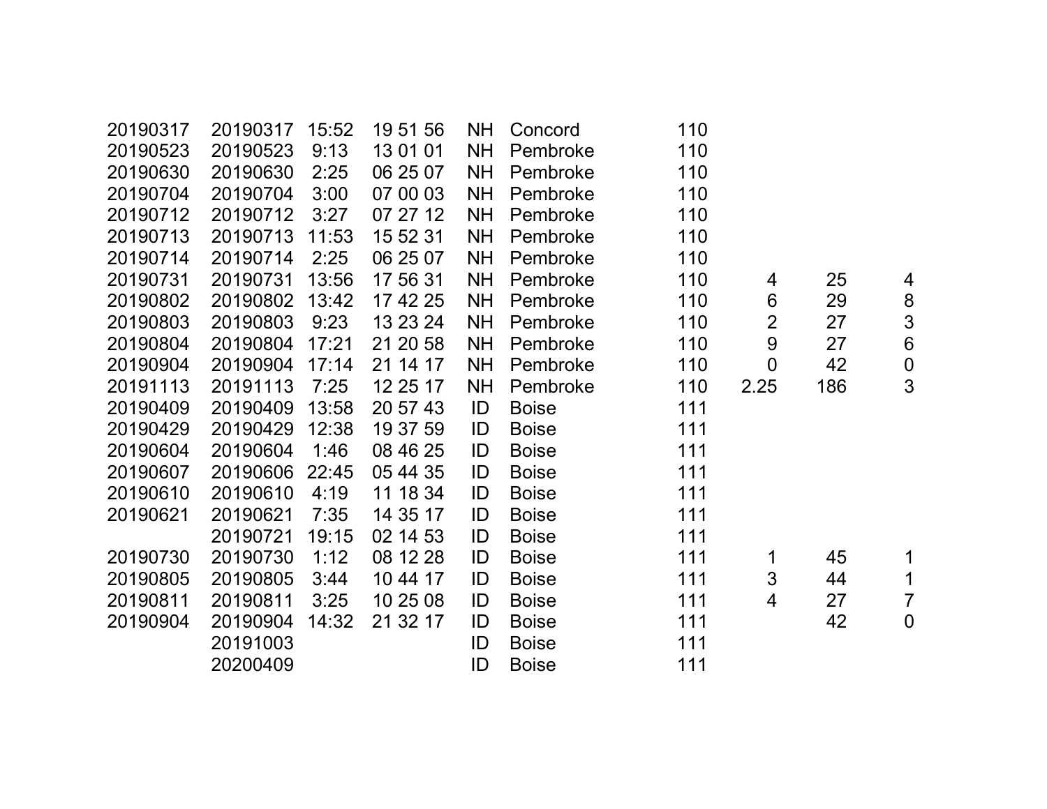| | | | | | | | | | |
|---|---|---|---|---|---|---|---|---|---|
| 20190317 | 20190317 | 15:52 | 19 51 56 | NH | Concord | 110 | | | |
| 20190523 | 20190523 | 9:13 | 13 01 01 | NH | Pembroke | 110 | | | |
| 20190630 | 20190630 | 2:25 | 06 25 07 | NH | Pembroke | 110 | | | |
| 20190704 | 20190704 | 3:00 | 07 00 03 | NH | Pembroke | 110 | | | |
| 20190712 | 20190712 | 3:27 | 07 27 12 | NH | Pembroke | 110 | | | |
| 20190713 | 20190713 | 11:53 | 15 52 31 | NH | Pembroke | 110 | | | |
| 20190714 | 20190714 | 2:25 | 06 25 07 | NH | Pembroke | 110 | | | |
| 20190731 | 20190731 | 13:56 | 17 56 31 | NH | Pembroke | 110 | 4 | 25 | 4 |
| 20190802 | 20190802 | 13:42 | 17 42 25 | NH | Pembroke | 110 | 6 | 29 | 8 |
| 20190803 | 20190803 | 9:23 | 13 23 24 | NH | Pembroke | 110 | 2 | 27 | 3 |
| 20190804 | 20190804 | 17:21 | 21 20 58 | NH | Pembroke | 110 | 9 | 27 | 6 |
| 20190904 | 20190904 | 17:14 | 21 14 17 | NH | Pembroke | 110 | 0 | 42 | 0 |
| 20191113 | 20191113 | 7:25 | 12 25 17 | NH | Pembroke | 110 | 2.25 | 186 | 3 |
| 20190409 | 20190409 | 13:58 | 20 57 43 | ID | Boise | 111 | | | |
| 20190429 | 20190429 | 12:38 | 19 37 59 | ID | Boise | 111 | | | |
| 20190604 | 20190604 | 1:46 | 08 46 25 | ID | Boise | 111 | | | |
| 20190607 | 20190606 | 22:45 | 05 44 35 | ID | Boise | 111 | | | |
| 20190610 | 20190610 | 4:19 | 11 18 34 | ID | Boise | 111 | | | |
| 20190621 | 20190621 | 7:35 | 14 35 17 | ID | Boise | 111 | | | |
| | 20190721 | 19:15 | 02 14 53 | ID | Boise | 111 | | | |
| 20190730 | 20190730 | 1:12 | 08 12 28 | ID | Boise | 111 | 1 | 45 | 1 |
| 20190805 | 20190805 | 3:44 | 10 44 17 | ID | Boise | 111 | 3 | 44 | 1 |
| 20190811 | 20190811 | 3:25 | 10 25 08 | ID | Boise | 111 | 4 | 27 | 7 |
| 20190904 | 20190904 | 14:32 | 21 32 17 | ID | Boise | 111 | | 42 | 0 |
| | 20191003 | | | ID | Boise | 111 | | | |
| | 20200409 | | | ID | Boise | 111 | | | |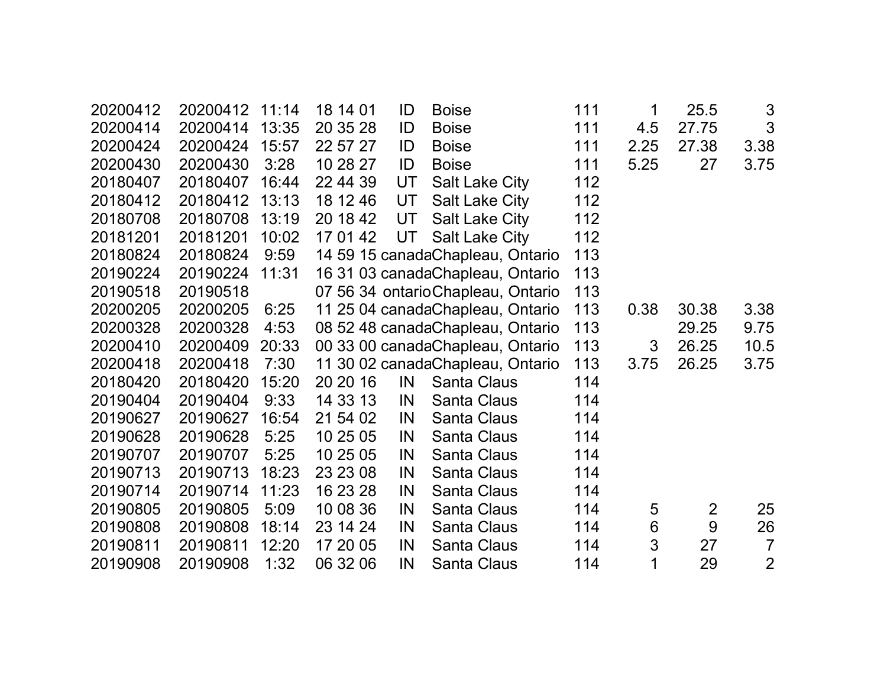| | | | | | | | | | |
|---|---|---|---|---|---|---|---|---|---|
| 20200412 | 20200412 | 11:14 | 18 14 01 | ID | Boise | 111 | 1 | 25.5 | 3 |
| 20200414 | 20200414 | 13:35 | 20 35 28 | ID | Boise | 111 | 4.5 | 27.75 | 3 |
| 20200424 | 20200424 | 15:57 | 22 57 27 | ID | Boise | 111 | 2.25 | 27.38 | 3.38 |
| 20200430 | 20200430 | 3:28 | 10 28 27 | ID | Boise | 111 | 5.25 | 27 | 3.75 |
| 20180407 | 20180407 | 16:44 | 22 44 39 | UT | Salt Lake City | 112 | | | |
| 20180412 | 20180412 | 13:13 | 18 12 46 | UT | Salt Lake City | 112 | | | |
| 20180708 | 20180708 | 13:19 | 20 18 42 | UT | Salt Lake City | 112 | | | |
| 20181201 | 20181201 | 10:02 | 17 01 42 | UT | Salt Lake City | 112 | | | |
| 20180824 | 20180824 | 9:59 | 14 59 15 | canada | Chapleau, Ontario | 113 | | | |
| 20190224 | 20190224 | 11:31 | 16 31 03 | canada | Chapleau, Ontario | 113 | | | |
| 20190518 | 20190518 | | 07 56 34 | ontario | Chapleau, Ontario | 113 | | | |
| 20200205 | 20200205 | 6:25 | 11 25 04 | canada | Chapleau, Ontario | 113 | 0.38 | 30.38 | 3.38 |
| 20200328 | 20200328 | 4:53 | 08 52 48 | canada | Chapleau, Ontario | 113 | | 29.25 | 9.75 |
| 20200410 | 20200409 | 20:33 | 00 33 00 | canada | Chapleau, Ontario | 113 | 3 | 26.25 | 10.5 |
| 20200418 | 20200418 | 7:30 | 11 30 02 | canada | Chapleau, Ontario | 113 | 3.75 | 26.25 | 3.75 |
| 20180420 | 20180420 | 15:20 | 20 20 16 | IN | Santa Claus | 114 | | | |
| 20190404 | 20190404 | 9:33 | 14 33 13 | IN | Santa Claus | 114 | | | |
| 20190627 | 20190627 | 16:54 | 21 54 02 | IN | Santa Claus | 114 | | | |
| 20190628 | 20190628 | 5:25 | 10 25 05 | IN | Santa Claus | 114 | | | |
| 20190707 | 20190707 | 5:25 | 10 25 05 | IN | Santa Claus | 114 | | | |
| 20190713 | 20190713 | 18:23 | 23 23 08 | IN | Santa Claus | 114 | | | |
| 20190714 | 20190714 | 11:23 | 16 23 28 | IN | Santa Claus | 114 | | | |
| 20190805 | 20190805 | 5:09 | 10 08 36 | IN | Santa Claus | 114 | 5 | 2 | 25 |
| 20190808 | 20190808 | 18:14 | 23 14 24 | IN | Santa Claus | 114 | 6 | 9 | 26 |
| 20190811 | 20190811 | 12:20 | 17 20 05 | IN | Santa Claus | 114 | 3 | 27 | 7 |
| 20190908 | 20190908 | 1:32 | 06 32 06 | IN | Santa Claus | 114 | 1 | 29 | 2 |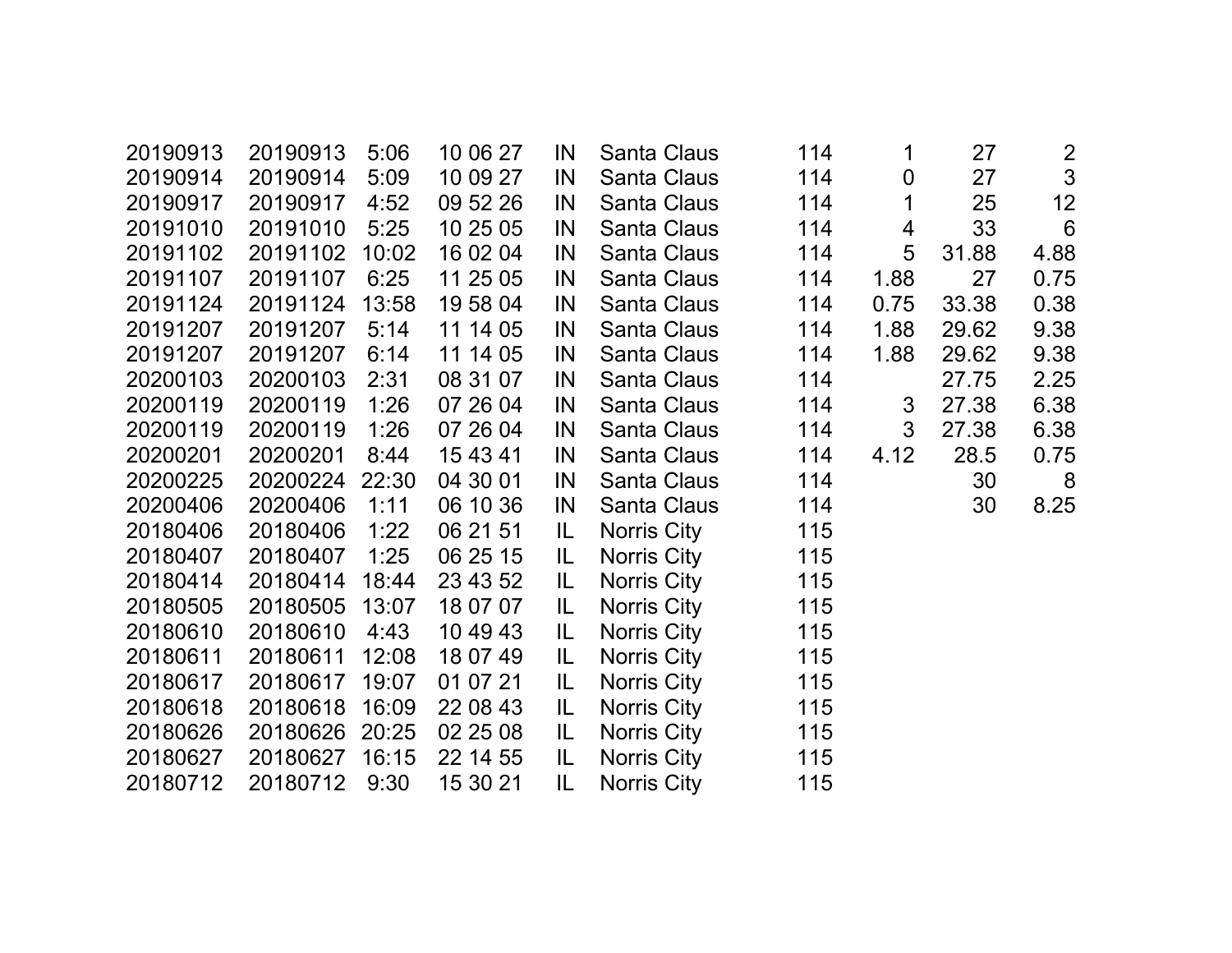| | | | | | | | | | |
|---|---|---|---|---|---|---|---|---|---|
| 20190913 | 20190913 | 5:06 | 10 06 27 | IN | Santa Claus | 114 | 1 | 27 | 2 |
| 20190914 | 20190914 | 5:09 | 10 09 27 | IN | Santa Claus | 114 | 0 | 27 | 3 |
| 20190917 | 20190917 | 4:52 | 09 52 26 | IN | Santa Claus | 114 | 1 | 25 | 12 |
| 20191010 | 20191010 | 5:25 | 10 25 05 | IN | Santa Claus | 114 | 4 | 33 | 6 |
| 20191102 | 20191102 | 10:02 | 16 02 04 | IN | Santa Claus | 114 | 5 | 31.88 | 4.88 |
| 20191107 | 20191107 | 6:25 | 11 25 05 | IN | Santa Claus | 114 | 1.88 | 27 | 0.75 |
| 20191124 | 20191124 | 13:58 | 19 58 04 | IN | Santa Claus | 114 | 0.75 | 33.38 | 0.38 |
| 20191207 | 20191207 | 5:14 | 11 14 05 | IN | Santa Claus | 114 | 1.88 | 29.62 | 9.38 |
| 20191207 | 20191207 | 6:14 | 11 14 05 | IN | Santa Claus | 114 | 1.88 | 29.62 | 9.38 |
| 20200103 | 20200103 | 2:31 | 08 31 07 | IN | Santa Claus | 114 | | 27.75 | 2.25 |
| 20200119 | 20200119 | 1:26 | 07 26 04 | IN | Santa Claus | 114 | 3 | 27.38 | 6.38 |
| 20200119 | 20200119 | 1:26 | 07 26 04 | IN | Santa Claus | 114 | 3 | 27.38 | 6.38 |
| 20200201 | 20200201 | 8:44 | 15 43 41 | IN | Santa Claus | 114 | 4.12 | 28.5 | 0.75 |
| 20200225 | 20200224 | 22:30 | 04 30 01 | IN | Santa Claus | 114 | | 30 | 8 |
| 20200406 | 20200406 | 1:11 | 06 10 36 | IN | Santa Claus | 114 | | 30 | 8.25 |
| 20180406 | 20180406 | 1:22 | 06 21 51 | IL | Norris City | 115 | | | |
| 20180407 | 20180407 | 1:25 | 06 25 15 | IL | Norris City | 115 | | | |
| 20180414 | 20180414 | 18:44 | 23 43 52 | IL | Norris City | 115 | | | |
| 20180505 | 20180505 | 13:07 | 18 07 07 | IL | Norris City | 115 | | | |
| 20180610 | 20180610 | 4:43 | 10 49 43 | IL | Norris City | 115 | | | |
| 20180611 | 20180611 | 12:08 | 18 07 49 | IL | Norris City | 115 | | | |
| 20180617 | 20180617 | 19:07 | 01 07 21 | IL | Norris City | 115 | | | |
| 20180618 | 20180618 | 16:09 | 22 08 43 | IL | Norris City | 115 | | | |
| 20180626 | 20180626 | 20:25 | 02 25 08 | IL | Norris City | 115 | | | |
| 20180627 | 20180627 | 16:15 | 22 14 55 | IL | Norris City | 115 | | | |
| 20180712 | 20180712 | 9:30 | 15 30 21 | IL | Norris City | 115 | | | |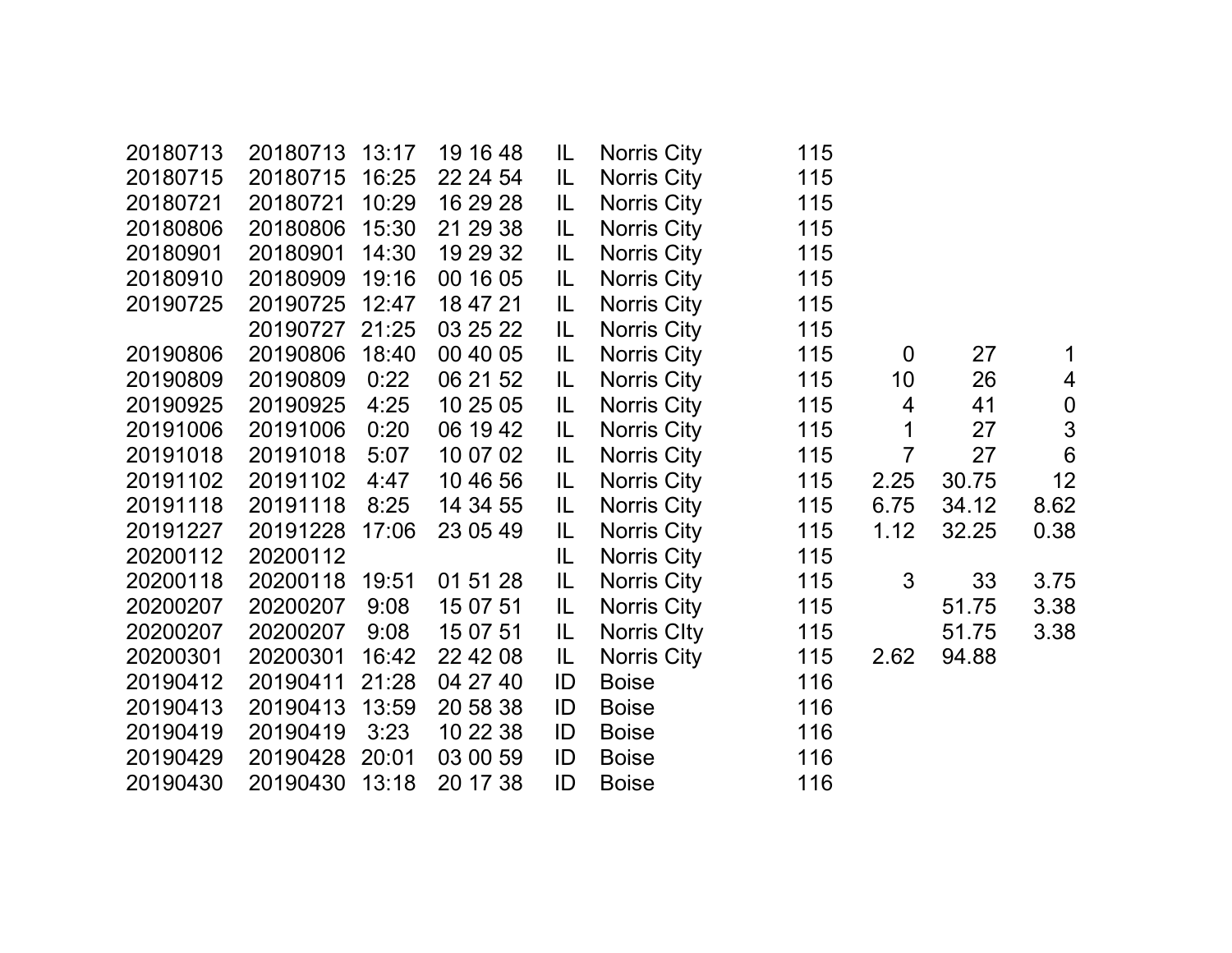| | | | | | | | | | |
|---|---|---|---|---|---|---|---|---|---|
| 20180713 | 20180713 | 13:17 | 19 16 48 | IL | Norris City | 115 | | | |
| 20180715 | 20180715 | 16:25 | 22 24 54 | IL | Norris City | 115 | | | |
| 20180721 | 20180721 | 10:29 | 16 29 28 | IL | Norris City | 115 | | | |
| 20180806 | 20180806 | 15:30 | 21 29 38 | IL | Norris City | 115 | | | |
| 20180901 | 20180901 | 14:30 | 19 29 32 | IL | Norris City | 115 | | | |
| 20180910 | 20180909 | 19:16 | 00 16 05 | IL | Norris City | 115 | | | |
| 20190725 | 20190725 | 12:47 | 18 47 21 | IL | Norris City | 115 | | | |
| | 20190727 | 21:25 | 03 25 22 | IL | Norris City | 115 | | | |
| 20190806 | 20190806 | 18:40 | 00 40 05 | IL | Norris City | 115 | 0 | 27 | 1 |
| 20190809 | 20190809 | 0:22 | 06 21 52 | IL | Norris City | 115 | 10 | 26 | 4 |
| 20190925 | 20190925 | 4:25 | 10 25 05 | IL | Norris City | 115 | 4 | 41 | 0 |
| 20191006 | 20191006 | 0:20 | 06 19 42 | IL | Norris City | 115 | 1 | 27 | 3 |
| 20191018 | 20191018 | 5:07 | 10 07 02 | IL | Norris City | 115 | 7 | 27 | 6 |
| 20191102 | 20191102 | 4:47 | 10 46 56 | IL | Norris City | 115 | 2.25 | 30.75 | 12 |
| 20191118 | 20191118 | 8:25 | 14 34 55 | IL | Norris City | 115 | 6.75 | 34.12 | 8.62 |
| 20191227 | 20191228 | 17:06 | 23 05 49 | IL | Norris City | 115 | 1.12 | 32.25 | 0.38 |
| 20200112 | 20200112 | | | IL | Norris City | 115 | | | |
| 20200118 | 20200118 | 19:51 | 01 51 28 | IL | Norris City | 115 | 3 | 33 | 3.75 |
| 20200207 | 20200207 | 9:08 | 15 07 51 | IL | Norris City | 115 | | 51.75 | 3.38 |
| 20200207 | 20200207 | 9:08 | 15 07 51 | IL | Norris CIty | 115 | | 51.75 | 3.38 |
| 20200301 | 20200301 | 16:42 | 22 42 08 | IL | Norris City | 115 | 2.62 | 94.88 | |
| 20190412 | 20190411 | 21:28 | 04 27 40 | ID | Boise | 116 | | | |
| 20190413 | 20190413 | 13:59 | 20 58 38 | ID | Boise | 116 | | | |
| 20190419 | 20190419 | 3:23 | 10 22 38 | ID | Boise | 116 | | | |
| 20190429 | 20190428 | 20:01 | 03 00 59 | ID | Boise | 116 | | | |
| 20190430 | 20190430 | 13:18 | 20 17 38 | ID | Boise | 116 | | | |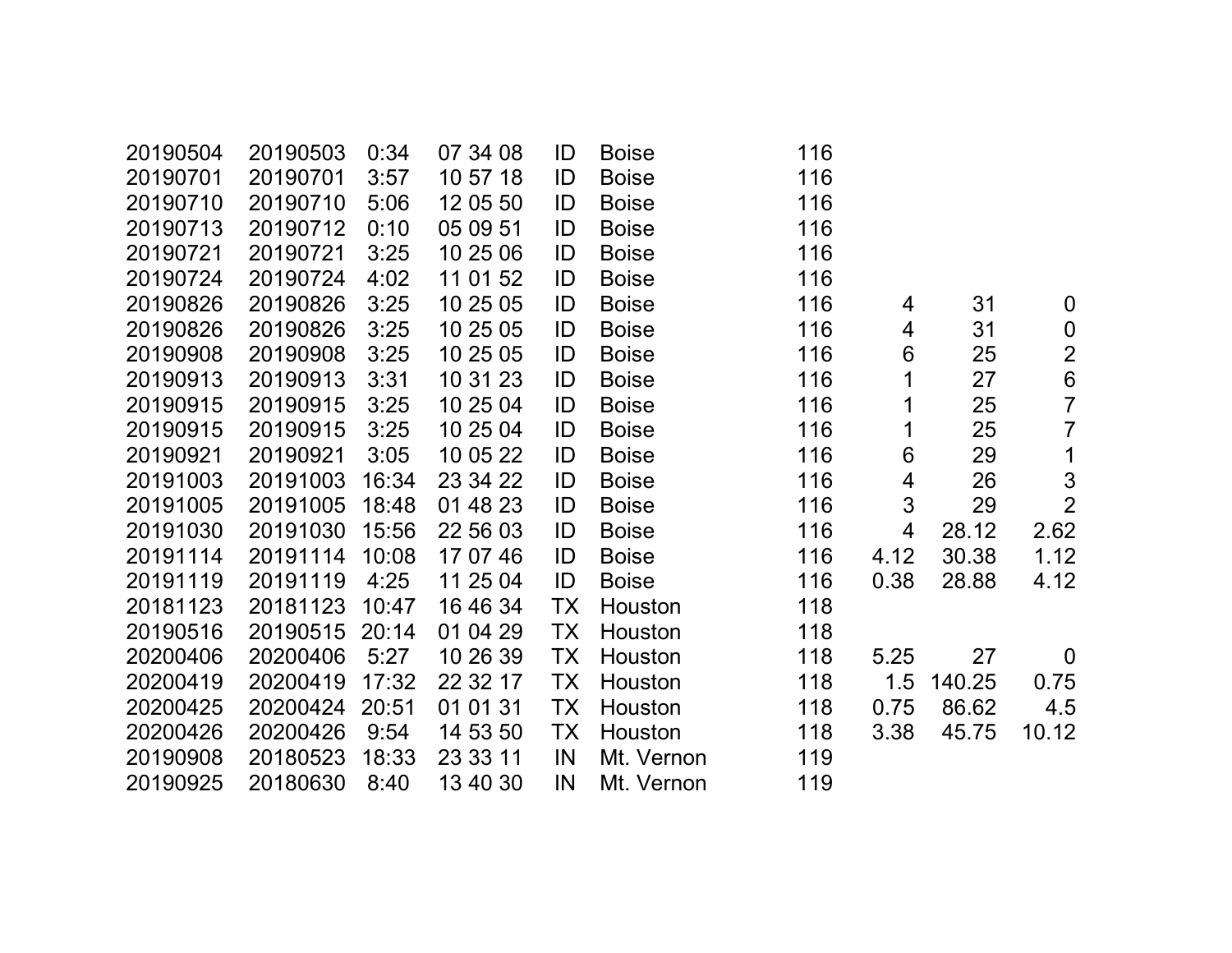| | | | | | | | | | |
|---|---|---|---|---|---|---|---|---|---|
| 20190504 | 20190503 | 0:34 | 07 34 08 | ID | Boise | 116 | | | |
| 20190701 | 20190701 | 3:57 | 10 57 18 | ID | Boise | 116 | | | |
| 20190710 | 20190710 | 5:06 | 12 05 50 | ID | Boise | 116 | | | |
| 20190713 | 20190712 | 0:10 | 05 09 51 | ID | Boise | 116 | | | |
| 20190721 | 20190721 | 3:25 | 10 25 06 | ID | Boise | 116 | | | |
| 20190724 | 20190724 | 4:02 | 11 01 52 | ID | Boise | 116 | | | |
| 20190826 | 20190826 | 3:25 | 10 25 05 | ID | Boise | 116 | 4 | 31 | 0 |
| 20190826 | 20190826 | 3:25 | 10 25 05 | ID | Boise | 116 | 4 | 31 | 0 |
| 20190908 | 20190908 | 3:25 | 10 25 05 | ID | Boise | 116 | 6 | 25 | 2 |
| 20190913 | 20190913 | 3:31 | 10 31 23 | ID | Boise | 116 | 1 | 27 | 6 |
| 20190915 | 20190915 | 3:25 | 10 25 04 | ID | Boise | 116 | 1 | 25 | 7 |
| 20190915 | 20190915 | 3:25 | 10 25 04 | ID | Boise | 116 | 1 | 25 | 7 |
| 20190921 | 20190921 | 3:05 | 10 05 22 | ID | Boise | 116 | 6 | 29 | 1 |
| 20191003 | 20191003 | 16:34 | 23 34 22 | ID | Boise | 116 | 4 | 26 | 3 |
| 20191005 | 20191005 | 18:48 | 01 48 23 | ID | Boise | 116 | 3 | 29 | 2 |
| 20191030 | 20191030 | 15:56 | 22 56 03 | ID | Boise | 116 | 4 | 28.12 | 2.62 |
| 20191114 | 20191114 | 10:08 | 17 07 46 | ID | Boise | 116 | 4.12 | 30.38 | 1.12 |
| 20191119 | 20191119 | 4:25 | 11 25 04 | ID | Boise | 116 | 0.38 | 28.88 | 4.12 |
| 20181123 | 20181123 | 10:47 | 16 46 34 | TX | Houston | 118 | | | |
| 20190516 | 20190515 | 20:14 | 01 04 29 | TX | Houston | 118 | | | |
| 20200406 | 20200406 | 5:27 | 10 26 39 | TX | Houston | 118 | 5.25 | 27 | 0 |
| 20200419 | 20200419 | 17:32 | 22 32 17 | TX | Houston | 118 | 1.5 | 140.25 | 0.75 |
| 20200425 | 20200424 | 20:51 | 01 01 31 | TX | Houston | 118 | 0.75 | 86.62 | 4.5 |
| 20200426 | 20200426 | 9:54 | 14 53 50 | TX | Houston | 118 | 3.38 | 45.75 | 10.12 |
| 20190908 | 20180523 | 18:33 | 23 33 11 | IN | Mt. Vernon | 119 | | | |
| 20190925 | 20180630 | 8:40 | 13 40 30 | IN | Mt. Vernon | 119 | | | |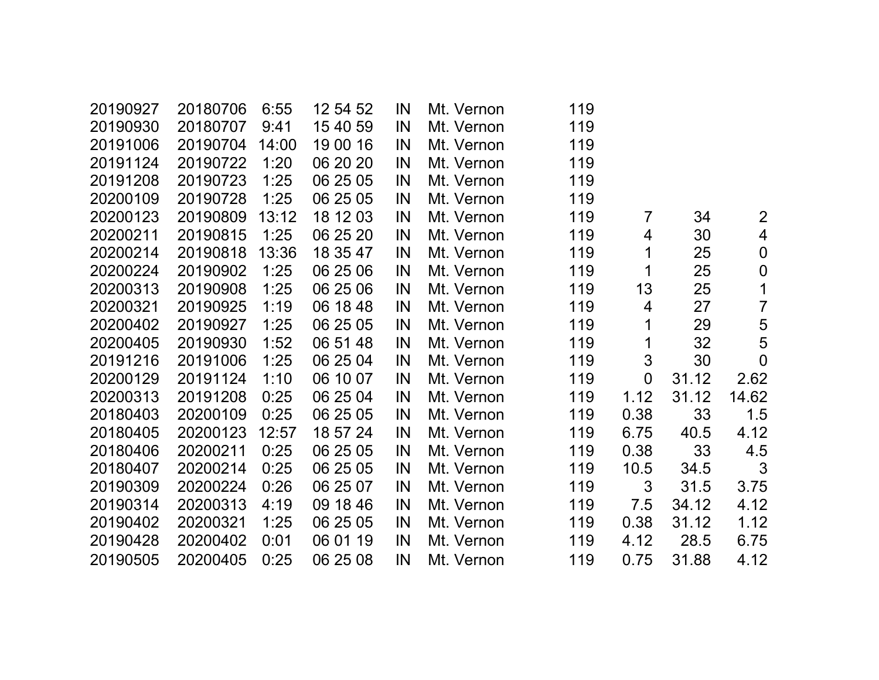| | | | | | | | | | |
|---|---|---|---|---|---|---|---|---|---|
| 20190927 | 20180706 | 6:55 | 12 54 52 | IN | Mt. Vernon | 119 | | | |
| 20190930 | 20180707 | 9:41 | 15 40 59 | IN | Mt. Vernon | 119 | | | |
| 20191006 | 20190704 | 14:00 | 19 00 16 | IN | Mt. Vernon | 119 | | | |
| 20191124 | 20190722 | 1:20 | 06 20 20 | IN | Mt. Vernon | 119 | | | |
| 20191208 | 20190723 | 1:25 | 06 25 05 | IN | Mt. Vernon | 119 | | | |
| 20200109 | 20190728 | 1:25 | 06 25 05 | IN | Mt. Vernon | 119 | | | |
| 20200123 | 20190809 | 13:12 | 18 12 03 | IN | Mt. Vernon | 119 | 7 | 34 | 2 |
| 20200211 | 20190815 | 1:25 | 06 25 20 | IN | Mt. Vernon | 119 | 4 | 30 | 4 |
| 20200214 | 20190818 | 13:36 | 18 35 47 | IN | Mt. Vernon | 119 | 1 | 25 | 0 |
| 20200224 | 20190902 | 1:25 | 06 25 06 | IN | Mt. Vernon | 119 | 1 | 25 | 0 |
| 20200313 | 20190908 | 1:25 | 06 25 06 | IN | Mt. Vernon | 119 | 13 | 25 | 1 |
| 20200321 | 20190925 | 1:19 | 06 18 48 | IN | Mt. Vernon | 119 | 4 | 27 | 7 |
| 20200402 | 20190927 | 1:25 | 06 25 05 | IN | Mt. Vernon | 119 | 1 | 29 | 5 |
| 20200405 | 20190930 | 1:52 | 06 51 48 | IN | Mt. Vernon | 119 | 1 | 32 | 5 |
| 20191216 | 20191006 | 1:25 | 06 25 04 | IN | Mt. Vernon | 119 | 3 | 30 | 0 |
| 20200129 | 20191124 | 1:10 | 06 10 07 | IN | Mt. Vernon | 119 | 0 | 31.12 | 2.62 |
| 20200313 | 20191208 | 0:25 | 06 25 04 | IN | Mt. Vernon | 119 | 1.12 | 31.12 | 14.62 |
| 20180403 | 20200109 | 0:25 | 06 25 05 | IN | Mt. Vernon | 119 | 0.38 | 33 | 1.5 |
| 20180405 | 20200123 | 12:57 | 18 57 24 | IN | Mt. Vernon | 119 | 6.75 | 40.5 | 4.12 |
| 20180406 | 20200211 | 0:25 | 06 25 05 | IN | Mt. Vernon | 119 | 0.38 | 33 | 4.5 |
| 20180407 | 20200214 | 0:25 | 06 25 05 | IN | Mt. Vernon | 119 | 10.5 | 34.5 | 3 |
| 20190309 | 20200224 | 0:26 | 06 25 07 | IN | Mt. Vernon | 119 | 3 | 31.5 | 3.75 |
| 20190314 | 20200313 | 4:19 | 09 18 46 | IN | Mt. Vernon | 119 | 7.5 | 34.12 | 4.12 |
| 20190402 | 20200321 | 1:25 | 06 25 05 | IN | Mt. Vernon | 119 | 0.38 | 31.12 | 1.12 |
| 20190428 | 20200402 | 0:01 | 06 01 19 | IN | Mt. Vernon | 119 | 4.12 | 28.5 | 6.75 |
| 20190505 | 20200405 | 0:25 | 06 25 08 | IN | Mt. Vernon | 119 | 0.75 | 31.88 | 4.12 |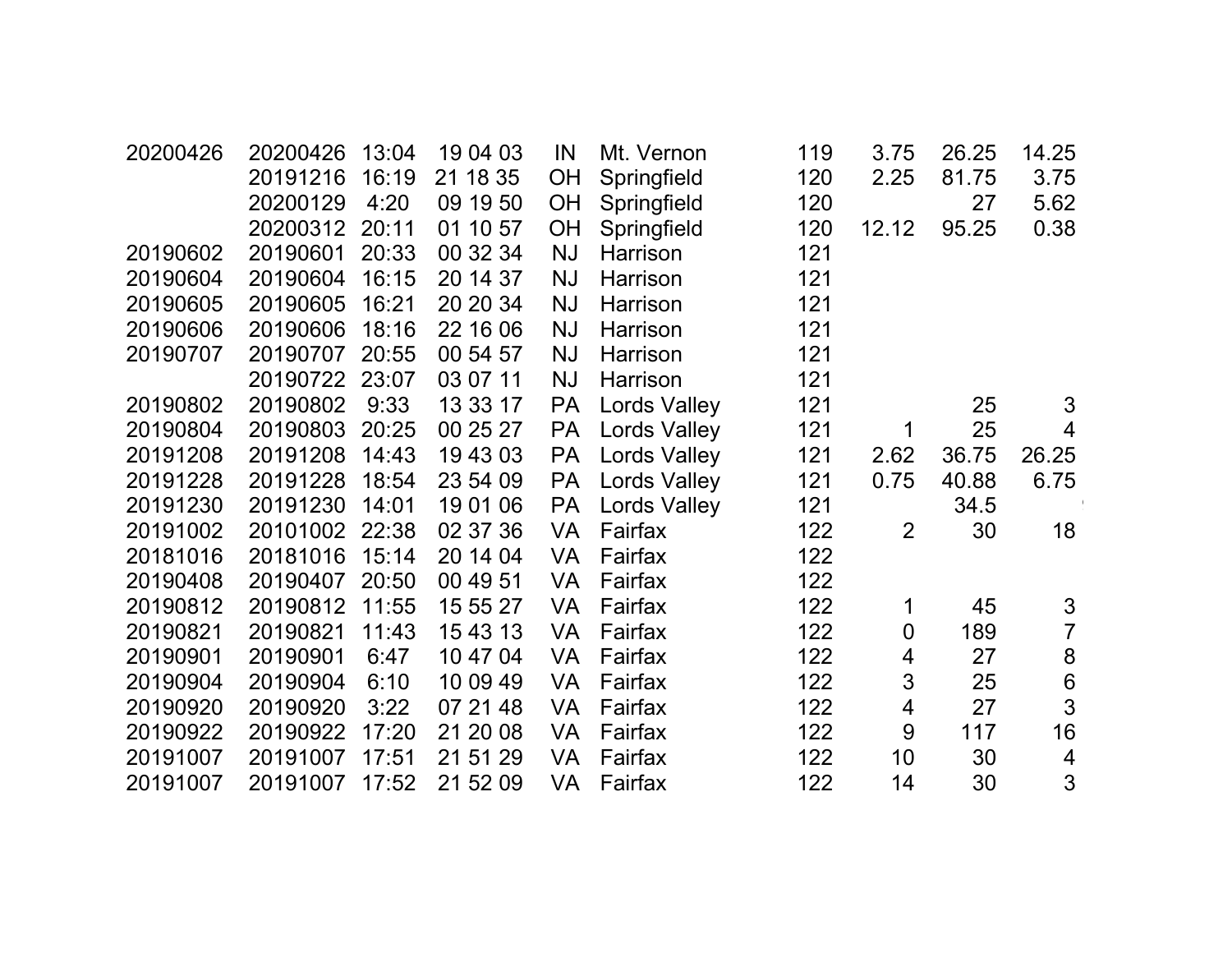| | | | | | | | | | |
|---|---|---|---|---|---|---|---|---|---|
| 20200426 | 20200426 | 13:04 | 19 04 03 | IN | Mt. Vernon | 119 | 3.75 | 26.25 | 14.25 |
| | 20191216 | 16:19 | 21 18 35 | OH | Springfield | 120 | 2.25 | 81.75 | 3.75 |
| | 20200129 | 4:20 | 09 19 50 | OH | Springfield | 120 | | 27 | 5.62 |
| | 20200312 | 20:11 | 01 10 57 | OH | Springfield | 120 | 12.12 | 95.25 | 0.38 |
| 20190602 | 20190601 | 20:33 | 00 32 34 | NJ | Harrison | 121 | | | |
| 20190604 | 20190604 | 16:15 | 20 14 37 | NJ | Harrison | 121 | | | |
| 20190605 | 20190605 | 16:21 | 20 20 34 | NJ | Harrison | 121 | | | |
| 20190606 | 20190606 | 18:16 | 22 16 06 | NJ | Harrison | 121 | | | |
| 20190707 | 20190707 | 20:55 | 00 54 57 | NJ | Harrison | 121 | | | |
| | 20190722 | 23:07 | 03 07 11 | NJ | Harrison | 121 | | | |
| 20190802 | 20190802 | 9:33 | 13 33 17 | PA | Lords Valley | 121 | | 25 | 3 |
| 20190804 | 20190803 | 20:25 | 00 25 27 | PA | Lords Valley | 121 | 1 | 25 | 4 |
| 20191208 | 20191208 | 14:43 | 19 43 03 | PA | Lords Valley | 121 | 2.62 | 36.75 | 26.25 |
| 20191228 | 20191228 | 18:54 | 23 54 09 | PA | Lords Valley | 121 | 0.75 | 40.88 | 6.75 |
| 20191230 | 20191230 | 14:01 | 19 01 06 | PA | Lords Valley | 121 | | 34.5 | |
| 20191002 | 20101002 | 22:38 | 02 37 36 | VA | Fairfax | 122 | 2 | 30 | 18 |
| 20181016 | 20181016 | 15:14 | 20 14 04 | VA | Fairfax | 122 | | | |
| 20190408 | 20190407 | 20:50 | 00 49 51 | VA | Fairfax | 122 | | | |
| 20190812 | 20190812 | 11:55 | 15 55 27 | VA | Fairfax | 122 | 1 | 45 | 3 |
| 20190821 | 20190821 | 11:43 | 15 43 13 | VA | Fairfax | 122 | 0 | 189 | 7 |
| 20190901 | 20190901 | 6:47 | 10 47 04 | VA | Fairfax | 122 | 4 | 27 | 8 |
| 20190904 | 20190904 | 6:10 | 10 09 49 | VA | Fairfax | 122 | 3 | 25 | 6 |
| 20190920 | 20190920 | 3:22 | 07 21 48 | VA | Fairfax | 122 | 4 | 27 | 3 |
| 20190922 | 20190922 | 17:20 | 21 20 08 | VA | Fairfax | 122 | 9 | 117 | 16 |
| 20191007 | 20191007 | 17:51 | 21 51 29 | VA | Fairfax | 122 | 10 | 30 | 4 |
| 20191007 | 20191007 | 17:52 | 21 52 09 | VA | Fairfax | 122 | 14 | 30 | 3 |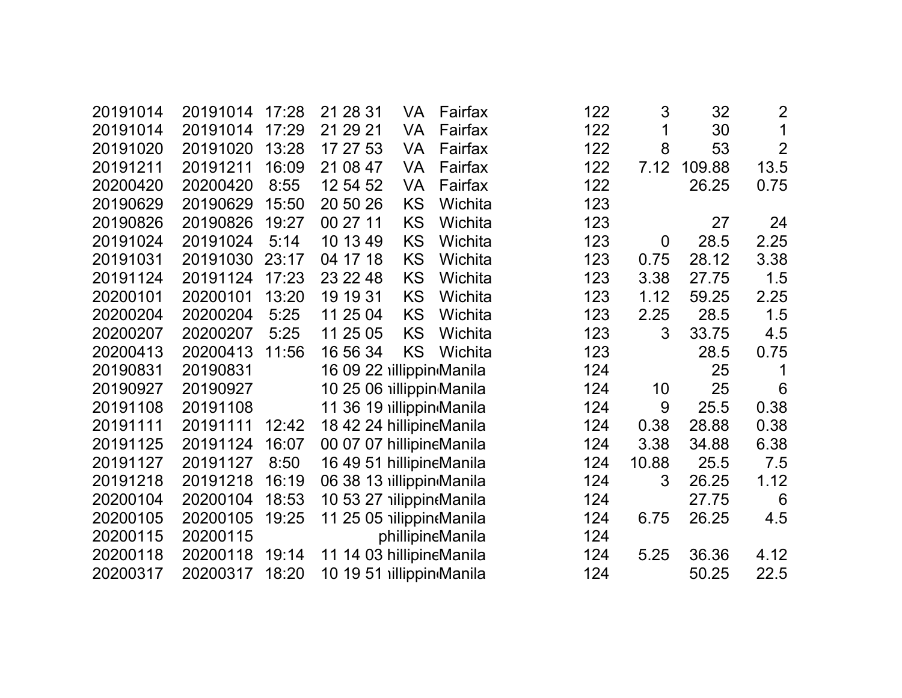| | | | | | | | | | | |
|---|---|---|---|---|---|---|---|---|---|---|
| 20191014 | 20191014 | 17:28 | 21 28 31 | VA | Fairfax | | 122 | 3 | 32 | 2 |
| 20191014 | 20191014 | 17:29 | 21 29 21 | VA | Fairfax | | 122 | 1 | 30 | 1 |
| 20191020 | 20191020 | 13:28 | 17 27 53 | VA | Fairfax | | 122 | 8 | 53 | 2 |
| 20191211 | 20191211 | 16:09 | 21 08 47 | VA | Fairfax | | 122 | 7.12 | 109.88 | 13.5 |
| 20200420 | 20200420 | 8:55 | 12 54 52 | VA | Fairfax | | 122 | | 26.25 | 0.75 |
| 20190629 | 20190629 | 15:50 | 20 50 26 | KS | Wichita | | 123 | | | |
| 20190826 | 20190826 | 19:27 | 00 27 11 | KS | Wichita | | 123 | | 27 | 24 |
| 20191024 | 20191024 | 5:14 | 10 13 49 | KS | Wichita | | 123 | 0 | 28.5 | 2.25 |
| 20191031 | 20191030 | 23:17 | 04 17 18 | KS | Wichita | | 123 | 0.75 | 28.12 | 3.38 |
| 20191124 | 20191124 | 17:23 | 23 22 48 | KS | Wichita | | 123 | 3.38 | 27.75 | 1.5 |
| 20200101 | 20200101 | 13:20 | 19 19 31 | KS | Wichita | | 123 | 1.12 | 59.25 | 2.25 |
| 20200204 | 20200204 | 5:25 | 11 25 04 | KS | Wichita | | 123 | 2.25 | 28.5 | 1.5 |
| 20200207 | 20200207 | 5:25 | 11 25 05 | KS | Wichita | | 123 | 3 | 33.75 | 4.5 |
| 20200413 | 20200413 | 11:56 | 16 56 34 | KS | Wichita | | 123 | | 28.5 | 0.75 |
| 20190831 | 20190831 | | 16 09 22 | iillippin | Manila | | 124 | | 25 | 1 |
| 20190927 | 20190927 | | 10 25 06 | iillippin | Manila | | 124 | 10 | 25 | 6 |
| 20191108 | 20191108 | | 11 36 19 | iillippin | Manila | | 124 | 9 | 25.5 | 0.38 |
| 20191111 | 20191111 | 12:42 | 18 42 24 | hillipine | Manila | | 124 | 0.38 | 28.88 | 0.38 |
| 20191125 | 20191124 | 16:07 | 00 07 07 | hillipine | Manila | | 124 | 3.38 | 34.88 | 6.38 |
| 20191127 | 20191127 | 8:50 | 16 49 51 | hillipine | Manila | | 124 | 10.88 | 25.5 | 7.5 |
| 20191218 | 20191218 | 16:19 | 06 38 13 | iillippin | Manila | | 124 | 3 | 26.25 | 1.12 |
| 20200104 | 20200104 | 18:53 | 10 53 27 | iilippine | Manila | | 124 | | 27.75 | 6 |
| 20200105 | 20200105 | 19:25 | 11 25 05 | iilippine | Manila | | 124 | 6.75 | 26.25 | 4.5 |
| 20200115 | 20200115 | | | phillipine | Manila | | 124 | | | |
| 20200118 | 20200118 | 19:14 | 11 14 03 | hillipine | Manila | | 124 | 5.25 | 36.36 | 4.12 |
| 20200317 | 20200317 | 18:20 | 10 19 51 | iillippin | Manila | | 124 | | 50.25 | 22.5 |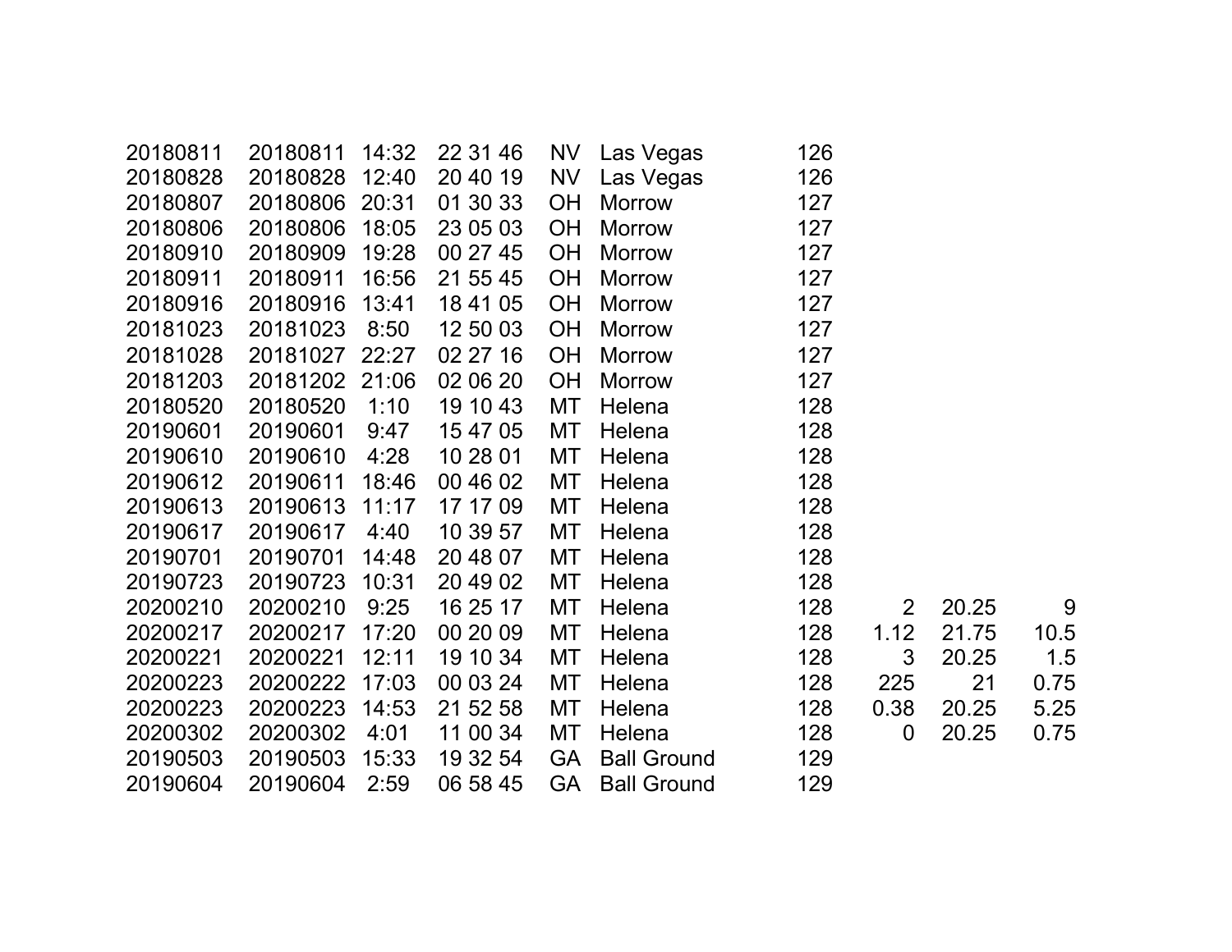|  |  |  |  |  |  |  |  |  |  |
|---|---|---|---|---|---|---|---|---|---|
| 20180811 | 20180811 | 14:32 | 22 31 46 | NV | Las Vegas | 126 |  |  |  |
| 20180828 | 20180828 | 12:40 | 20 40 19 | NV | Las Vegas | 126 |  |  |  |
| 20180807 | 20180806 | 20:31 | 01 30 33 | OH | Morrow | 127 |  |  |  |
| 20180806 | 20180806 | 18:05 | 23 05 03 | OH | Morrow | 127 |  |  |  |
| 20180910 | 20180909 | 19:28 | 00 27 45 | OH | Morrow | 127 |  |  |  |
| 20180911 | 20180911 | 16:56 | 21 55 45 | OH | Morrow | 127 |  |  |  |
| 20180916 | 20180916 | 13:41 | 18 41 05 | OH | Morrow | 127 |  |  |  |
| 20181023 | 20181023 | 8:50 | 12 50 03 | OH | Morrow | 127 |  |  |  |
| 20181028 | 20181027 | 22:27 | 02 27 16 | OH | Morrow | 127 |  |  |  |
| 20181203 | 20181202 | 21:06 | 02 06 20 | OH | Morrow | 127 |  |  |  |
| 20180520 | 20180520 | 1:10 | 19 10 43 | MT | Helena | 128 |  |  |  |
| 20190601 | 20190601 | 9:47 | 15 47 05 | MT | Helena | 128 |  |  |  |
| 20190610 | 20190610 | 4:28 | 10 28 01 | MT | Helena | 128 |  |  |  |
| 20190612 | 20190611 | 18:46 | 00 46 02 | MT | Helena | 128 |  |  |  |
| 20190613 | 20190613 | 11:17 | 17 17 09 | MT | Helena | 128 |  |  |  |
| 20190617 | 20190617 | 4:40 | 10 39 57 | MT | Helena | 128 |  |  |  |
| 20190701 | 20190701 | 14:48 | 20 48 07 | MT | Helena | 128 |  |  |  |
| 20190723 | 20190723 | 10:31 | 20 49 02 | MT | Helena | 128 |  |  |  |
| 20200210 | 20200210 | 9:25 | 16 25 17 | MT | Helena | 128 | 2 | 20.25 | 9 |
| 20200217 | 20200217 | 17:20 | 00 20 09 | MT | Helena | 128 | 1.12 | 21.75 | 10.5 |
| 20200221 | 20200221 | 12:11 | 19 10 34 | MT | Helena | 128 | 3 | 20.25 | 1.5 |
| 20200223 | 20200222 | 17:03 | 00 03 24 | MT | Helena | 128 | 225 | 21 | 0.75 |
| 20200223 | 20200223 | 14:53 | 21 52 58 | MT | Helena | 128 | 0.38 | 20.25 | 5.25 |
| 20200302 | 20200302 | 4:01 | 11 00 34 | MT | Helena | 128 | 0 | 20.25 | 0.75 |
| 20190503 | 20190503 | 15:33 | 19 32 54 | GA | Ball Ground | 129 |  |  |  |
| 20190604 | 20190604 | 2:59 | 06 58 45 | GA | Ball Ground | 129 |  |  |  |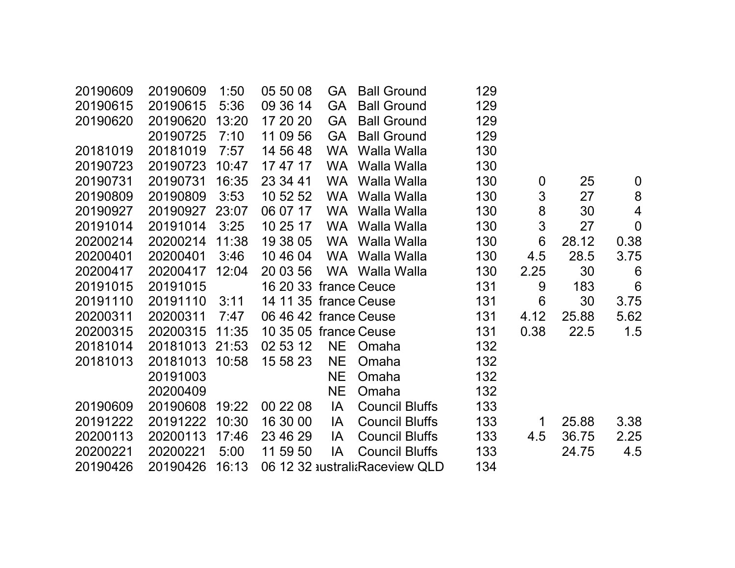| | | | | | | | | | |
|---|---|---|---|---|---|---|---|---|---|
| 20190609 | 20190609 | 1:50 | 05 50 08 | GA | Ball Ground | 129 | | | |
| 20190615 | 20190615 | 5:36 | 09 36 14 | GA | Ball Ground | 129 | | | |
| 20190620 | 20190620 | 13:20 | 17 20 20 | GA | Ball Ground | 129 | | | |
| | 20190725 | 7:10 | 11 09 56 | GA | Ball Ground | 129 | | | |
| 20181019 | 20181019 | 7:57 | 14 56 48 | WA | Walla Walla | 130 | | | |
| 20190723 | 20190723 | 10:47 | 17 47 17 | WA | Walla Walla | 130 | | | |
| 20190731 | 20190731 | 16:35 | 23 34 41 | WA | Walla Walla | 130 | 0 | 25 | 0 |
| 20190809 | 20190809 | 3:53 | 10 52 52 | WA | Walla Walla | 130 | 3 | 27 | 8 |
| 20190927 | 20190927 | 23:07 | 06 07 17 | WA | Walla Walla | 130 | 8 | 30 | 4 |
| 20191014 | 20191014 | 3:25 | 10 25 17 | WA | Walla Walla | 130 | 3 | 27 | 0 |
| 20200214 | 20200214 | 11:38 | 19 38 05 | WA | Walla Walla | 130 | 6 | 28.12 | 0.38 |
| 20200401 | 20200401 | 3:46 | 10 46 04 | WA | Walla Walla | 130 | 4.5 | 28.5 | 3.75 |
| 20200417 | 20200417 | 12:04 | 20 03 56 | WA | Walla Walla | 130 | 2.25 | 30 | 6 |
| 20191015 | 20191015 | | 16 20 33 | france | Ceuce | 131 | 9 | 183 | 6 |
| 20191110 | 20191110 | 3:11 | 14 11 35 | france | Ceuse | 131 | 6 | 30 | 3.75 |
| 20200311 | 20200311 | 7:47 | 06 46 42 | france | Ceuse | 131 | 4.12 | 25.88 | 5.62 |
| 20200315 | 20200315 | 11:35 | 10 35 05 | france | Ceuse | 131 | 0.38 | 22.5 | 1.5 |
| 20181014 | 20181013 | 21:53 | 02 53 12 | NE | Omaha | 132 | | | |
| 20181013 | 20181013 | 10:58 | 15 58 23 | NE | Omaha | 132 | | | |
| | 20191003 | | | NE | Omaha | 132 | | | |
| | 20200409 | | | NE | Omaha | 132 | | | |
| 20190609 | 20190608 | 19:22 | 00 22 08 | IA | Council Bluffs | 133 | | | |
| 20191222 | 20191222 | 10:30 | 16 30 00 | IA | Council Bluffs | 133 | 1 | 25.88 | 3.38 |
| 20200113 | 20200113 | 17:46 | 23 46 29 | IA | Council Bluffs | 133 | 4.5 | 36.75 | 2.25 |
| 20200221 | 20200221 | 5:00 | 11 59 50 | IA | Council Bluffs | 133 | | 24.75 | 4.5 |
| 20190426 | 20190426 | 16:13 | 06 12 32 | australia | Raceview QLD | 134 | | | |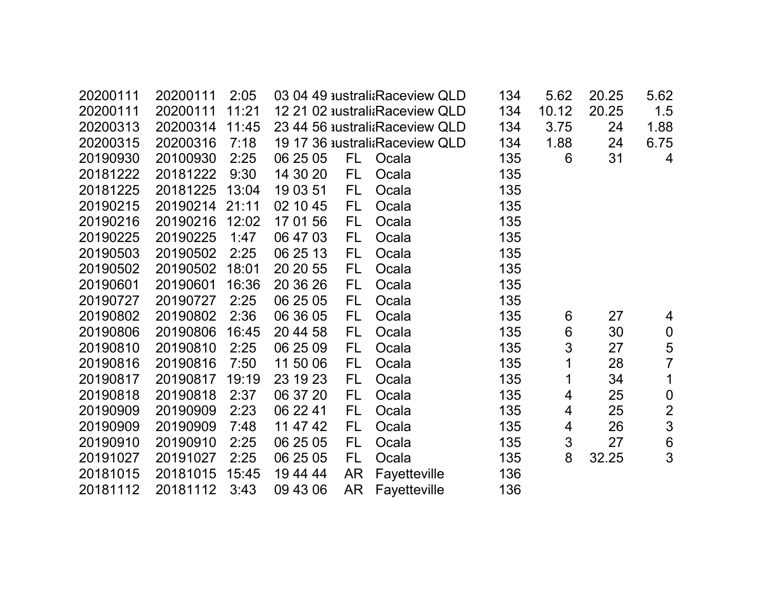| | | | | | | | | | |
|---|---|---|---|---|---|---|---|---|---|
| 20200111 | 20200111 | 2:05 | 03 04 49 | ustrali | Raceview QLD | 134 | 5.62 | 20.25 | 5.62 |
| 20200111 | 20200111 | 11:21 | 12 21 02 | ustrali | Raceview QLD | 134 | 10.12 | 20.25 | 1.5 |
| 20200313 | 20200314 | 11:45 | 23 44 56 | ustrali | Raceview QLD | 134 | 3.75 | 24 | 1.88 |
| 20200315 | 20200316 | 7:18 | 19 17 36 | ustrali | Raceview QLD | 134 | 1.88 | 24 | 6.75 |
| 20190930 | 20100930 | 2:25 | 06 25 05 | FL | Ocala | 135 | 6 | 31 | 4 |
| 20181222 | 20181222 | 9:30 | 14 30 20 | FL | Ocala | 135 | | | |
| 20181225 | 20181225 | 13:04 | 19 03 51 | FL | Ocala | 135 | | | |
| 20190215 | 20190214 | 21:11 | 02 10 45 | FL | Ocala | 135 | | | |
| 20190216 | 20190216 | 12:02 | 17 01 56 | FL | Ocala | 135 | | | |
| 20190225 | 20190225 | 1:47 | 06 47 03 | FL | Ocala | 135 | | | |
| 20190503 | 20190502 | 2:25 | 06 25 13 | FL | Ocala | 135 | | | |
| 20190502 | 20190502 | 18:01 | 20 20 55 | FL | Ocala | 135 | | | |
| 20190601 | 20190601 | 16:36 | 20 36 26 | FL | Ocala | 135 | | | |
| 20190727 | 20190727 | 2:25 | 06 25 05 | FL | Ocala | 135 | | | |
| 20190802 | 20190802 | 2:36 | 06 36 05 | FL | Ocala | 135 | 6 | 27 | 4 |
| 20190806 | 20190806 | 16:45 | 20 44 58 | FL | Ocala | 135 | 6 | 30 | 0 |
| 20190810 | 20190810 | 2:25 | 06 25 09 | FL | Ocala | 135 | 3 | 27 | 5 |
| 20190816 | 20190816 | 7:50 | 11 50 06 | FL | Ocala | 135 | 1 | 28 | 7 |
| 20190817 | 20190817 | 19:19 | 23 19 23 | FL | Ocala | 135 | 1 | 34 | 1 |
| 20190818 | 20190818 | 2:37 | 06 37 20 | FL | Ocala | 135 | 4 | 25 | 0 |
| 20190909 | 20190909 | 2:23 | 06 22 41 | FL | Ocala | 135 | 4 | 25 | 2 |
| 20190909 | 20190909 | 7:48 | 11 47 42 | FL | Ocala | 135 | 4 | 26 | 3 |
| 20190910 | 20190910 | 2:25 | 06 25 05 | FL | Ocala | 135 | 3 | 27 | 6 |
| 20191027 | 20191027 | 2:25 | 06 25 05 | FL | Ocala | 135 | 8 | 32.25 | 3 |
| 20181015 | 20181015 | 15:45 | 19 44 44 | AR | Fayetteville | 136 | | | |
| 20181112 | 20181112 | 3:43 | 09 43 06 | AR | Fayetteville | 136 | | | |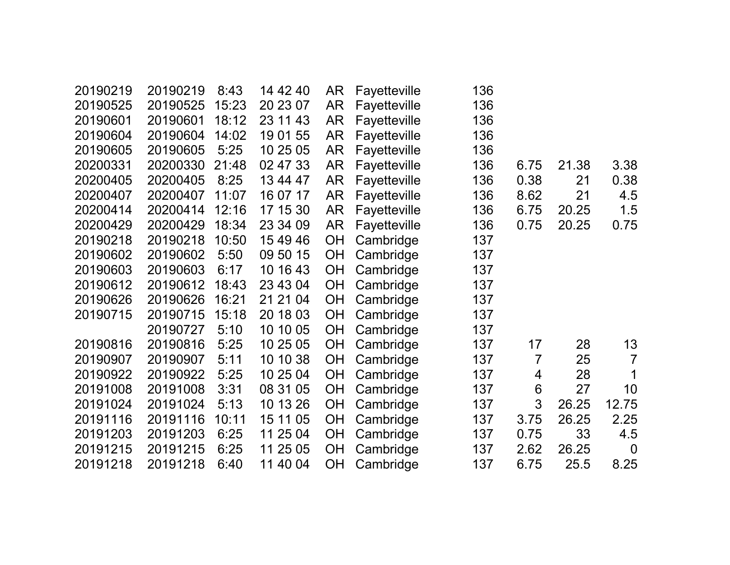| | | | | | | | | | |
|---|---|---|---|---|---|---|---|---|---|
| 20190219 | 20190219 | 8:43 | 14 42 40 | AR | Fayetteville | 136 | | | |
| 20190525 | 20190525 | 15:23 | 20 23 07 | AR | Fayetteville | 136 | | | |
| 20190601 | 20190601 | 18:12 | 23 11 43 | AR | Fayetteville | 136 | | | |
| 20190604 | 20190604 | 14:02 | 19 01 55 | AR | Fayetteville | 136 | | | |
| 20190605 | 20190605 | 5:25 | 10 25 05 | AR | Fayetteville | 136 | | | |
| 20200331 | 20200330 | 21:48 | 02 47 33 | AR | Fayetteville | 136 | 6.75 | 21.38 | 3.38 |
| 20200405 | 20200405 | 8:25 | 13 44 47 | AR | Fayetteville | 136 | 0.38 | 21 | 0.38 |
| 20200407 | 20200407 | 11:07 | 16 07 17 | AR | Fayetteville | 136 | 8.62 | 21 | 4.5 |
| 20200414 | 20200414 | 12:16 | 17 15 30 | AR | Fayetteville | 136 | 6.75 | 20.25 | 1.5 |
| 20200429 | 20200429 | 18:34 | 23 34 09 | AR | Fayetteville | 136 | 0.75 | 20.25 | 0.75 |
| 20190218 | 20190218 | 10:50 | 15 49 46 | OH | Cambridge | 137 | | | |
| 20190602 | 20190602 | 5:50 | 09 50 15 | OH | Cambridge | 137 | | | |
| 20190603 | 20190603 | 6:17 | 10 16 43 | OH | Cambridge | 137 | | | |
| 20190612 | 20190612 | 18:43 | 23 43 04 | OH | Cambridge | 137 | | | |
| 20190626 | 20190626 | 16:21 | 21 21 04 | OH | Cambridge | 137 | | | |
| 20190715 | 20190715 | 15:18 | 20 18 03 | OH | Cambridge | 137 | | | |
| | 20190727 | 5:10 | 10 10 05 | OH | Cambridge | 137 | | | |
| 20190816 | 20190816 | 5:25 | 10 25 05 | OH | Cambridge | 137 | 17 | 28 | 13 |
| 20190907 | 20190907 | 5:11 | 10 10 38 | OH | Cambridge | 137 | 7 | 25 | 7 |
| 20190922 | 20190922 | 5:25 | 10 25 04 | OH | Cambridge | 137 | 4 | 28 | 1 |
| 20191008 | 20191008 | 3:31 | 08 31 05 | OH | Cambridge | 137 | 6 | 27 | 10 |
| 20191024 | 20191024 | 5:13 | 10 13 26 | OH | Cambridge | 137 | 3 | 26.25 | 12.75 |
| 20191116 | 20191116 | 10:11 | 15 11 05 | OH | Cambridge | 137 | 3.75 | 26.25 | 2.25 |
| 20191203 | 20191203 | 6:25 | 11 25 04 | OH | Cambridge | 137 | 0.75 | 33 | 4.5 |
| 20191215 | 20191215 | 6:25 | 11 25 05 | OH | Cambridge | 137 | 2.62 | 26.25 | 0 |
| 20191218 | 20191218 | 6:40 | 11 40 04 | OH | Cambridge | 137 | 6.75 | 25.5 | 8.25 |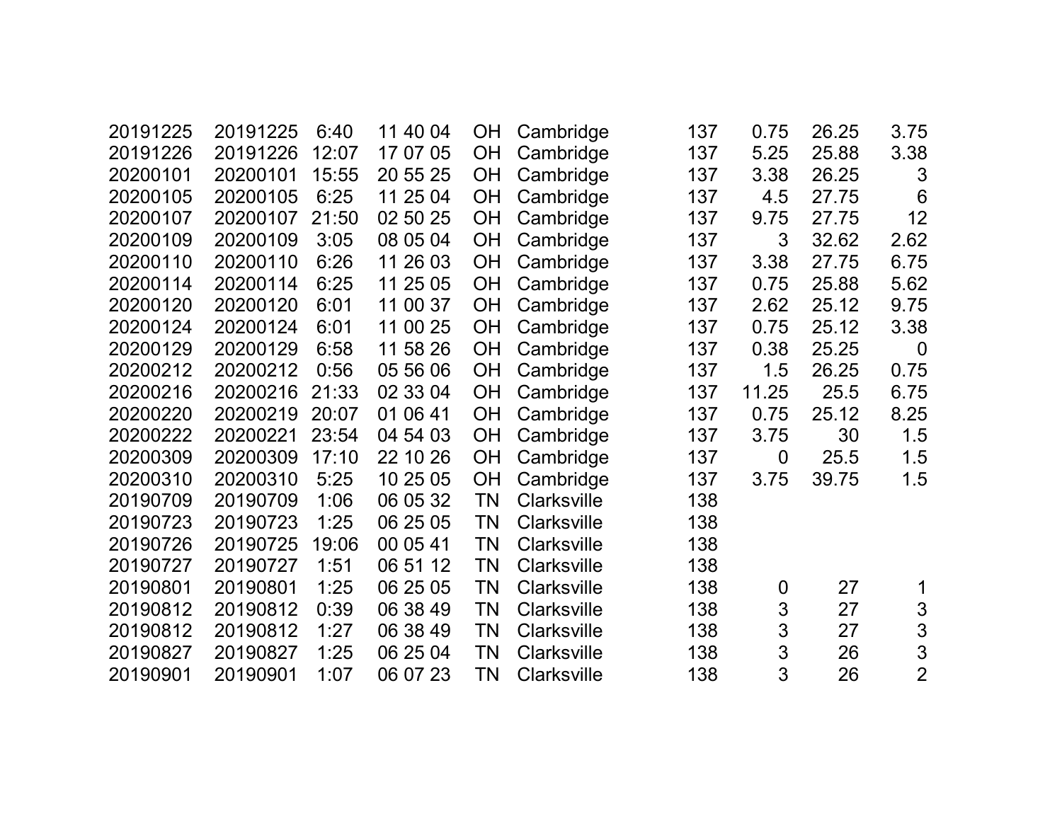| | | | | | | | | | |
|---|---|---|---|---|---|---|---|---|---|
| 20191225 | 20191225 | 6:40 | 11 40 04 | OH | Cambridge | 137 | 0.75 | 26.25 | 3.75 |
| 20191226 | 20191226 | 12:07 | 17 07 05 | OH | Cambridge | 137 | 5.25 | 25.88 | 3.38 |
| 20200101 | 20200101 | 15:55 | 20 55 25 | OH | Cambridge | 137 | 3.38 | 26.25 | 3 |
| 20200105 | 20200105 | 6:25 | 11 25 04 | OH | Cambridge | 137 | 4.5 | 27.75 | 6 |
| 20200107 | 20200107 | 21:50 | 02 50 25 | OH | Cambridge | 137 | 9.75 | 27.75 | 12 |
| 20200109 | 20200109 | 3:05 | 08 05 04 | OH | Cambridge | 137 | 3 | 32.62 | 2.62 |
| 20200110 | 20200110 | 6:26 | 11 26 03 | OH | Cambridge | 137 | 3.38 | 27.75 | 6.75 |
| 20200114 | 20200114 | 6:25 | 11 25 05 | OH | Cambridge | 137 | 0.75 | 25.88 | 5.62 |
| 20200120 | 20200120 | 6:01 | 11 00 37 | OH | Cambridge | 137 | 2.62 | 25.12 | 9.75 |
| 20200124 | 20200124 | 6:01 | 11 00 25 | OH | Cambridge | 137 | 0.75 | 25.12 | 3.38 |
| 20200129 | 20200129 | 6:58 | 11 58 26 | OH | Cambridge | 137 | 0.38 | 25.25 | 0 |
| 20200212 | 20200212 | 0:56 | 05 56 06 | OH | Cambridge | 137 | 1.5 | 26.25 | 0.75 |
| 20200216 | 20200216 | 21:33 | 02 33 04 | OH | Cambridge | 137 | 11.25 | 25.5 | 6.75 |
| 20200220 | 20200219 | 20:07 | 01 06 41 | OH | Cambridge | 137 | 0.75 | 25.12 | 8.25 |
| 20200222 | 20200221 | 23:54 | 04 54 03 | OH | Cambridge | 137 | 3.75 | 30 | 1.5 |
| 20200309 | 20200309 | 17:10 | 22 10 26 | OH | Cambridge | 137 | 0 | 25.5 | 1.5 |
| 20200310 | 20200310 | 5:25 | 10 25 05 | OH | Cambridge | 137 | 3.75 | 39.75 | 1.5 |
| 20190709 | 20190709 | 1:06 | 06 05 32 | TN | Clarksville | 138 | | | |
| 20190723 | 20190723 | 1:25 | 06 25 05 | TN | Clarksville | 138 | | | |
| 20190726 | 20190725 | 19:06 | 00 05 41 | TN | Clarksville | 138 | | | |
| 20190727 | 20190727 | 1:51 | 06 51 12 | TN | Clarksville | 138 | | | |
| 20190801 | 20190801 | 1:25 | 06 25 05 | TN | Clarksville | 138 | 0 | 27 | 1 |
| 20190812 | 20190812 | 0:39 | 06 38 49 | TN | Clarksville | 138 | 3 | 27 | 3 |
| 20190812 | 20190812 | 1:27 | 06 38 49 | TN | Clarksville | 138 | 3 | 27 | 3 |
| 20190827 | 20190827 | 1:25 | 06 25 04 | TN | Clarksville | 138 | 3 | 26 | 3 |
| 20190901 | 20190901 | 1:07 | 06 07 23 | TN | Clarksville | 138 | 3 | 26 | 2 |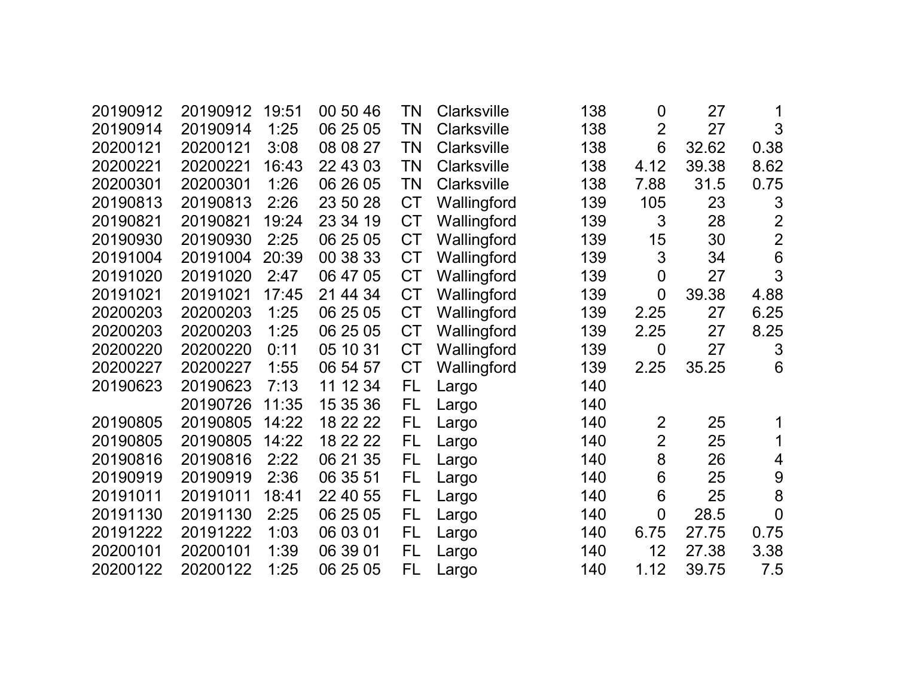| | | | | | | | | | |
|---|---|---|---|---|---|---|---|---|---|
| 20190912 | 20190912 | 19:51 | 00 50 46 | TN | Clarksville | 138 | 0 | 27 | 1 |
| 20190914 | 20190914 | 1:25 | 06 25 05 | TN | Clarksville | 138 | 2 | 27 | 3 |
| 20200121 | 20200121 | 3:08 | 08 08 27 | TN | Clarksville | 138 | 6 | 32.62 | 0.38 |
| 20200221 | 20200221 | 16:43 | 22 43 03 | TN | Clarksville | 138 | 4.12 | 39.38 | 8.62 |
| 20200301 | 20200301 | 1:26 | 06 26 05 | TN | Clarksville | 138 | 7.88 | 31.5 | 0.75 |
| 20190813 | 20190813 | 2:26 | 23 50 28 | CT | Wallingford | 139 | 105 | 23 | 3 |
| 20190821 | 20190821 | 19:24 | 23 34 19 | CT | Wallingford | 139 | 3 | 28 | 2 |
| 20190930 | 20190930 | 2:25 | 06 25 05 | CT | Wallingford | 139 | 15 | 30 | 2 |
| 20191004 | 20191004 | 20:39 | 00 38 33 | CT | Wallingford | 139 | 3 | 34 | 6 |
| 20191020 | 20191020 | 2:47 | 06 47 05 | CT | Wallingford | 139 | 0 | 27 | 3 |
| 20191021 | 20191021 | 17:45 | 21 44 34 | CT | Wallingford | 139 | 0 | 39.38 | 4.88 |
| 20200203 | 20200203 | 1:25 | 06 25 05 | CT | Wallingford | 139 | 2.25 | 27 | 6.25 |
| 20200203 | 20200203 | 1:25 | 06 25 05 | CT | Wallingford | 139 | 2.25 | 27 | 8.25 |
| 20200220 | 20200220 | 0:11 | 05 10 31 | CT | Wallingford | 139 | 0 | 27 | 3 |
| 20200227 | 20200227 | 1:55 | 06 54 57 | CT | Wallingford | 139 | 2.25 | 35.25 | 6 |
| 20190623 | 20190623 | 7:13 | 11 12 34 | FL | Largo | 140 | | | |
| | 20190726 | 11:35 | 15 35 36 | FL | Largo | 140 | | | |
| 20190805 | 20190805 | 14:22 | 18 22 22 | FL | Largo | 140 | 2 | 25 | 1 |
| 20190805 | 20190805 | 14:22 | 18 22 22 | FL | Largo | 140 | 2 | 25 | 1 |
| 20190816 | 20190816 | 2:22 | 06 21 35 | FL | Largo | 140 | 8 | 26 | 4 |
| 20190919 | 20190919 | 2:36 | 06 35 51 | FL | Largo | 140 | 6 | 25 | 9 |
| 20191011 | 20191011 | 18:41 | 22 40 55 | FL | Largo | 140 | 6 | 25 | 8 |
| 20191130 | 20191130 | 2:25 | 06 25 05 | FL | Largo | 140 | 0 | 28.5 | 0 |
| 20191222 | 20191222 | 1:03 | 06 03 01 | FL | Largo | 140 | 6.75 | 27.75 | 0.75 |
| 20200101 | 20200101 | 1:39 | 06 39 01 | FL | Largo | 140 | 12 | 27.38 | 3.38 |
| 20200122 | 20200122 | 1:25 | 06 25 05 | FL | Largo | 140 | 1.12 | 39.75 | 7.5 |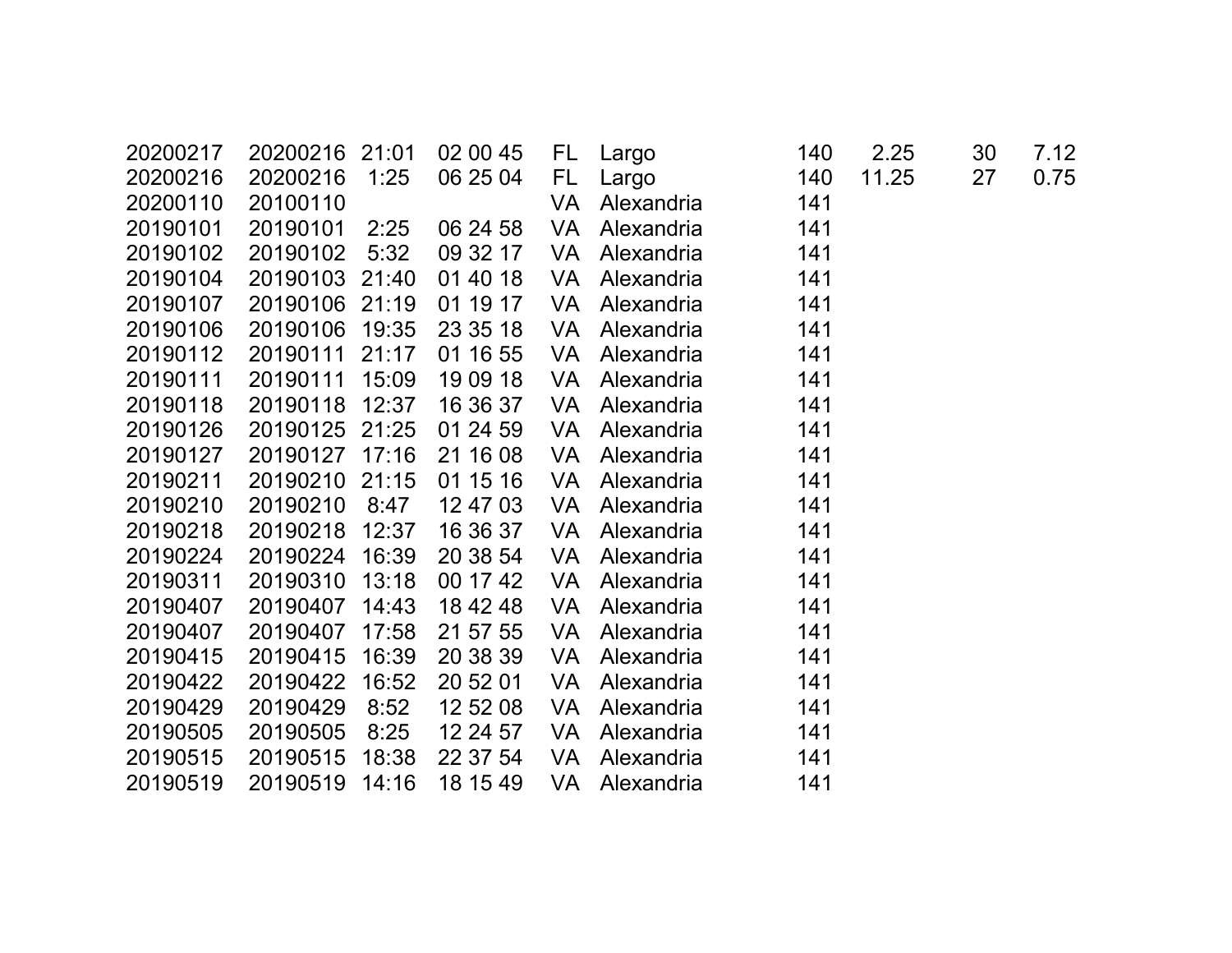| | | | | | | | | | |
|---|---|---|---|---|---|---|---|---|---|
| 20200217 | 20200216 | 21:01 | 02 00 45 | FL | Largo | 140 | 2.25 | 30 | 7.12 |
| 20200216 | 20200216 | 1:25 | 06 25 04 | FL | Largo | 140 | 11.25 | 27 | 0.75 |
| 20200110 | 20100110 | | | VA | Alexandria | 141 | | | |
| 20190101 | 20190101 | 2:25 | 06 24 58 | VA | Alexandria | 141 | | | |
| 20190102 | 20190102 | 5:32 | 09 32 17 | VA | Alexandria | 141 | | | |
| 20190104 | 20190103 | 21:40 | 01 40 18 | VA | Alexandria | 141 | | | |
| 20190107 | 20190106 | 21:19 | 01 19 17 | VA | Alexandria | 141 | | | |
| 20190106 | 20190106 | 19:35 | 23 35 18 | VA | Alexandria | 141 | | | |
| 20190112 | 20190111 | 21:17 | 01 16 55 | VA | Alexandria | 141 | | | |
| 20190111 | 20190111 | 15:09 | 19 09 18 | VA | Alexandria | 141 | | | |
| 20190118 | 20190118 | 12:37 | 16 36 37 | VA | Alexandria | 141 | | | |
| 20190126 | 20190125 | 21:25 | 01 24 59 | VA | Alexandria | 141 | | | |
| 20190127 | 20190127 | 17:16 | 21 16 08 | VA | Alexandria | 141 | | | |
| 20190211 | 20190210 | 21:15 | 01 15 16 | VA | Alexandria | 141 | | | |
| 20190210 | 20190210 | 8:47 | 12 47 03 | VA | Alexandria | 141 | | | |
| 20190218 | 20190218 | 12:37 | 16 36 37 | VA | Alexandria | 141 | | | |
| 20190224 | 20190224 | 16:39 | 20 38 54 | VA | Alexandria | 141 | | | |
| 20190311 | 20190310 | 13:18 | 00 17 42 | VA | Alexandria | 141 | | | |
| 20190407 | 20190407 | 14:43 | 18 42 48 | VA | Alexandria | 141 | | | |
| 20190407 | 20190407 | 17:58 | 21 57 55 | VA | Alexandria | 141 | | | |
| 20190415 | 20190415 | 16:39 | 20 38 39 | VA | Alexandria | 141 | | | |
| 20190422 | 20190422 | 16:52 | 20 52 01 | VA | Alexandria | 141 | | | |
| 20190429 | 20190429 | 8:52 | 12 52 08 | VA | Alexandria | 141 | | | |
| 20190505 | 20190505 | 8:25 | 12 24 57 | VA | Alexandria | 141 | | | |
| 20190515 | 20190515 | 18:38 | 22 37 54 | VA | Alexandria | 141 | | | |
| 20190519 | 20190519 | 14:16 | 18 15 49 | VA | Alexandria | 141 | | | |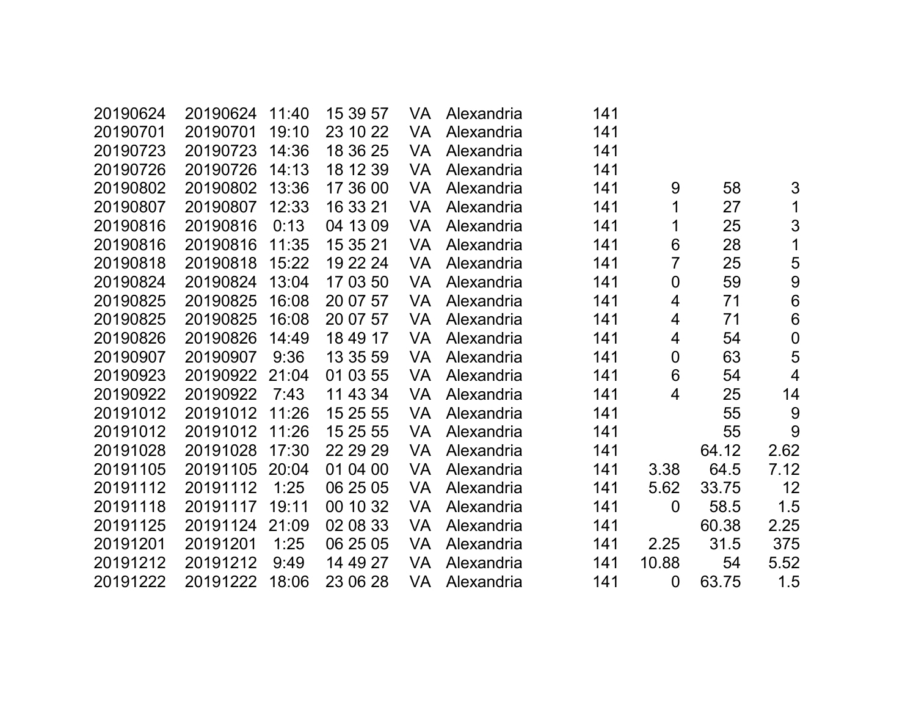| | | | | | | | | | |
|---|---|---|---|---|---|---|---|---|---|
| 20190624 | 20190624 | 11:40 | 15 39 57 | VA | Alexandria | 141 | | | |
| 20190701 | 20190701 | 19:10 | 23 10 22 | VA | Alexandria | 141 | | | |
| 20190723 | 20190723 | 14:36 | 18 36 25 | VA | Alexandria | 141 | | | |
| 20190726 | 20190726 | 14:13 | 18 12 39 | VA | Alexandria | 141 | | | |
| 20190802 | 20190802 | 13:36 | 17 36 00 | VA | Alexandria | 141 | 9 | 58 | 3 |
| 20190807 | 20190807 | 12:33 | 16 33 21 | VA | Alexandria | 141 | 1 | 27 | 1 |
| 20190816 | 20190816 | 0:13 | 04 13 09 | VA | Alexandria | 141 | 1 | 25 | 3 |
| 20190816 | 20190816 | 11:35 | 15 35 21 | VA | Alexandria | 141 | 6 | 28 | 1 |
| 20190818 | 20190818 | 15:22 | 19 22 24 | VA | Alexandria | 141 | 7 | 25 | 5 |
| 20190824 | 20190824 | 13:04 | 17 03 50 | VA | Alexandria | 141 | 0 | 59 | 9 |
| 20190825 | 20190825 | 16:08 | 20 07 57 | VA | Alexandria | 141 | 4 | 71 | 6 |
| 20190825 | 20190825 | 16:08 | 20 07 57 | VA | Alexandria | 141 | 4 | 71 | 6 |
| 20190826 | 20190826 | 14:49 | 18 49 17 | VA | Alexandria | 141 | 4 | 54 | 0 |
| 20190907 | 20190907 | 9:36 | 13 35 59 | VA | Alexandria | 141 | 0 | 63 | 5 |
| 20190923 | 20190922 | 21:04 | 01 03 55 | VA | Alexandria | 141 | 6 | 54 | 4 |
| 20190922 | 20190922 | 7:43 | 11 43 34 | VA | Alexandria | 141 | 4 | 25 | 14 |
| 20191012 | 20191012 | 11:26 | 15 25 55 | VA | Alexandria | 141 | | 55 | 9 |
| 20191012 | 20191012 | 11:26 | 15 25 55 | VA | Alexandria | 141 | | 55 | 9 |
| 20191028 | 20191028 | 17:30 | 22 29 29 | VA | Alexandria | 141 | | 64.12 | 2.62 |
| 20191105 | 20191105 | 20:04 | 01 04 00 | VA | Alexandria | 141 | 3.38 | 64.5 | 7.12 |
| 20191112 | 20191112 | 1:25 | 06 25 05 | VA | Alexandria | 141 | 5.62 | 33.75 | 12 |
| 20191118 | 20191117 | 19:11 | 00 10 32 | VA | Alexandria | 141 | 0 | 58.5 | 1.5 |
| 20191125 | 20191124 | 21:09 | 02 08 33 | VA | Alexandria | 141 | | 60.38 | 2.25 |
| 20191201 | 20191201 | 1:25 | 06 25 05 | VA | Alexandria | 141 | 2.25 | 31.5 | 375 |
| 20191212 | 20191212 | 9:49 | 14 49 27 | VA | Alexandria | 141 | 10.88 | 54 | 5.52 |
| 20191222 | 20191222 | 18:06 | 23 06 28 | VA | Alexandria | 141 | 0 | 63.75 | 1.5 |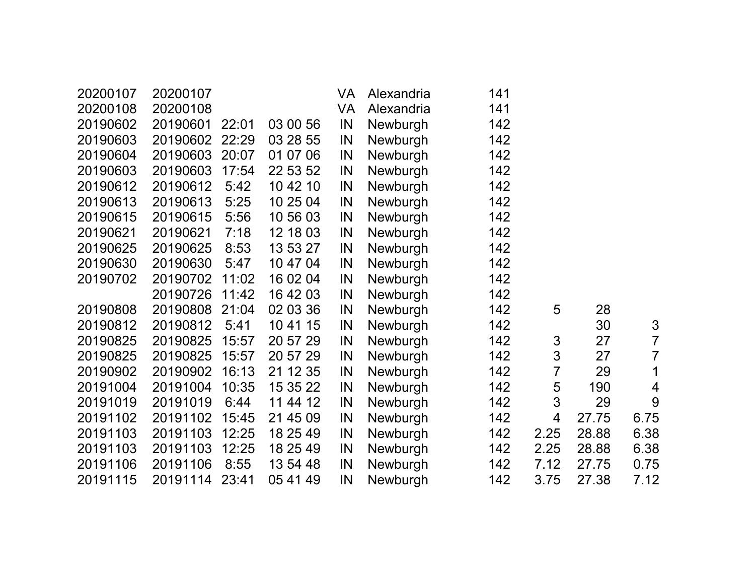| | | | | | | | | | |
|---|---|---|---|---|---|---|---|---|---|
| 20200107 | 20200107 | | | VA | Alexandria | 141 | | | |
| 20200108 | 20200108 | | | VA | Alexandria | 141 | | | |
| 20190602 | 20190601 | 22:01 | 03 00 56 | IN | Newburgh | 142 | | | |
| 20190603 | 20190602 | 22:29 | 03 28 55 | IN | Newburgh | 142 | | | |
| 20190604 | 20190603 | 20:07 | 01 07 06 | IN | Newburgh | 142 | | | |
| 20190603 | 20190603 | 17:54 | 22 53 52 | IN | Newburgh | 142 | | | |
| 20190612 | 20190612 | 5:42 | 10 42 10 | IN | Newburgh | 142 | | | |
| 20190613 | 20190613 | 5:25 | 10 25 04 | IN | Newburgh | 142 | | | |
| 20190615 | 20190615 | 5:56 | 10 56 03 | IN | Newburgh | 142 | | | |
| 20190621 | 20190621 | 7:18 | 12 18 03 | IN | Newburgh | 142 | | | |
| 20190625 | 20190625 | 8:53 | 13 53 27 | IN | Newburgh | 142 | | | |
| 20190630 | 20190630 | 5:47 | 10 47 04 | IN | Newburgh | 142 | | | |
| 20190702 | 20190702 | 11:02 | 16 02 04 | IN | Newburgh | 142 | | | |
| | 20190726 | 11:42 | 16 42 03 | IN | Newburgh | 142 | | | |
| 20190808 | 20190808 | 21:04 | 02 03 36 | IN | Newburgh | 142 | 5 | 28 | |
| 20190812 | 20190812 | 5:41 | 10 41 15 | IN | Newburgh | 142 | | 30 | 3 |
| 20190825 | 20190825 | 15:57 | 20 57 29 | IN | Newburgh | 142 | 3 | 27 | 7 |
| 20190825 | 20190825 | 15:57 | 20 57 29 | IN | Newburgh | 142 | 3 | 27 | 7 |
| 20190902 | 20190902 | 16:13 | 21 12 35 | IN | Newburgh | 142 | 7 | 29 | 1 |
| 20191004 | 20191004 | 10:35 | 15 35 22 | IN | Newburgh | 142 | 5 | 190 | 4 |
| 20191019 | 20191019 | 6:44 | 11 44 12 | IN | Newburgh | 142 | 3 | 29 | 9 |
| 20191102 | 20191102 | 15:45 | 21 45 09 | IN | Newburgh | 142 | 4 | 27.75 | 6.75 |
| 20191103 | 20191103 | 12:25 | 18 25 49 | IN | Newburgh | 142 | 2.25 | 28.88 | 6.38 |
| 20191103 | 20191103 | 12:25 | 18 25 49 | IN | Newburgh | 142 | 2.25 | 28.88 | 6.38 |
| 20191106 | 20191106 | 8:55 | 13 54 48 | IN | Newburgh | 142 | 7.12 | 27.75 | 0.75 |
| 20191115 | 20191114 | 23:41 | 05 41 49 | IN | Newburgh | 142 | 3.75 | 27.38 | 7.12 |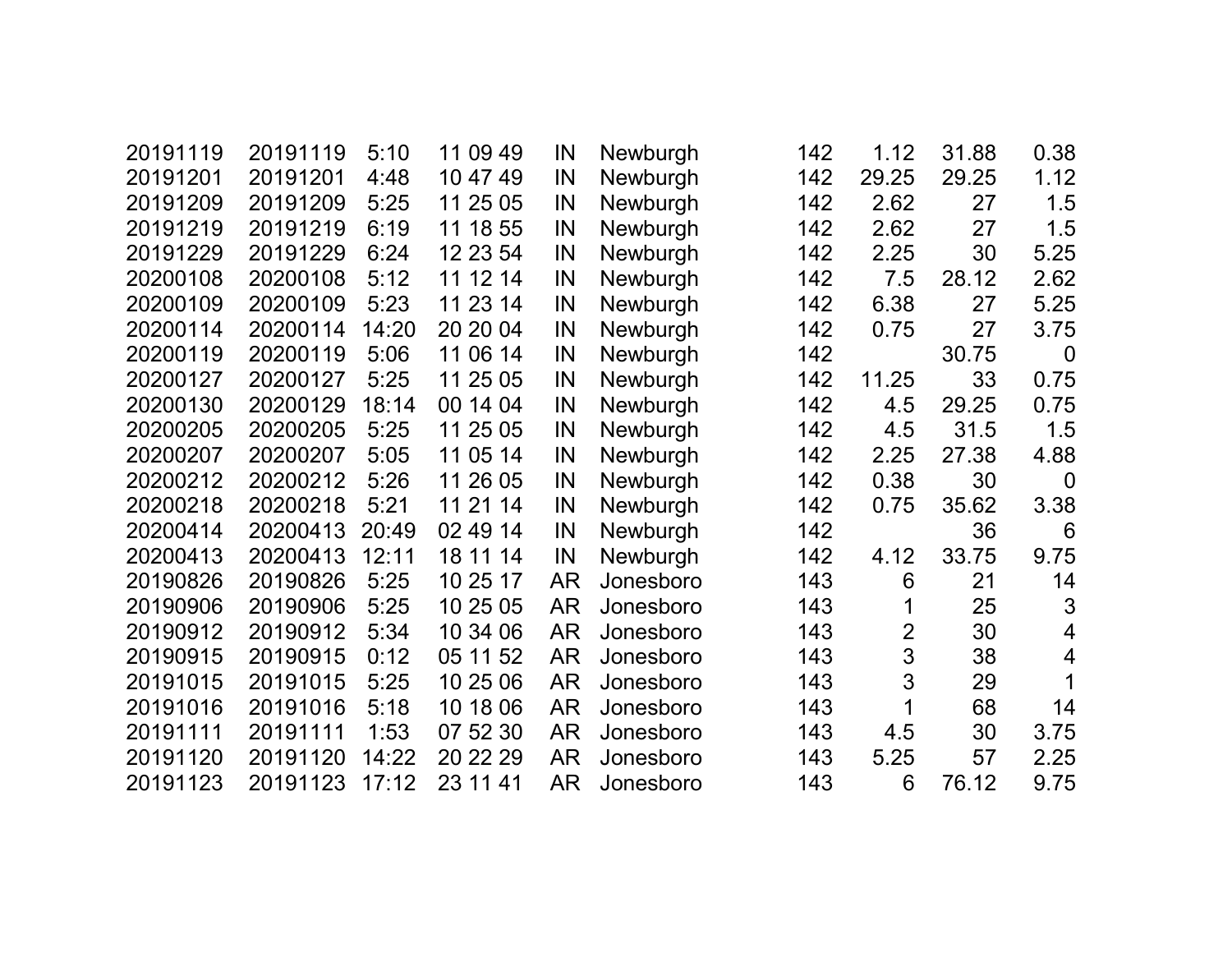| | | | | | | | | | |
|---|---|---|---|---|---|---|---|---|---|
| 20191119 | 20191119 | 5:10 | 11 09 49 | IN | Newburgh | 142 | 1.12 | 31.88 | 0.38 |
| 20191201 | 20191201 | 4:48 | 10 47 49 | IN | Newburgh | 142 | 29.25 | 29.25 | 1.12 |
| 20191209 | 20191209 | 5:25 | 11 25 05 | IN | Newburgh | 142 | 2.62 | 27 | 1.5 |
| 20191219 | 20191219 | 6:19 | 11 18 55 | IN | Newburgh | 142 | 2.62 | 27 | 1.5 |
| 20191229 | 20191229 | 6:24 | 12 23 54 | IN | Newburgh | 142 | 2.25 | 30 | 5.25 |
| 20200108 | 20200108 | 5:12 | 11 12 14 | IN | Newburgh | 142 | 7.5 | 28.12 | 2.62 |
| 20200109 | 20200109 | 5:23 | 11 23 14 | IN | Newburgh | 142 | 6.38 | 27 | 5.25 |
| 20200114 | 20200114 | 14:20 | 20 20 04 | IN | Newburgh | 142 | 0.75 | 27 | 3.75 |
| 20200119 | 20200119 | 5:06 | 11 06 14 | IN | Newburgh | 142 | | 30.75 | 0 |
| 20200127 | 20200127 | 5:25 | 11 25 05 | IN | Newburgh | 142 | 11.25 | 33 | 0.75 |
| 20200130 | 20200129 | 18:14 | 00 14 04 | IN | Newburgh | 142 | 4.5 | 29.25 | 0.75 |
| 20200205 | 20200205 | 5:25 | 11 25 05 | IN | Newburgh | 142 | 4.5 | 31.5 | 1.5 |
| 20200207 | 20200207 | 5:05 | 11 05 14 | IN | Newburgh | 142 | 2.25 | 27.38 | 4.88 |
| 20200212 | 20200212 | 5:26 | 11 26 05 | IN | Newburgh | 142 | 0.38 | 30 | 0 |
| 20200218 | 20200218 | 5:21 | 11 21 14 | IN | Newburgh | 142 | 0.75 | 35.62 | 3.38 |
| 20200414 | 20200413 | 20:49 | 02 49 14 | IN | Newburgh | 142 | | 36 | 6 |
| 20200413 | 20200413 | 12:11 | 18 11 14 | IN | Newburgh | 142 | 4.12 | 33.75 | 9.75 |
| 20190826 | 20190826 | 5:25 | 10 25 17 | AR | Jonesboro | 143 | 6 | 21 | 14 |
| 20190906 | 20190906 | 5:25 | 10 25 05 | AR | Jonesboro | 143 | 1 | 25 | 3 |
| 20190912 | 20190912 | 5:34 | 10 34 06 | AR | Jonesboro | 143 | 2 | 30 | 4 |
| 20190915 | 20190915 | 0:12 | 05 11 52 | AR | Jonesboro | 143 | 3 | 38 | 4 |
| 20191015 | 20191015 | 5:25 | 10 25 06 | AR | Jonesboro | 143 | 3 | 29 | 1 |
| 20191016 | 20191016 | 5:18 | 10 18 06 | AR | Jonesboro | 143 | 1 | 68 | 14 |
| 20191111 | 20191111 | 1:53 | 07 52 30 | AR | Jonesboro | 143 | 4.5 | 30 | 3.75 |
| 20191120 | 20191120 | 14:22 | 20 22 29 | AR | Jonesboro | 143 | 5.25 | 57 | 2.25 |
| 20191123 | 20191123 | 17:12 | 23 11 41 | AR | Jonesboro | 143 | 6 | 76.12 | 9.75 |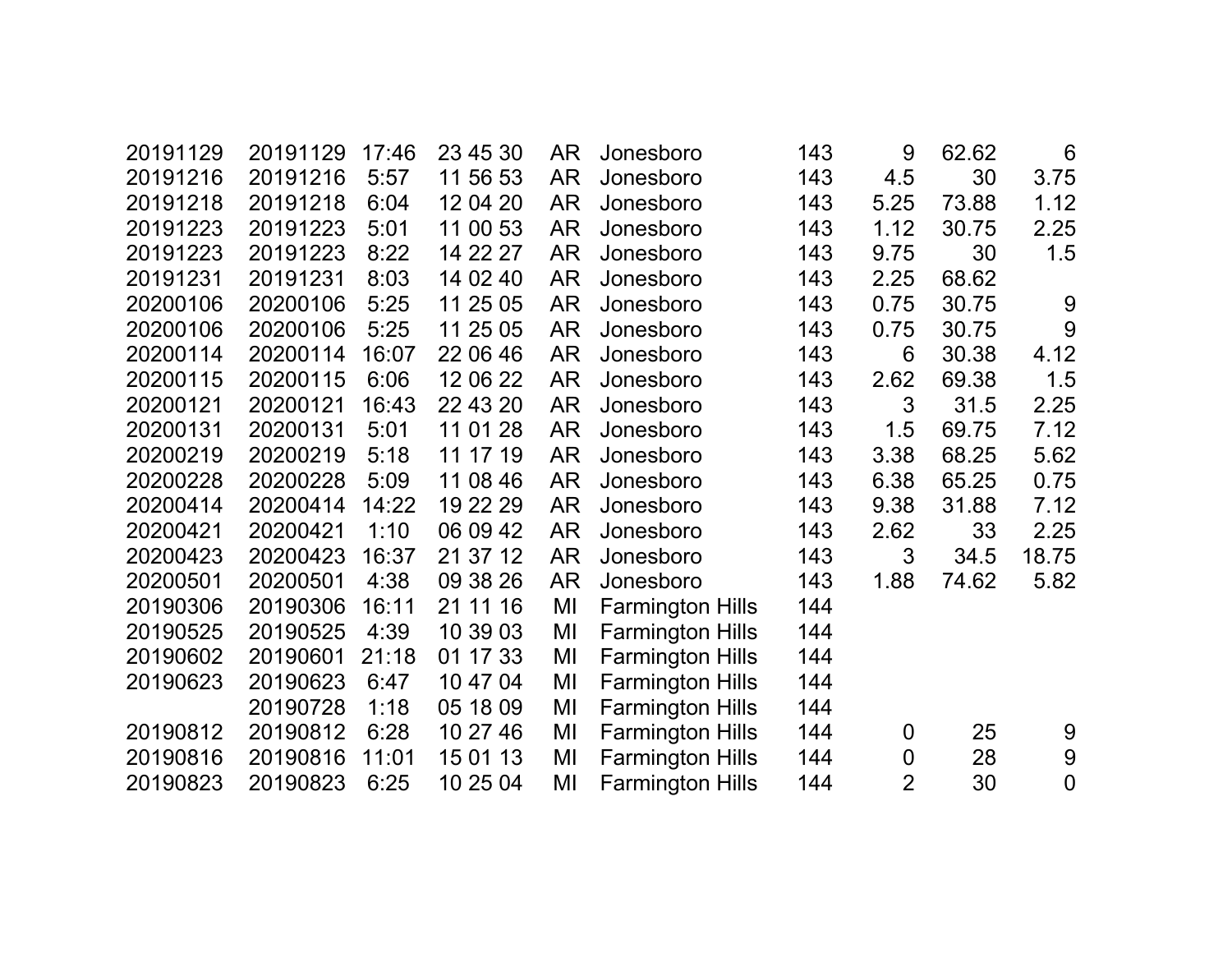| | | | | | | | | | |
|---|---|---|---|---|---|---|---|---|---|
| 20191129 | 20191129 | 17:46 | 23 45 30 | AR | Jonesboro | 143 | 9 | 62.62 | 6 |
| 20191216 | 20191216 | 5:57 | 11 56 53 | AR | Jonesboro | 143 | 4.5 | 30 | 3.75 |
| 20191218 | 20191218 | 6:04 | 12 04 20 | AR | Jonesboro | 143 | 5.25 | 73.88 | 1.12 |
| 20191223 | 20191223 | 5:01 | 11 00 53 | AR | Jonesboro | 143 | 1.12 | 30.75 | 2.25 |
| 20191223 | 20191223 | 8:22 | 14 22 27 | AR | Jonesboro | 143 | 9.75 | 30 | 1.5 |
| 20191231 | 20191231 | 8:03 | 14 02 40 | AR | Jonesboro | 143 | 2.25 | 68.62 | |
| 20200106 | 20200106 | 5:25 | 11 25 05 | AR | Jonesboro | 143 | 0.75 | 30.75 | 9 |
| 20200106 | 20200106 | 5:25 | 11 25 05 | AR | Jonesboro | 143 | 0.75 | 30.75 | 9 |
| 20200114 | 20200114 | 16:07 | 22 06 46 | AR | Jonesboro | 143 | 6 | 30.38 | 4.12 |
| 20200115 | 20200115 | 6:06 | 12 06 22 | AR | Jonesboro | 143 | 2.62 | 69.38 | 1.5 |
| 20200121 | 20200121 | 16:43 | 22 43 20 | AR | Jonesboro | 143 | 3 | 31.5 | 2.25 |
| 20200131 | 20200131 | 5:01 | 11 01 28 | AR | Jonesboro | 143 | 1.5 | 69.75 | 7.12 |
| 20200219 | 20200219 | 5:18 | 11 17 19 | AR | Jonesboro | 143 | 3.38 | 68.25 | 5.62 |
| 20200228 | 20200228 | 5:09 | 11 08 46 | AR | Jonesboro | 143 | 6.38 | 65.25 | 0.75 |
| 20200414 | 20200414 | 14:22 | 19 22 29 | AR | Jonesboro | 143 | 9.38 | 31.88 | 7.12 |
| 20200421 | 20200421 | 1:10 | 06 09 42 | AR | Jonesboro | 143 | 2.62 | 33 | 2.25 |
| 20200423 | 20200423 | 16:37 | 21 37 12 | AR | Jonesboro | 143 | 3 | 34.5 | 18.75 |
| 20200501 | 20200501 | 4:38 | 09 38 26 | AR | Jonesboro | 143 | 1.88 | 74.62 | 5.82 |
| 20190306 | 20190306 | 16:11 | 21 11 16 | MI | Farmington Hills | 144 | | | |
| 20190525 | 20190525 | 4:39 | 10 39 03 | MI | Farmington Hills | 144 | | | |
| 20190602 | 20190601 | 21:18 | 01 17 33 | MI | Farmington Hills | 144 | | | |
| 20190623 | 20190623 | 6:47 | 10 47 04 | MI | Farmington Hills | 144 | | | |
| | 20190728 | 1:18 | 05 18 09 | MI | Farmington Hills | 144 | | | |
| 20190812 | 20190812 | 6:28 | 10 27 46 | MI | Farmington Hills | 144 | 0 | 25 | 9 |
| 20190816 | 20190816 | 11:01 | 15 01 13 | MI | Farmington Hills | 144 | 0 | 28 | 9 |
| 20190823 | 20190823 | 6:25 | 10 25 04 | MI | Farmington Hills | 144 | 2 | 30 | 0 |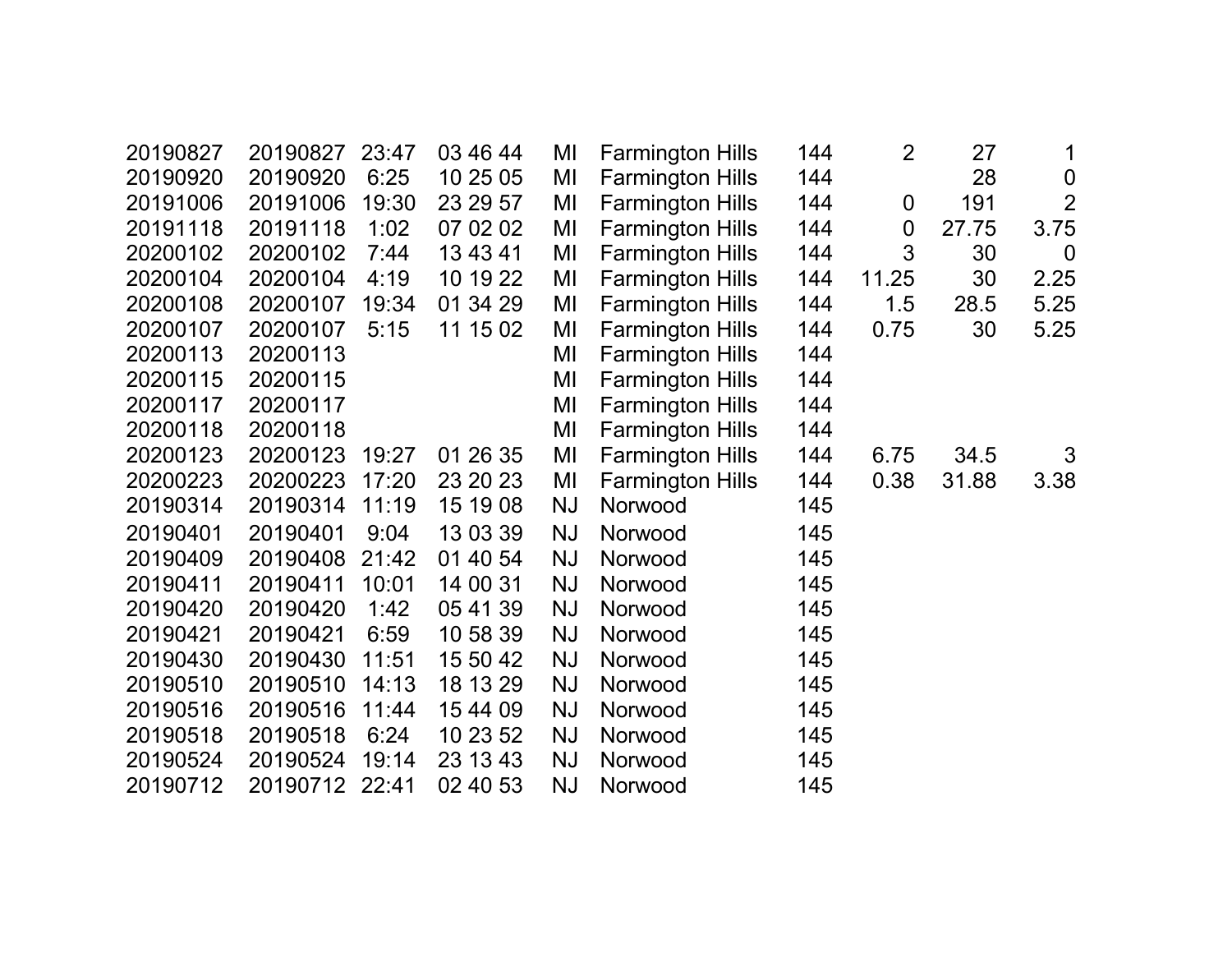| | | | | | | | | | |
|---|---|---|---|---|---|---|---|---|---|
| 20190827 | 20190827 | 23:47 | 03 46 44 | MI | Farmington Hills | 144 | 2 | 27 | 1 |
| 20190920 | 20190920 | 6:25 | 10 25 05 | MI | Farmington Hills | 144 | | 28 | 0 |
| 20191006 | 20191006 | 19:30 | 23 29 57 | MI | Farmington Hills | 144 | 0 | 191 | 2 |
| 20191118 | 20191118 | 1:02 | 07 02 02 | MI | Farmington Hills | 144 | 0 | 27.75 | 3.75 |
| 20200102 | 20200102 | 7:44 | 13 43 41 | MI | Farmington Hills | 144 | 3 | 30 | 0 |
| 20200104 | 20200104 | 4:19 | 10 19 22 | MI | Farmington Hills | 144 | 11.25 | 30 | 2.25 |
| 20200108 | 20200107 | 19:34 | 01 34 29 | MI | Farmington Hills | 144 | 1.5 | 28.5 | 5.25 |
| 20200107 | 20200107 | 5:15 | 11 15 02 | MI | Farmington Hills | 144 | 0.75 | 30 | 5.25 |
| 20200113 | 20200113 | | | MI | Farmington Hills | 144 | | | |
| 20200115 | 20200115 | | | MI | Farmington Hills | 144 | | | |
| 20200117 | 20200117 | | | MI | Farmington Hills | 144 | | | |
| 20200118 | 20200118 | | | MI | Farmington Hills | 144 | | | |
| 20200123 | 20200123 | 19:27 | 01 26 35 | MI | Farmington Hills | 144 | 6.75 | 34.5 | 3 |
| 20200223 | 20200223 | 17:20 | 23 20 23 | MI | Farmington Hills | 144 | 0.38 | 31.88 | 3.38 |
| 20190314 | 20190314 | 11:19 | 15 19 08 | NJ | Norwood | 145 | | | |
| 20190401 | 20190401 | 9:04 | 13 03 39 | NJ | Norwood | 145 | | | |
| 20190409 | 20190408 | 21:42 | 01 40 54 | NJ | Norwood | 145 | | | |
| 20190411 | 20190411 | 10:01 | 14 00 31 | NJ | Norwood | 145 | | | |
| 20190420 | 20190420 | 1:42 | 05 41 39 | NJ | Norwood | 145 | | | |
| 20190421 | 20190421 | 6:59 | 10 58 39 | NJ | Norwood | 145 | | | |
| 20190430 | 20190430 | 11:51 | 15 50 42 | NJ | Norwood | 145 | | | |
| 20190510 | 20190510 | 14:13 | 18 13 29 | NJ | Norwood | 145 | | | |
| 20190516 | 20190516 | 11:44 | 15 44 09 | NJ | Norwood | 145 | | | |
| 20190518 | 20190518 | 6:24 | 10 23 52 | NJ | Norwood | 145 | | | |
| 20190524 | 20190524 | 19:14 | 23 13 43 | NJ | Norwood | 145 | | | |
| 20190712 | 20190712 | 22:41 | 02 40 53 | NJ | Norwood | 145 | | | |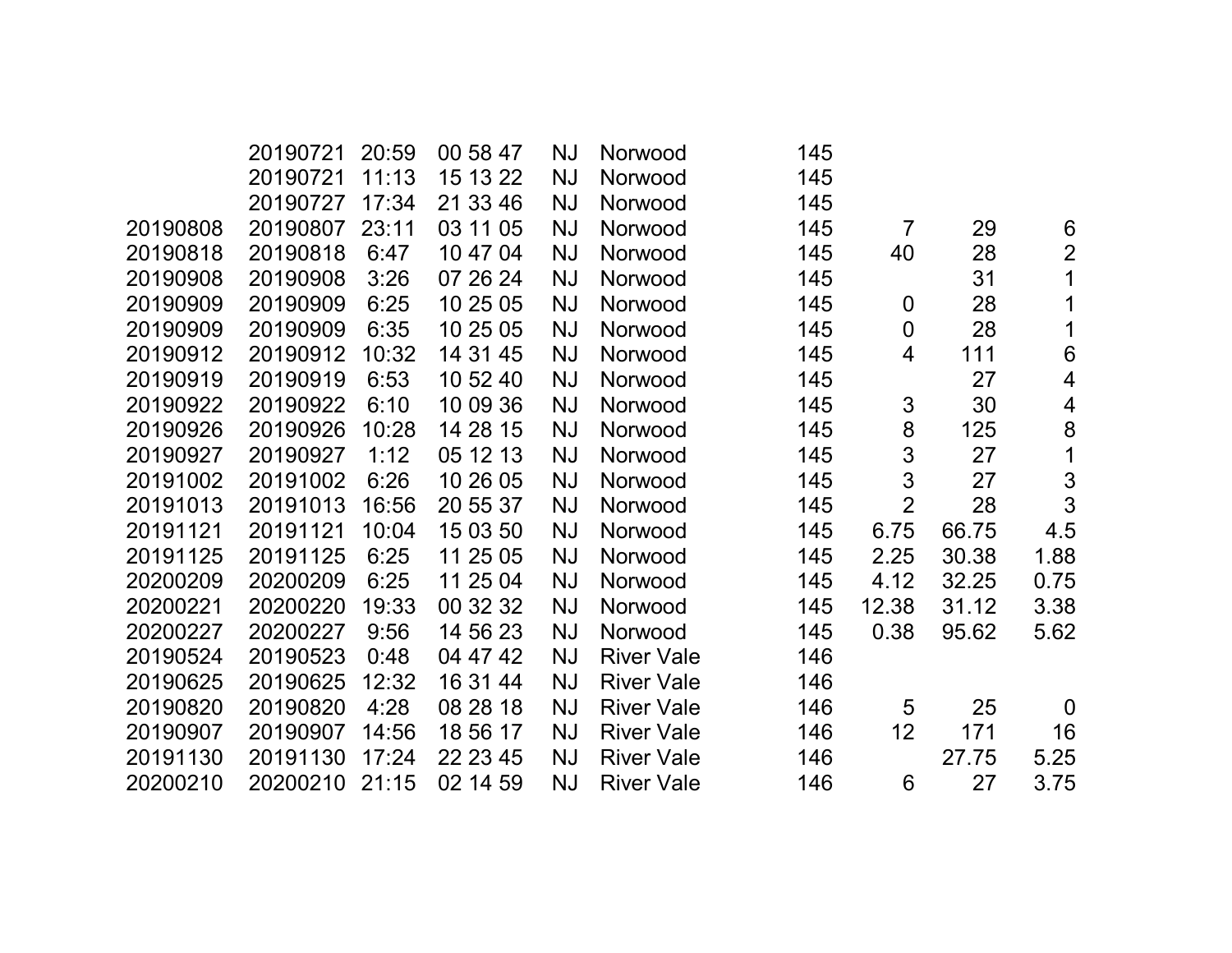| | | | | | | | | | |
|---|---|---|---|---|---|---|---|---|---|
| | 20190721 | 20:59 | 00 58 47 | NJ | Norwood | 145 | | | |
| | 20190721 | 11:13 | 15 13 22 | NJ | Norwood | 145 | | | |
| | 20190727 | 17:34 | 21 33 46 | NJ | Norwood | 145 | | | |
| 20190808 | 20190807 | 23:11 | 03 11 05 | NJ | Norwood | 145 | 7 | 29 | 6 |
| 20190818 | 20190818 | 6:47 | 10 47 04 | NJ | Norwood | 145 | 40 | 28 | 2 |
| 20190908 | 20190908 | 3:26 | 07 26 24 | NJ | Norwood | 145 | | 31 | 1 |
| 20190909 | 20190909 | 6:25 | 10 25 05 | NJ | Norwood | 145 | 0 | 28 | 1 |
| 20190909 | 20190909 | 6:35 | 10 25 05 | NJ | Norwood | 145 | 0 | 28 | 1 |
| 20190912 | 20190912 | 10:32 | 14 31 45 | NJ | Norwood | 145 | 4 | 111 | 6 |
| 20190919 | 20190919 | 6:53 | 10 52 40 | NJ | Norwood | 145 | | 27 | 4 |
| 20190922 | 20190922 | 6:10 | 10 09 36 | NJ | Norwood | 145 | 3 | 30 | 4 |
| 20190926 | 20190926 | 10:28 | 14 28 15 | NJ | Norwood | 145 | 8 | 125 | 8 |
| 20190927 | 20190927 | 1:12 | 05 12 13 | NJ | Norwood | 145 | 3 | 27 | 1 |
| 20191002 | 20191002 | 6:26 | 10 26 05 | NJ | Norwood | 145 | 3 | 27 | 3 |
| 20191013 | 20191013 | 16:56 | 20 55 37 | NJ | Norwood | 145 | 2 | 28 | 3 |
| 20191121 | 20191121 | 10:04 | 15 03 50 | NJ | Norwood | 145 | 6.75 | 66.75 | 4.5 |
| 20191125 | 20191125 | 6:25 | 11 25 05 | NJ | Norwood | 145 | 2.25 | 30.38 | 1.88 |
| 20200209 | 20200209 | 6:25 | 11 25 04 | NJ | Norwood | 145 | 4.12 | 32.25 | 0.75 |
| 20200221 | 20200220 | 19:33 | 00 32 32 | NJ | Norwood | 145 | 12.38 | 31.12 | 3.38 |
| 20200227 | 20200227 | 9:56 | 14 56 23 | NJ | Norwood | 145 | 0.38 | 95.62 | 5.62 |
| 20190524 | 20190523 | 0:48 | 04 47 42 | NJ | River Vale | 146 | | | |
| 20190625 | 20190625 | 12:32 | 16 31 44 | NJ | River Vale | 146 | | | |
| 20190820 | 20190820 | 4:28 | 08 28 18 | NJ | River Vale | 146 | 5 | 25 | 0 |
| 20190907 | 20190907 | 14:56 | 18 56 17 | NJ | River Vale | 146 | 12 | 171 | 16 |
| 20191130 | 20191130 | 17:24 | 22 23 45 | NJ | River Vale | 146 | | 27.75 | 5.25 |
| 20200210 | 20200210 | 21:15 | 02 14 59 | NJ | River Vale | 146 | 6 | 27 | 3.75 |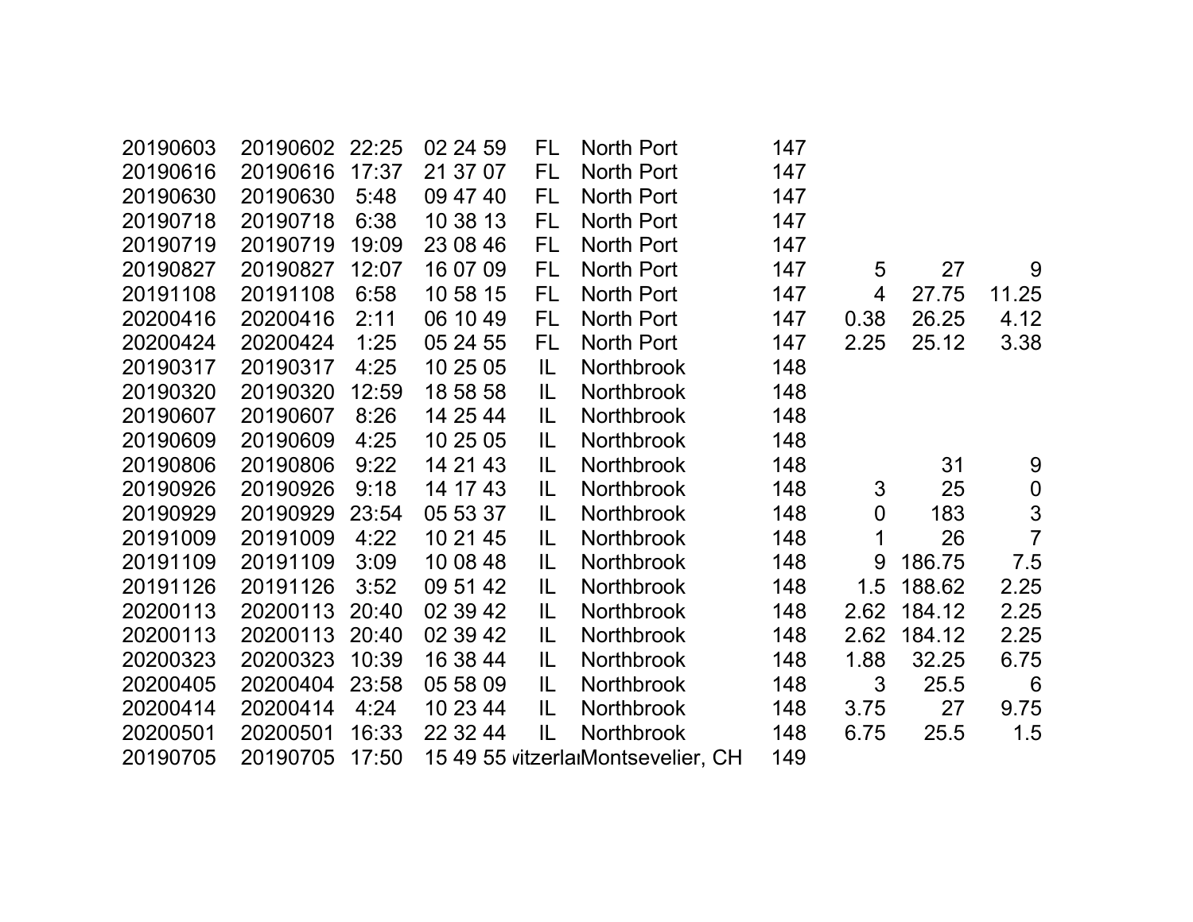| | | | | | | | | | |
|---|---|---|---|---|---|---|---|---|---|
| 20190603 | 20190602 | 22:25 | 02 24 59 | FL | North Port | 147 | | | |
| 20190616 | 20190616 | 17:37 | 21 37 07 | FL | North Port | 147 | | | |
| 20190630 | 20190630 | 5:48 | 09 47 40 | FL | North Port | 147 | | | |
| 20190718 | 20190718 | 6:38 | 10 38 13 | FL | North Port | 147 | | | |
| 20190719 | 20190719 | 19:09 | 23 08 46 | FL | North Port | 147 | | | |
| 20190827 | 20190827 | 12:07 | 16 07 09 | FL | North Port | 147 | 5 | 27 | 9 |
| 20191108 | 20191108 | 6:58 | 10 58 15 | FL | North Port | 147 | 4 | 27.75 | 11.25 |
| 20200416 | 20200416 | 2:11 | 06 10 49 | FL | North Port | 147 | 0.38 | 26.25 | 4.12 |
| 20200424 | 20200424 | 1:25 | 05 24 55 | FL | North Port | 147 | 2.25 | 25.12 | 3.38 |
| 20190317 | 20190317 | 4:25 | 10 25 05 | IL | Northbrook | 148 | | | |
| 20190320 | 20190320 | 12:59 | 18 58 58 | IL | Northbrook | 148 | | | |
| 20190607 | 20190607 | 8:26 | 14 25 44 | IL | Northbrook | 148 | | | |
| 20190609 | 20190609 | 4:25 | 10 25 05 | IL | Northbrook | 148 | | | |
| 20190806 | 20190806 | 9:22 | 14 21 43 | IL | Northbrook | 148 | | 31 | 9 |
| 20190926 | 20190926 | 9:18 | 14 17 43 | IL | Northbrook | 148 | 3 | 25 | 0 |
| 20190929 | 20190929 | 23:54 | 05 53 37 | IL | Northbrook | 148 | 0 | 183 | 3 |
| 20191009 | 20191009 | 4:22 | 10 21 45 | IL | Northbrook | 148 | 1 | 26 | 7 |
| 20191109 | 20191109 | 3:09 | 10 08 48 | IL | Northbrook | 148 | 9 | 186.75 | 7.5 |
| 20191126 | 20191126 | 3:52 | 09 51 42 | IL | Northbrook | 148 | 1.5 | 188.62 | 2.25 |
| 20200113 | 20200113 | 20:40 | 02 39 42 | IL | Northbrook | 148 | 2.62 | 184.12 | 2.25 |
| 20200113 | 20200113 | 20:40 | 02 39 42 | IL | Northbrook | 148 | 2.62 | 184.12 | 2.25 |
| 20200323 | 20200323 | 10:39 | 16 38 44 | IL | Northbrook | 148 | 1.88 | 32.25 | 6.75 |
| 20200405 | 20200404 | 23:58 | 05 58 09 | IL | Northbrook | 148 | 3 | 25.5 | 6 |
| 20200414 | 20200414 | 4:24 | 10 23 44 | IL | Northbrook | 148 | 3.75 | 27 | 9.75 |
| 20200501 | 20200501 | 16:33 | 22 32 44 | IL | Northbrook | 148 | 6.75 | 25.5 | 1.5 |
| 20190705 | 20190705 | 17:50 | 15 49 55 | vitzerla | Montsevelier, CH | 149 | | | |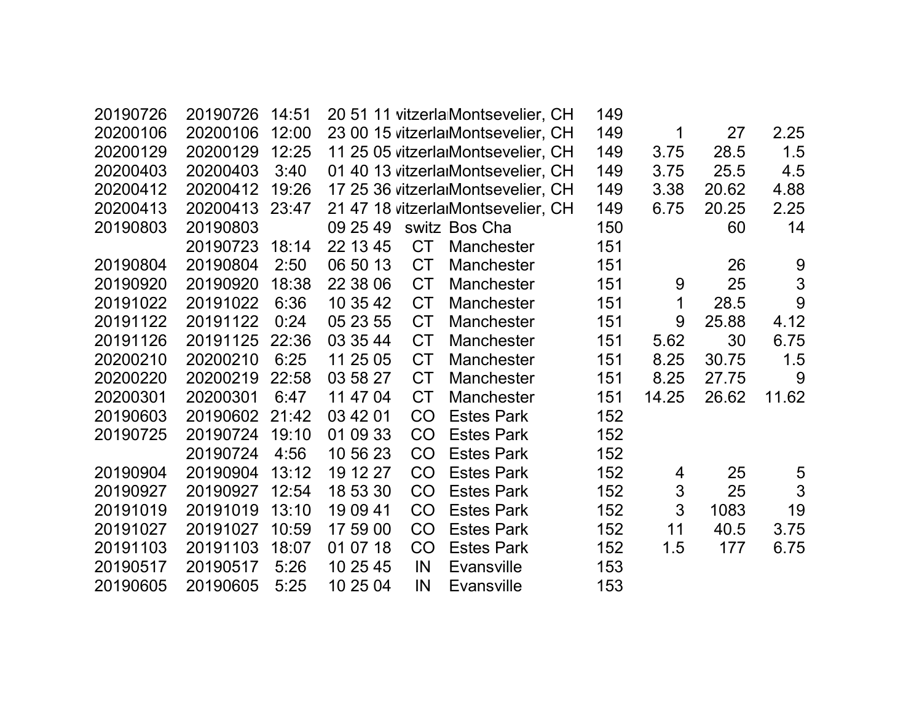| | | | | | | | | | |
|---|---|---|---|---|---|---|---|---|---|
| 20190726 | 20190726 | 14:51 | 20 51 11 | vitzerla | Montsevelier, CH | 149 | | | |
| 20200106 | 20200106 | 12:00 | 23 00 15 | vitzerla | Montsevelier, CH | 149 | 1 | 27 | 2.25 |
| 20200129 | 20200129 | 12:25 | 11 25 05 | vitzerla | Montsevelier, CH | 149 | 3.75 | 28.5 | 1.5 |
| 20200403 | 20200403 | 3:40 | 01 40 13 | vitzerla | Montsevelier, CH | 149 | 3.75 | 25.5 | 4.5 |
| 20200412 | 20200412 | 19:26 | 17 25 36 | vitzerla | Montsevelier, CH | 149 | 3.38 | 20.62 | 4.88 |
| 20200413 | 20200413 | 23:47 | 21 47 18 | vitzerla | Montsevelier, CH | 149 | 6.75 | 20.25 | 2.25 |
| 20190803 | 20190803 | | 09 25 49 | switz | Bos Cha | 150 | | 60 | 14 |
| | 20190723 | 18:14 | 22 13 45 | CT | Manchester | 151 | | | |
| 20190804 | 20190804 | 2:50 | 06 50 13 | CT | Manchester | 151 | | 26 | 9 |
| 20190920 | 20190920 | 18:38 | 22 38 06 | CT | Manchester | 151 | 9 | 25 | 3 |
| 20191022 | 20191022 | 6:36 | 10 35 42 | CT | Manchester | 151 | 1 | 28.5 | 9 |
| 20191122 | 20191122 | 0:24 | 05 23 55 | CT | Manchester | 151 | 9 | 25.88 | 4.12 |
| 20191126 | 20191125 | 22:36 | 03 35 44 | CT | Manchester | 151 | 5.62 | 30 | 6.75 |
| 20200210 | 20200210 | 6:25 | 11 25 05 | CT | Manchester | 151 | 8.25 | 30.75 | 1.5 |
| 20200220 | 20200219 | 22:58 | 03 58 27 | CT | Manchester | 151 | 8.25 | 27.75 | 9 |
| 20200301 | 20200301 | 6:47 | 11 47 04 | CT | Manchester | 151 | 14.25 | 26.62 | 11.62 |
| 20190603 | 20190602 | 21:42 | 03 42 01 | CO | Estes Park | 152 | | | |
| 20190725 | 20190724 | 19:10 | 01 09 33 | CO | Estes Park | 152 | | | |
| | 20190724 | 4:56 | 10 56 23 | CO | Estes Park | 152 | | | |
| 20190904 | 20190904 | 13:12 | 19 12 27 | CO | Estes Park | 152 | 4 | 25 | 5 |
| 20190927 | 20190927 | 12:54 | 18 53 30 | CO | Estes Park | 152 | 3 | 25 | 3 |
| 20191019 | 20191019 | 13:10 | 19 09 41 | CO | Estes Park | 152 | 3 | 1083 | 19 |
| 20191027 | 20191027 | 10:59 | 17 59 00 | CO | Estes Park | 152 | 11 | 40.5 | 3.75 |
| 20191103 | 20191103 | 18:07 | 01 07 18 | CO | Estes Park | 152 | 1.5 | 177 | 6.75 |
| 20190517 | 20190517 | 5:26 | 10 25 45 | IN | Evansville | 153 | | | |
| 20190605 | 20190605 | 5:25 | 10 25 04 | IN | Evansville | 153 | | | |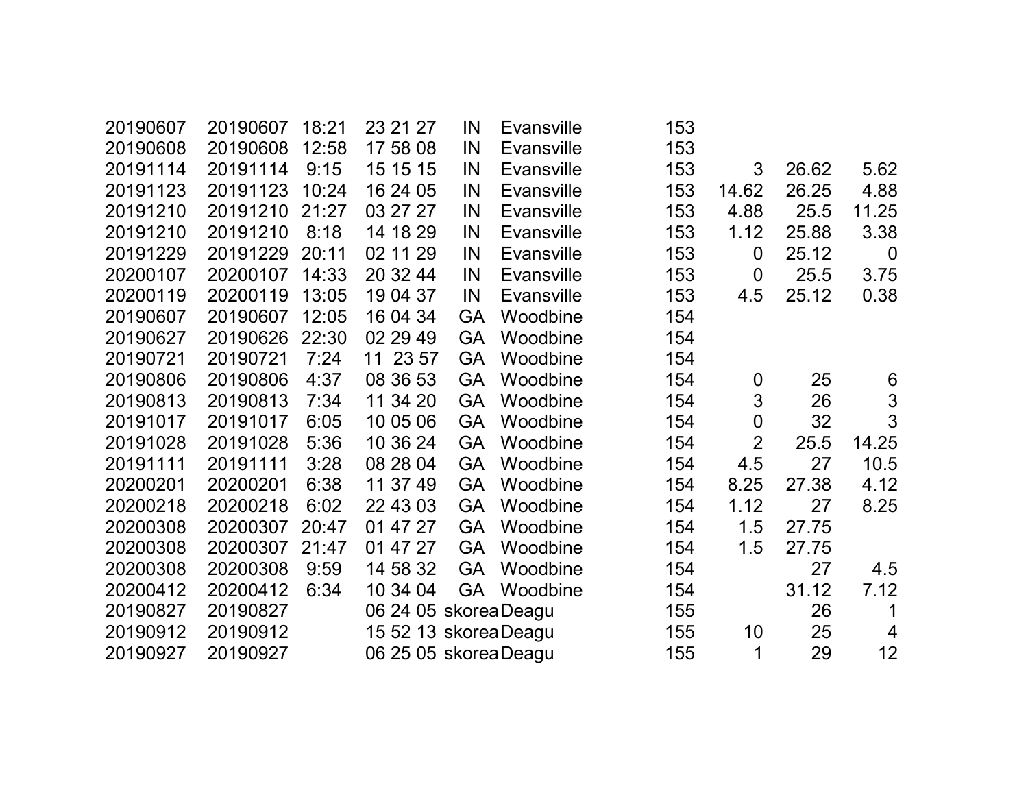| | | | | | | | | | |
|---|---|---|---|---|---|---|---|---|---|
| 20190607 | 20190607 | 18:21 | 23 21 27 | IN | Evansville | 153 | | | |
| 20190608 | 20190608 | 12:58 | 17 58 08 | IN | Evansville | 153 | | | |
| 20191114 | 20191114 | 9:15 | 15 15 15 | IN | Evansville | 153 | 3 | 26.62 | 5.62 |
| 20191123 | 20191123 | 10:24 | 16 24 05 | IN | Evansville | 153 | 14.62 | 26.25 | 4.88 |
| 20191210 | 20191210 | 21:27 | 03 27 27 | IN | Evansville | 153 | 4.88 | 25.5 | 11.25 |
| 20191210 | 20191210 | 8:18 | 14 18 29 | IN | Evansville | 153 | 1.12 | 25.88 | 3.38 |
| 20191229 | 20191229 | 20:11 | 02 11 29 | IN | Evansville | 153 | 0 | 25.12 | 0 |
| 20200107 | 20200107 | 14:33 | 20 32 44 | IN | Evansville | 153 | 0 | 25.5 | 3.75 |
| 20200119 | 20200119 | 13:05 | 19 04 37 | IN | Evansville | 153 | 4.5 | 25.12 | 0.38 |
| 20190607 | 20190607 | 12:05 | 16 04 34 | GA | Woodbine | 154 | | | |
| 20190627 | 20190626 | 22:30 | 02 29 49 | GA | Woodbine | 154 | | | |
| 20190721 | 20190721 | 7:24 | 11 23 57 | GA | Woodbine | 154 | | | |
| 20190806 | 20190806 | 4:37 | 08 36 53 | GA | Woodbine | 154 | 0 | 25 | 6 |
| 20190813 | 20190813 | 7:34 | 11 34 20 | GA | Woodbine | 154 | 3 | 26 | 3 |
| 20191017 | 20191017 | 6:05 | 10 05 06 | GA | Woodbine | 154 | 0 | 32 | 3 |
| 20191028 | 20191028 | 5:36 | 10 36 24 | GA | Woodbine | 154 | 2 | 25.5 | 14.25 |
| 20191111 | 20191111 | 3:28 | 08 28 04 | GA | Woodbine | 154 | 4.5 | 27 | 10.5 |
| 20200201 | 20200201 | 6:38 | 11 37 49 | GA | Woodbine | 154 | 8.25 | 27.38 | 4.12 |
| 20200218 | 20200218 | 6:02 | 22 43 03 | GA | Woodbine | 154 | 1.12 | 27 | 8.25 |
| 20200308 | 20200307 | 20:47 | 01 47 27 | GA | Woodbine | 154 | 1.5 | 27.75 | |
| 20200308 | 20200307 | 21:47 | 01 47 27 | GA | Woodbine | 154 | 1.5 | 27.75 | |
| 20200308 | 20200308 | 9:59 | 14 58 32 | GA | Woodbine | 154 | | 27 | 4.5 |
| 20200412 | 20200412 | 6:34 | 10 34 04 | GA | Woodbine | 154 | | 31.12 | 7.12 |
| 20190827 | 20190827 | | 06 24 05 | skorea | Deagu | 155 | | 26 | 1 |
| 20190912 | 20190912 | | 15 52 13 | skorea | Deagu | 155 | 10 | 25 | 4 |
| 20190927 | 20190927 | | 06 25 05 | skorea | Deagu | 155 | 1 | 29 | 12 |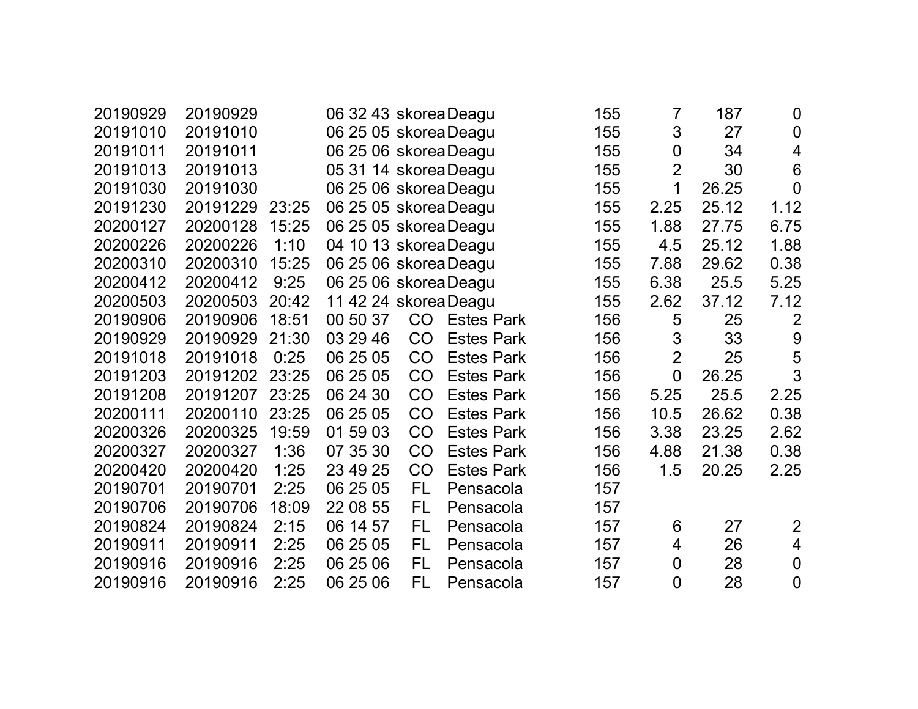| | | | | | | | | | |
|---|---|---|---|---|---|---|---|---|---|
| 20190929 | 20190929 | | 06 32 43 | skorea | Deagu | 155 | 7 | 187 | 0 |
| 20191010 | 20191010 | | 06 25 05 | skorea | Deagu | 155 | 3 | 27 | 0 |
| 20191011 | 20191011 | | 06 25 06 | skorea | Deagu | 155 | 0 | 34 | 4 |
| 20191013 | 20191013 | | 05 31 14 | skorea | Deagu | 155 | 2 | 30 | 6 |
| 20191030 | 20191030 | | 06 25 06 | skorea | Deagu | 155 | 1 | 26.25 | 0 |
| 20191230 | 20191229 | 23:25 | 06 25 05 | skorea | Deagu | 155 | 2.25 | 25.12 | 1.12 |
| 20200127 | 20200128 | 15:25 | 06 25 05 | skorea | Deagu | 155 | 1.88 | 27.75 | 6.75 |
| 20200226 | 20200226 | 1:10 | 04 10 13 | skorea | Deagu | 155 | 4.5 | 25.12 | 1.88 |
| 20200310 | 20200310 | 15:25 | 06 25 06 | skorea | Deagu | 155 | 7.88 | 29.62 | 0.38 |
| 20200412 | 20200412 | 9:25 | 06 25 06 | skorea | Deagu | 155 | 6.38 | 25.5 | 5.25 |
| 20200503 | 20200503 | 20:42 | 11 42 24 | skorea | Deagu | 155 | 2.62 | 37.12 | 7.12 |
| 20190906 | 20190906 | 18:51 | 00 50 37 | CO | Estes Park | 156 | 5 | 25 | 2 |
| 20190929 | 20190929 | 21:30 | 03 29 46 | CO | Estes Park | 156 | 3 | 33 | 9 |
| 20191018 | 20191018 | 0:25 | 06 25 05 | CO | Estes Park | 156 | 2 | 25 | 5 |
| 20191203 | 20191202 | 23:25 | 06 25 05 | CO | Estes Park | 156 | 0 | 26.25 | 3 |
| 20191208 | 20191207 | 23:25 | 06 24 30 | CO | Estes Park | 156 | 5.25 | 25.5 | 2.25 |
| 20200111 | 20200110 | 23:25 | 06 25 05 | CO | Estes Park | 156 | 10.5 | 26.62 | 0.38 |
| 20200326 | 20200325 | 19:59 | 01 59 03 | CO | Estes Park | 156 | 3.38 | 23.25 | 2.62 |
| 20200327 | 20200327 | 1:36 | 07 35 30 | CO | Estes Park | 156 | 4.88 | 21.38 | 0.38 |
| 20200420 | 20200420 | 1:25 | 23 49 25 | CO | Estes Park | 156 | 1.5 | 20.25 | 2.25 |
| 20190701 | 20190701 | 2:25 | 06 25 05 | FL | Pensacola | 157 | | | |
| 20190706 | 20190706 | 18:09 | 22 08 55 | FL | Pensacola | 157 | | | |
| 20190824 | 20190824 | 2:15 | 06 14 57 | FL | Pensacola | 157 | 6 | 27 | 2 |
| 20190911 | 20190911 | 2:25 | 06 25 05 | FL | Pensacola | 157 | 4 | 26 | 4 |
| 20190916 | 20190916 | 2:25 | 06 25 06 | FL | Pensacola | 157 | 0 | 28 | 0 |
| 20190916 | 20190916 | 2:25 | 06 25 06 | FL | Pensacola | 157 | 0 | 28 | 0 |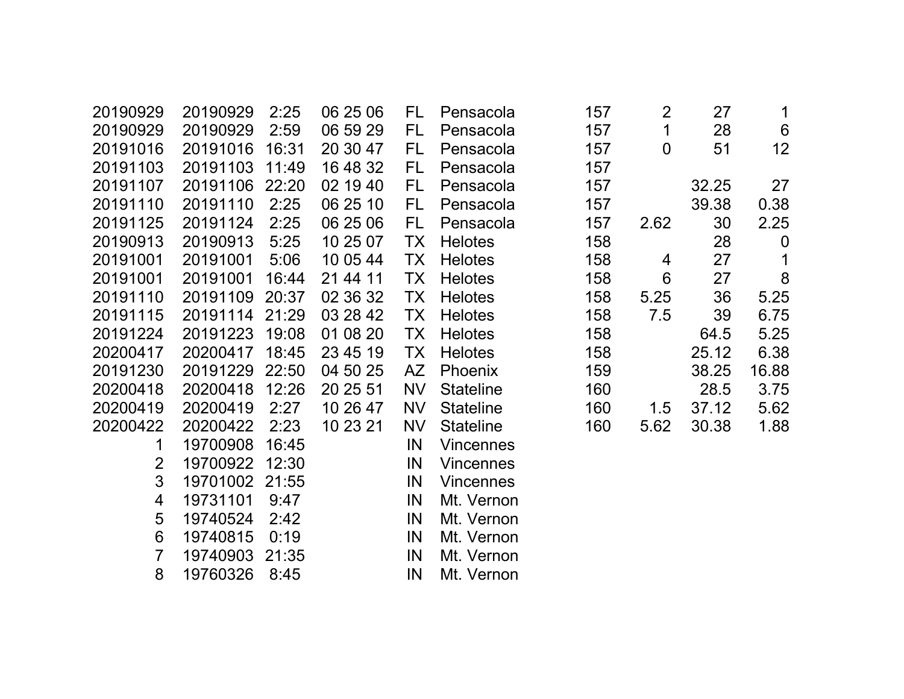| | | | | | | | | | | |
|---|---|---|---|---|---|---|---|---|---|---|
| 20190929 | 20190929 | 2:25 | 06 25 06 | FL | Pensacola | 157 | 2 | 27 | 1 |
| 20190929 | 20190929 | 2:59 | 06 59 29 | FL | Pensacola | 157 | 1 | 28 | 6 |
| 20191016 | 20191016 | 16:31 | 20 30 47 | FL | Pensacola | 157 | 0 | 51 | 12 |
| 20191103 | 20191103 | 11:49 | 16 48 32 | FL | Pensacola | 157 | | | |
| 20191107 | 20191106 | 22:20 | 02 19 40 | FL | Pensacola | 157 | | 32.25 | 27 |
| 20191110 | 20191110 | 2:25 | 06 25 10 | FL | Pensacola | 157 | | 39.38 | 0.38 |
| 20191125 | 20191124 | 2:25 | 06 25 06 | FL | Pensacola | 157 | 2.62 | 30 | 2.25 |
| 20190913 | 20190913 | 5:25 | 10 25 07 | TX | Helotes | 158 | | 28 | 0 |
| 20191001 | 20191001 | 5:06 | 10 05 44 | TX | Helotes | 158 | 4 | 27 | 1 |
| 20191001 | 20191001 | 16:44 | 21 44 11 | TX | Helotes | 158 | 6 | 27 | 8 |
| 20191110 | 20191109 | 20:37 | 02 36 32 | TX | Helotes | 158 | 5.25 | 36 | 5.25 |
| 20191115 | 20191114 | 21:29 | 03 28 42 | TX | Helotes | 158 | 7.5 | 39 | 6.75 |
| 20191224 | 20191223 | 19:08 | 01 08 20 | TX | Helotes | 158 | | 64.5 | 5.25 |
| 20200417 | 20200417 | 18:45 | 23 45 19 | TX | Helotes | 158 | | 25.12 | 6.38 |
| 20191230 | 20191229 | 22:50 | 04 50 25 | AZ | Phoenix | 159 | | 38.25 | 16.88 |
| 20200418 | 20200418 | 12:26 | 20 25 51 | NV | Stateline | 160 | | 28.5 | 3.75 |
| 20200419 | 20200419 | 2:27 | 10 26 47 | NV | Stateline | 160 | 1.5 | 37.12 | 5.62 |
| 20200422 | 20200422 | 2:23 | 10 23 21 | NV | Stateline | 160 | 5.62 | 30.38 | 1.88 |
| 1 | 19700908 | 16:45 | | IN | Vincennes | | | | |
| 2 | 19700922 | 12:30 | | IN | Vincennes | | | | |
| 3 | 19701002 | 21:55 | | IN | Vincennes | | | | |
| 4 | 19731101 | 9:47 | | IN | Mt. Vernon | | | | |
| 5 | 19740524 | 2:42 | | IN | Mt. Vernon | | | | |
| 6 | 19740815 | 0:19 | | IN | Mt. Vernon | | | | |
| 7 | 19740903 | 21:35 | | IN | Mt. Vernon | | | | |
| 8 | 19760326 | 8:45 | | IN | Mt. Vernon | | | | |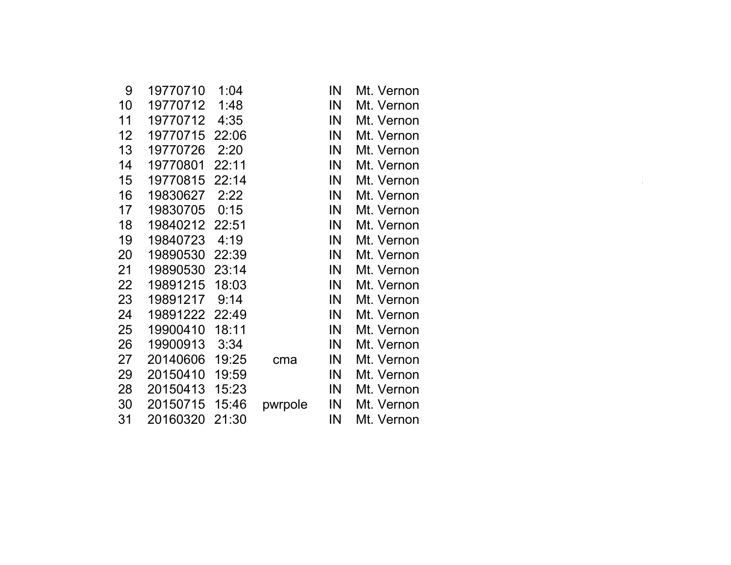| | | | | | |
|---|---|---|---|---|---|
| 9 | 19770710 | 1:04 | | IN | Mt. Vernon |
| 10 | 19770712 | 1:48 | | IN | Mt. Vernon |
| 11 | 19770712 | 4:35 | | IN | Mt. Vernon |
| 12 | 19770715 | 22:06 | | IN | Mt. Vernon |
| 13 | 19770726 | 2:20 | | IN | Mt. Vernon |
| 14 | 19770801 | 22:11 | | IN | Mt. Vernon |
| 15 | 19770815 | 22:14 | | IN | Mt. Vernon |
| 16 | 19830627 | 2:22 | | IN | Mt. Vernon |
| 17 | 19830705 | 0:15 | | IN | Mt. Vernon |
| 18 | 19840212 | 22:51 | | IN | Mt. Vernon |
| 19 | 19840723 | 4:19 | | IN | Mt. Vernon |
| 20 | 19890530 | 22:39 | | IN | Mt. Vernon |
| 21 | 19890530 | 23:14 | | IN | Mt. Vernon |
| 22 | 19891215 | 18:03 | | IN | Mt. Vernon |
| 23 | 19891217 | 9:14 | | IN | Mt. Vernon |
| 24 | 19891222 | 22:49 | | IN | Mt. Vernon |
| 25 | 19900410 | 18:11 | | IN | Mt. Vernon |
| 26 | 19900913 | 3:34 | | IN | Mt. Vernon |
| 27 | 20140606 | 19:25 | cma | IN | Mt. Vernon |
| 29 | 20150410 | 19:59 | | IN | Mt. Vernon |
| 28 | 20150413 | 15:23 | | IN | Mt. Vernon |
| 30 | 20150715 | 15:46 | pwrpole | IN | Mt. Vernon |
| 31 | 20160320 | 21:30 | | IN | Mt. Vernon |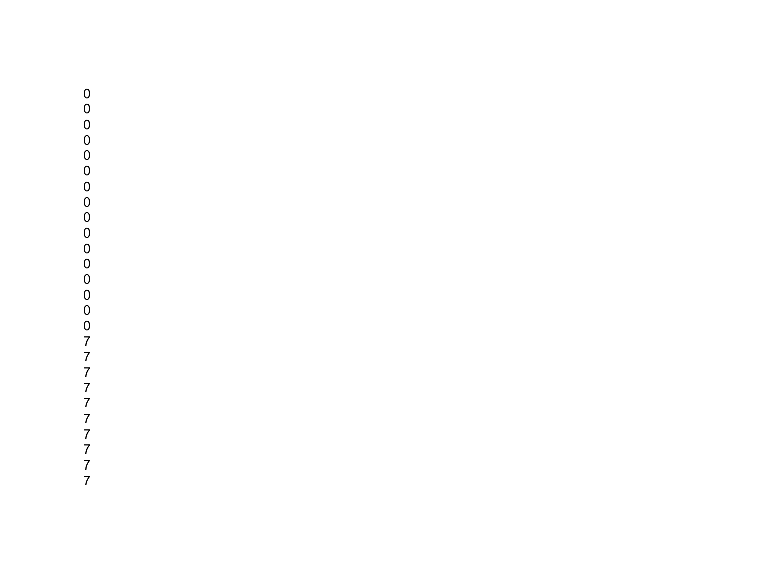0
0
0
0
0
0
0
0
0
0
0
0
0
0
0
0
7
7
7
7
7
7
7
7
7
7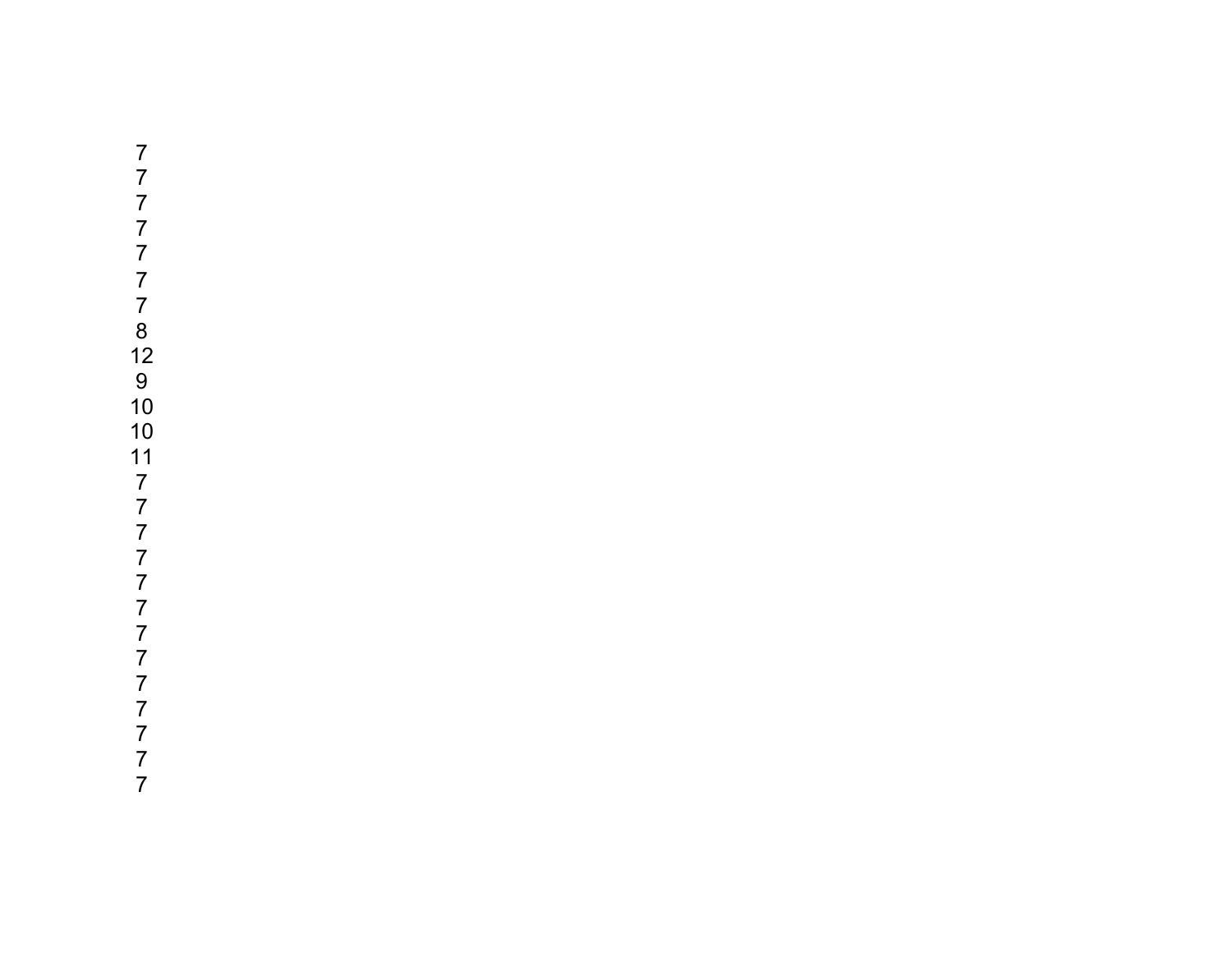7
7
7
7
7
7
7
8
12
9
10
10
11
7
7
7
7
7
7
7
7
7
7
7
7
7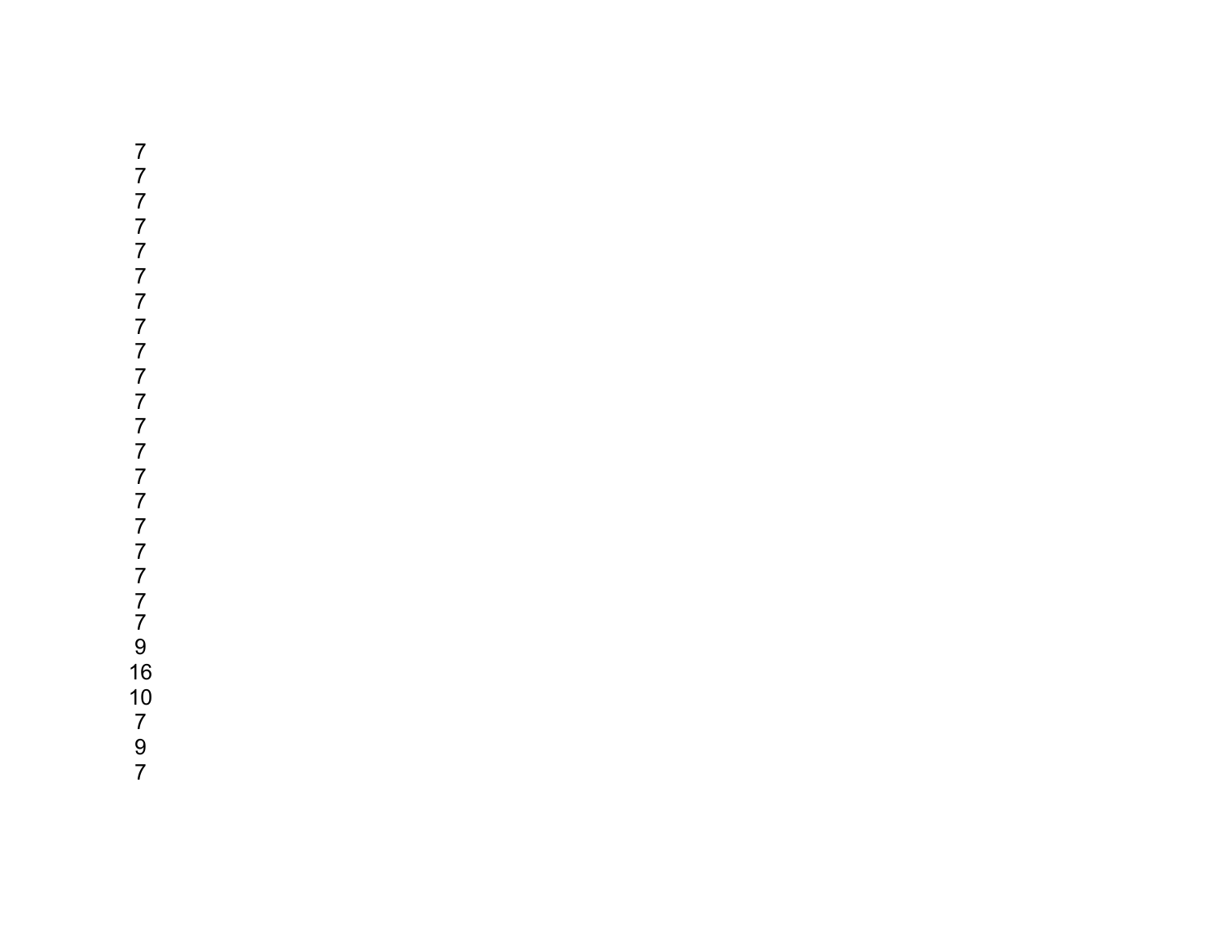7
7
7
7
7
7
7
7
7
7
7
7
7
7
7
7
7
7
7
7
9
16
10
7
9
7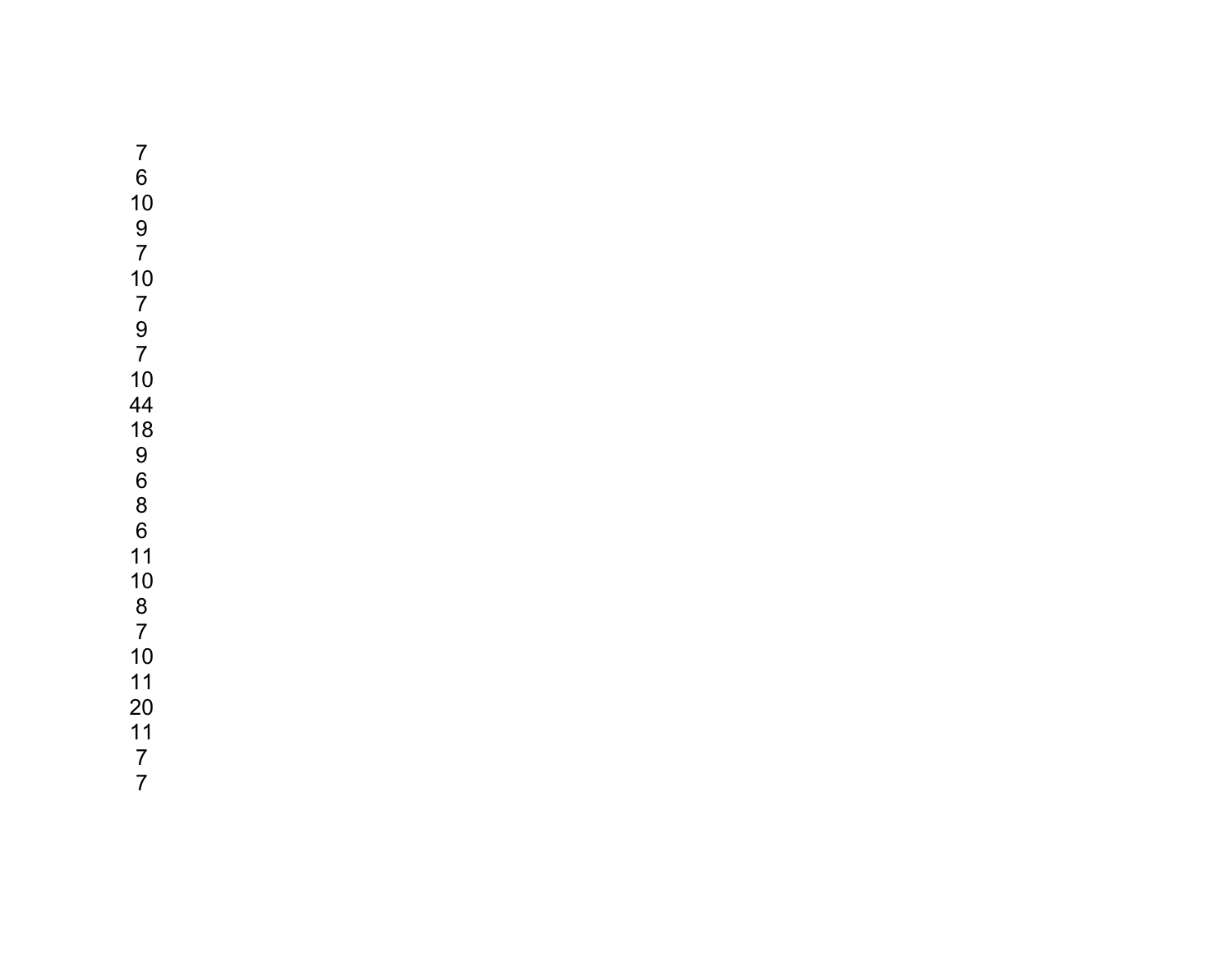7
6
10
9
7
10
7
9
7
10
44
18
9
6
8
6
11
10
8
7
10
11
20
11
7
7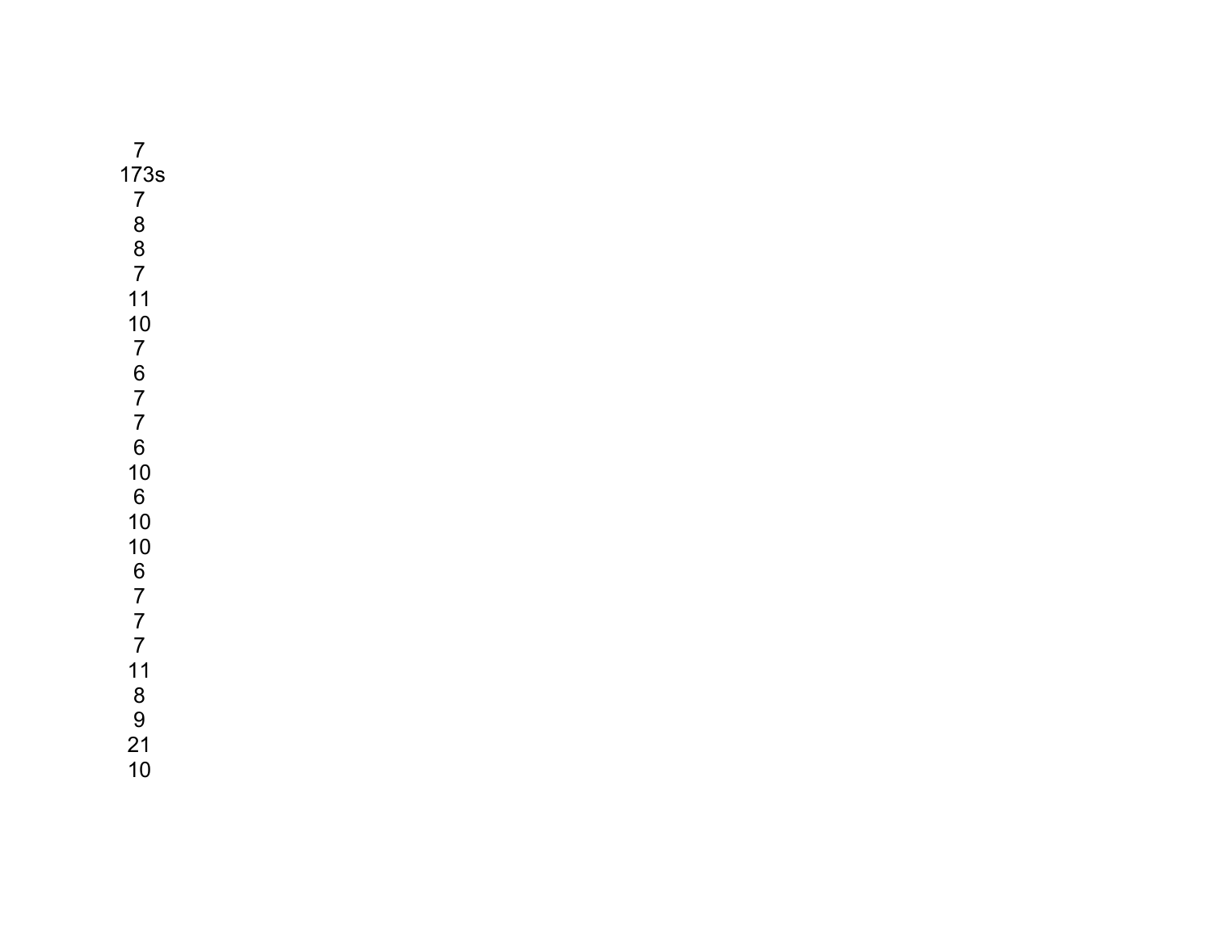7
173s
7
8
8
7
11
10
7
6
7
7
6
10
6
10
10
6
7
7
7
11
8
9
21
10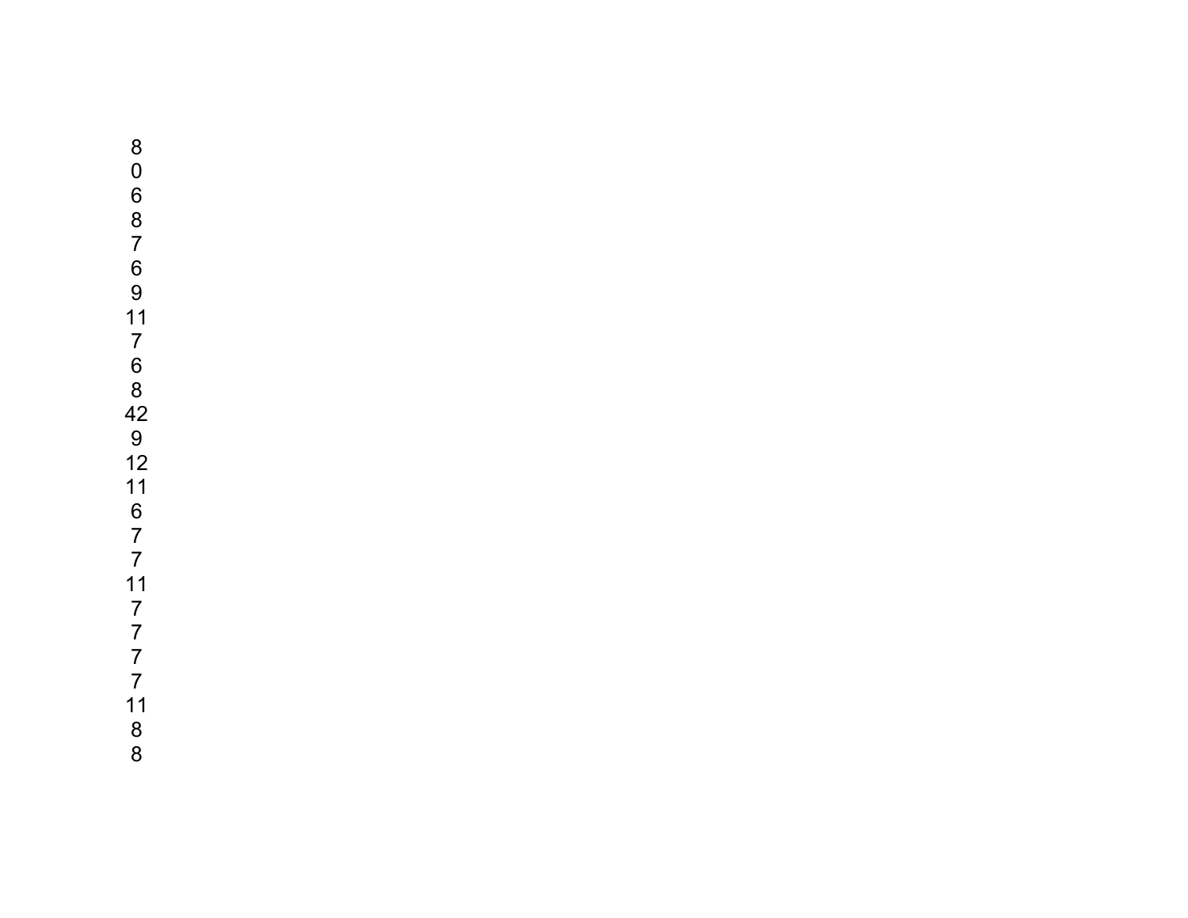8
0
6
8
7
6
9
11
7
6
8
42
9
12
11
6
7
7
11
7
7
7
7
11
8
8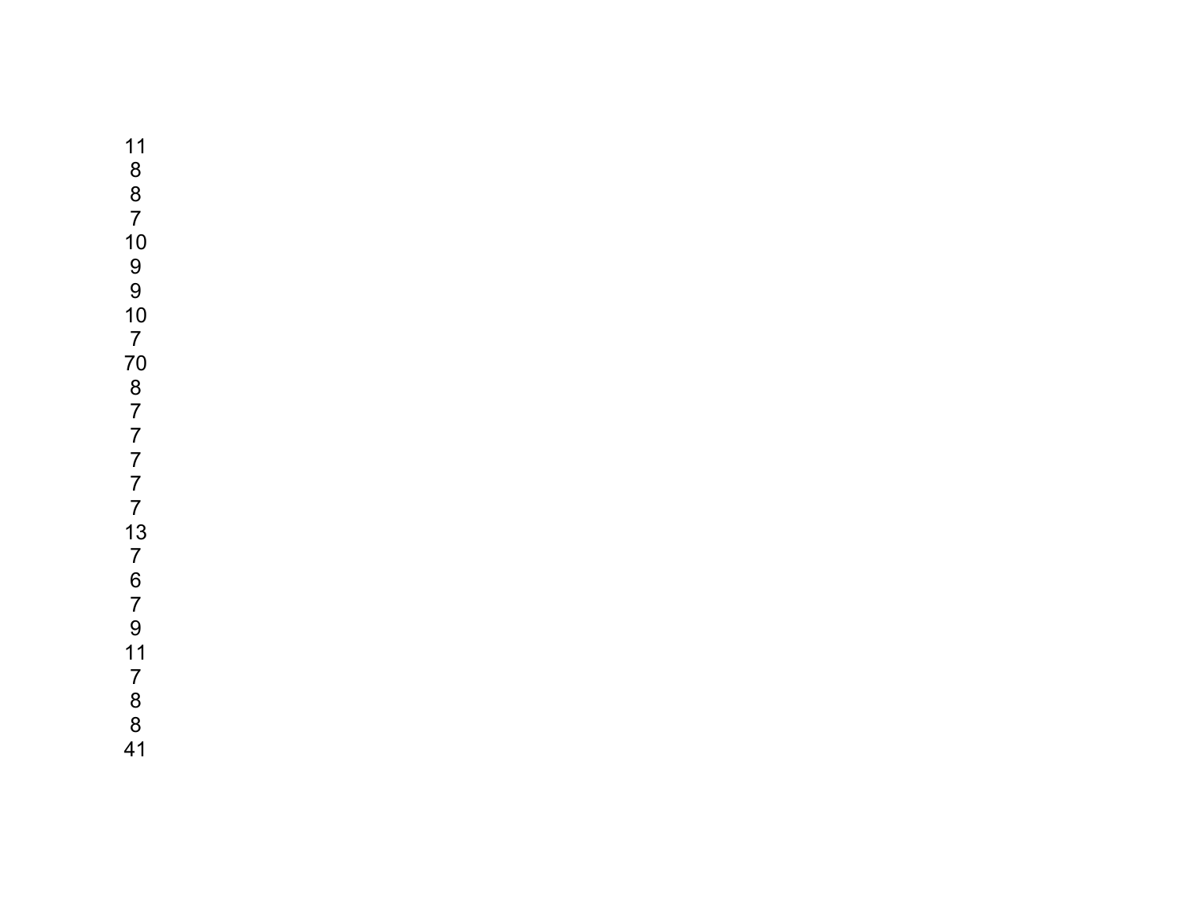11
8
8
7
10
9
9
10
7
70
8
7
7
7
7
7
13
7
6
7
9
11
7
8
8
41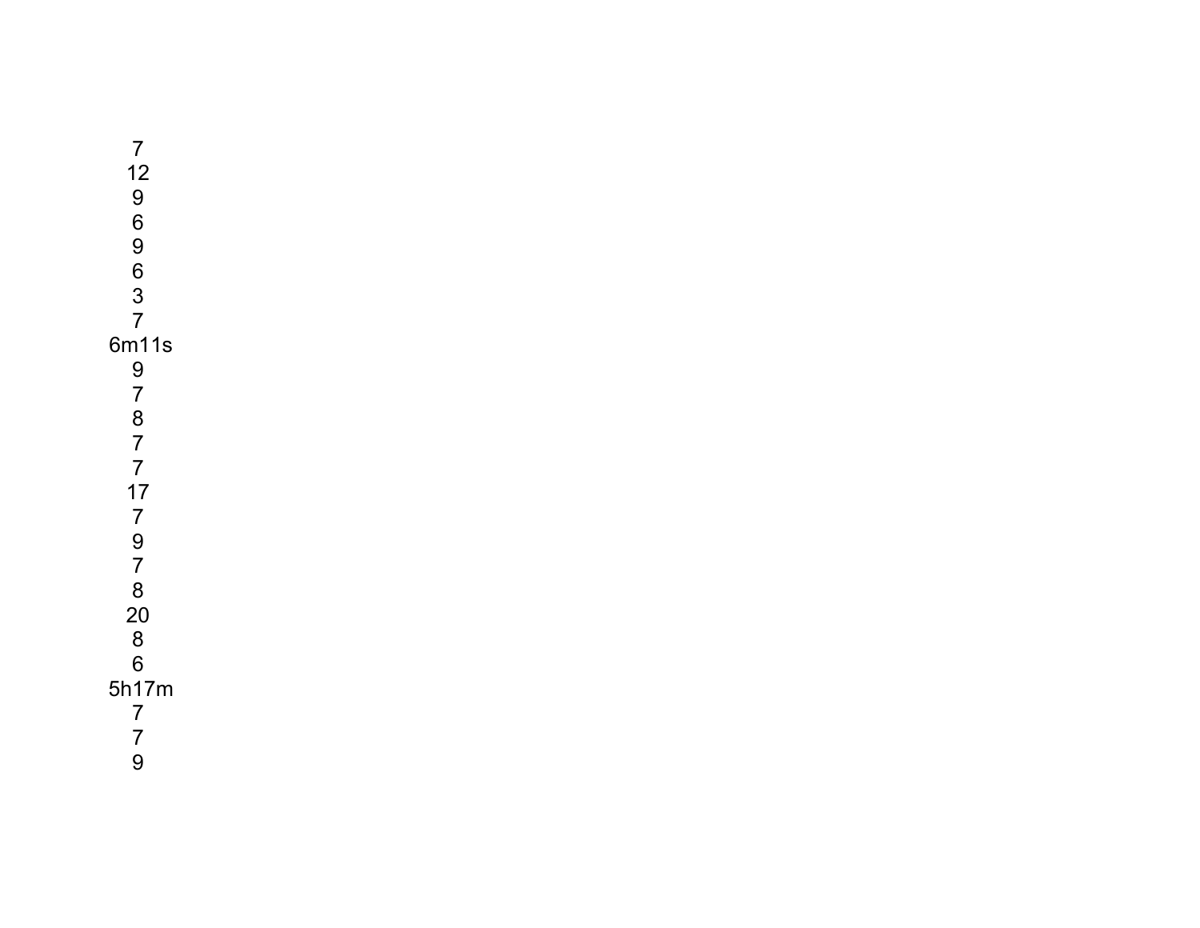7
12
9
6
9
6
3
7
6m11s
9
7
8
7
7
17
7
9
7
8
20
8
6
5h17m
7
7
9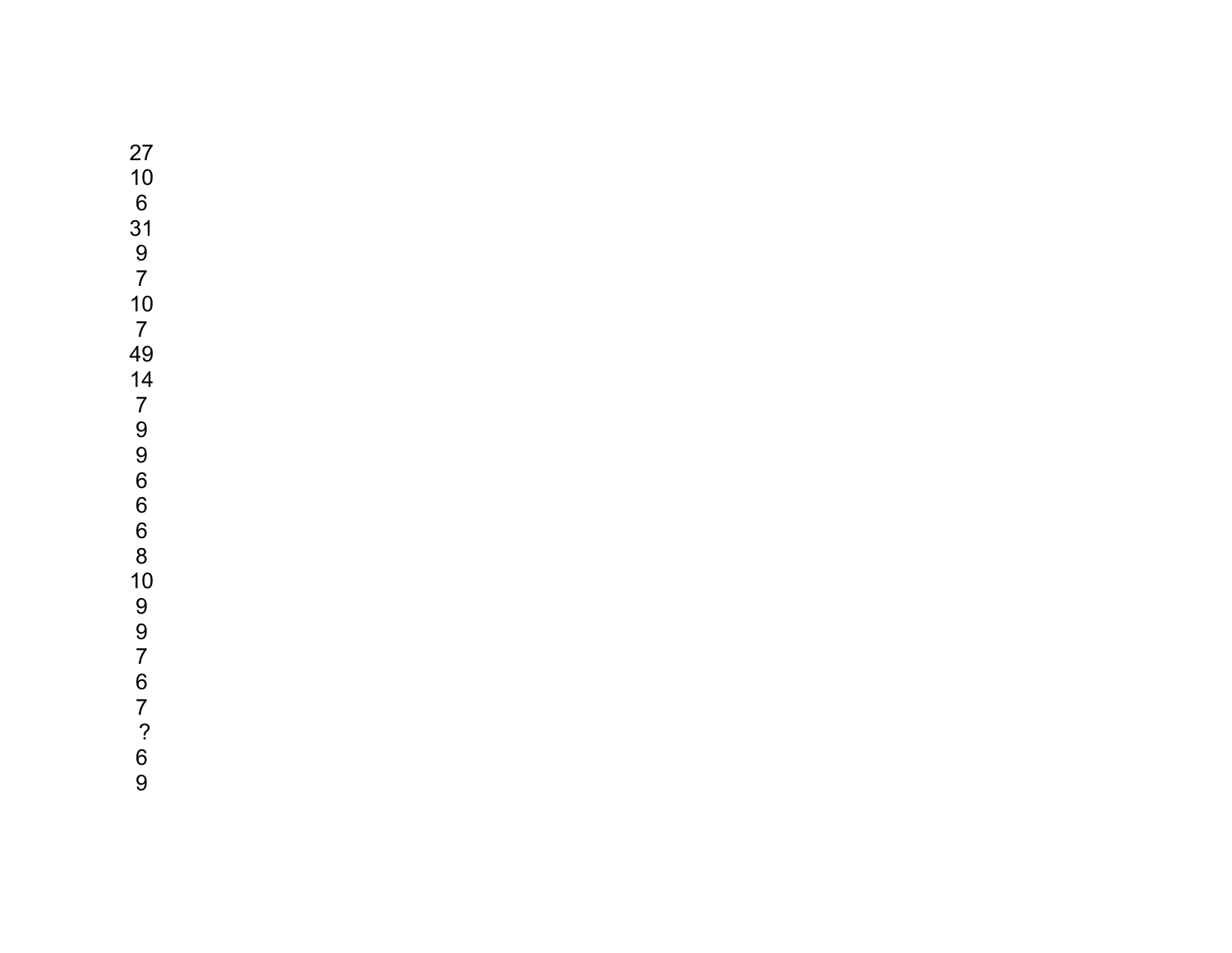27
10
6
31
9
7
10
7
49
14
7
9
9
6
6
6
8
10
9
9
7
6
7
?
6
9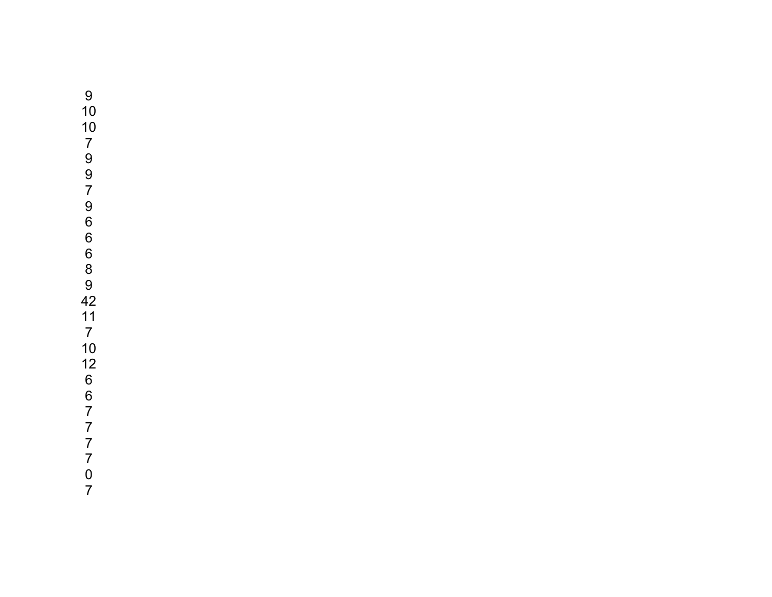9
10
10
7
9
9
7
9
6
6
6
8
9
42
11
7
10
12
6
6
7
7
7
7
0
7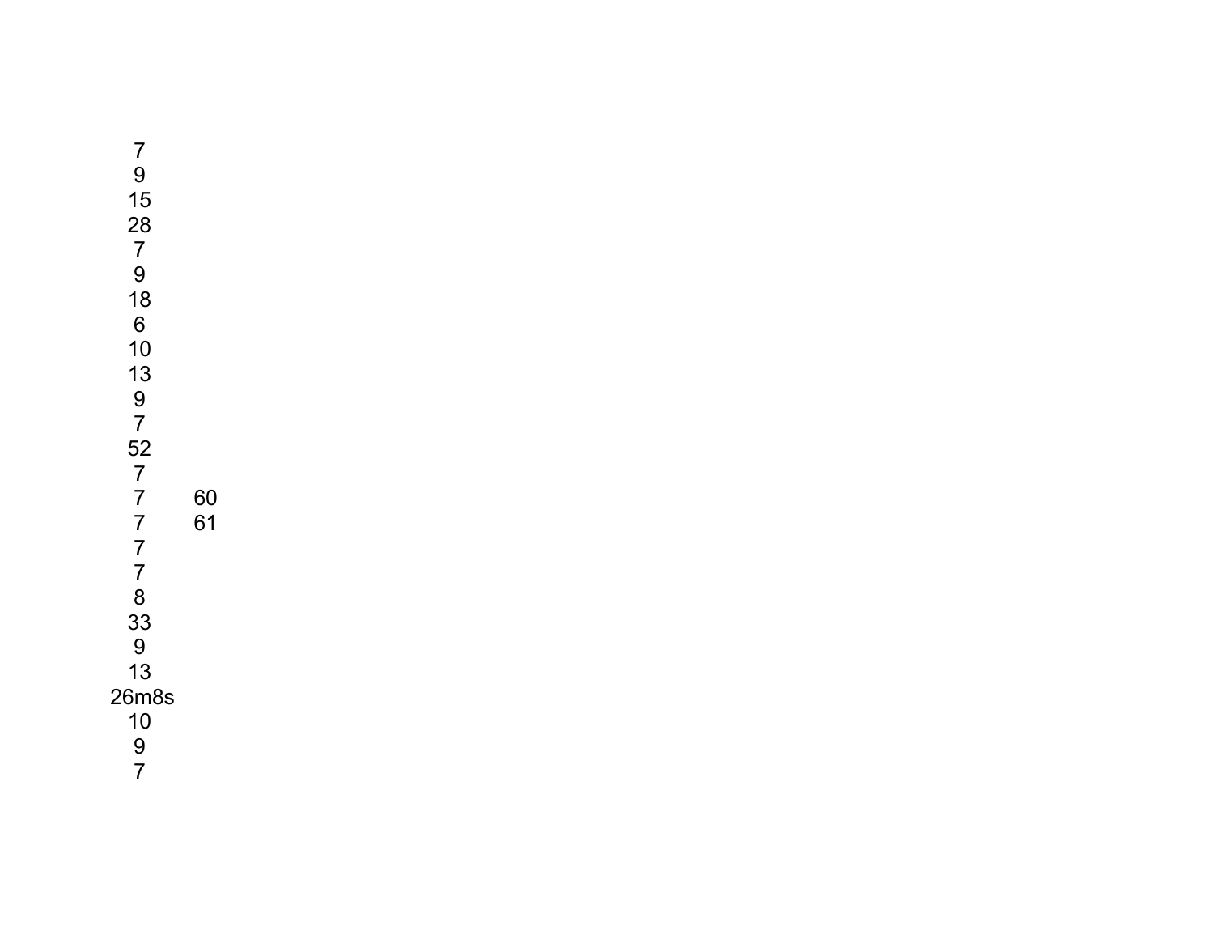| | |
|---|---|
| 7 | |
| 9 | |
| 15 | |
| 28 | |
| 7 | |
| 9 | |
| 18 | |
| 6 | |
| 10 | |
| 13 | |
| 9 | |
| 7 | |
| 52 | |
| 7 | |
| 7 | 60 |
| 7 | 61 |
| 7 | |
| 7 | |
| 8 | |
| 33 | |
| 9 | |
| 13 | |
| 26m8s | |
| 10 | |
| 9 | |
| 7 | |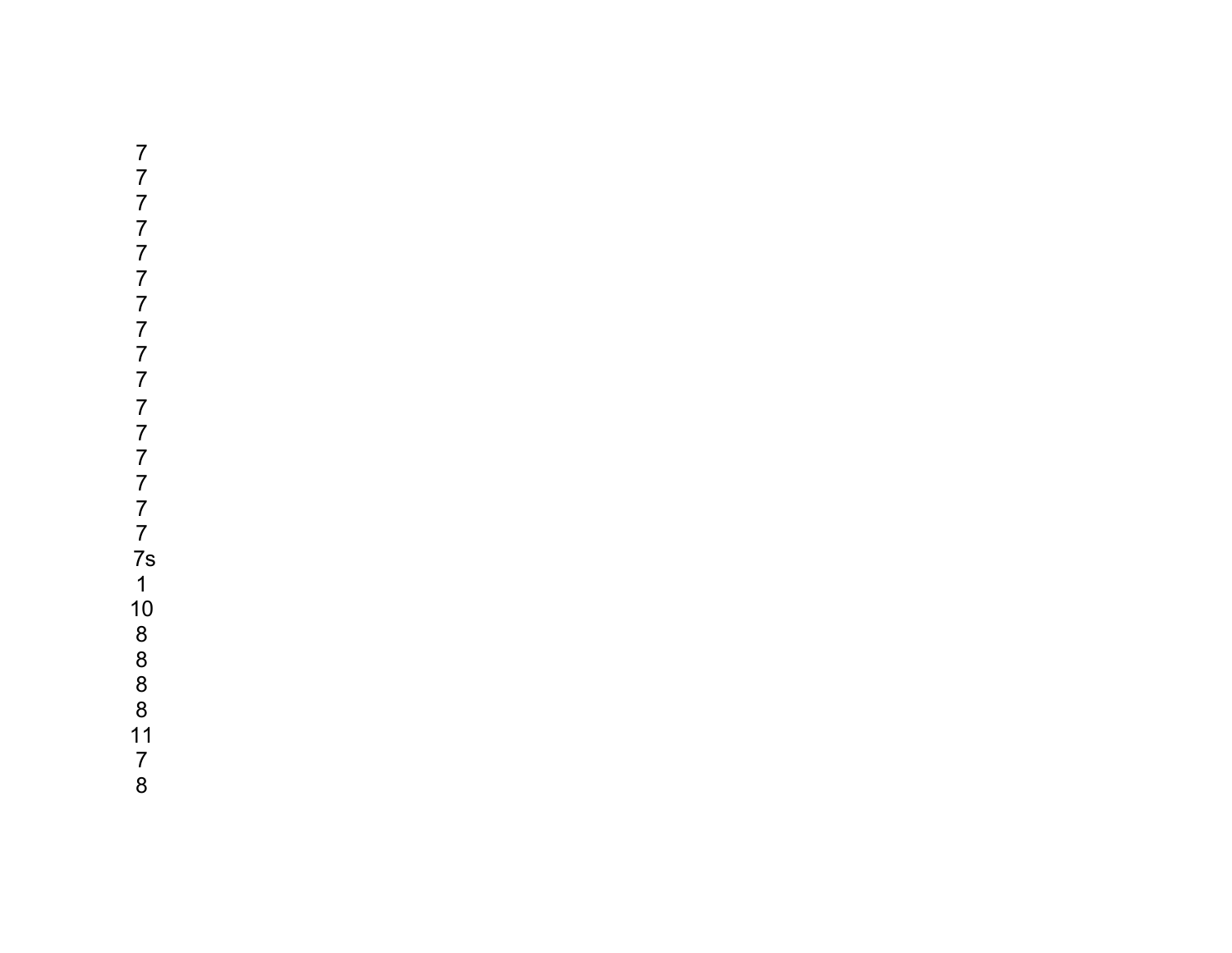7
7
7
7
7
7
7
7
7
7
7
7
7
7
7
7
7s
1
10
8
8
8
8
11
7
8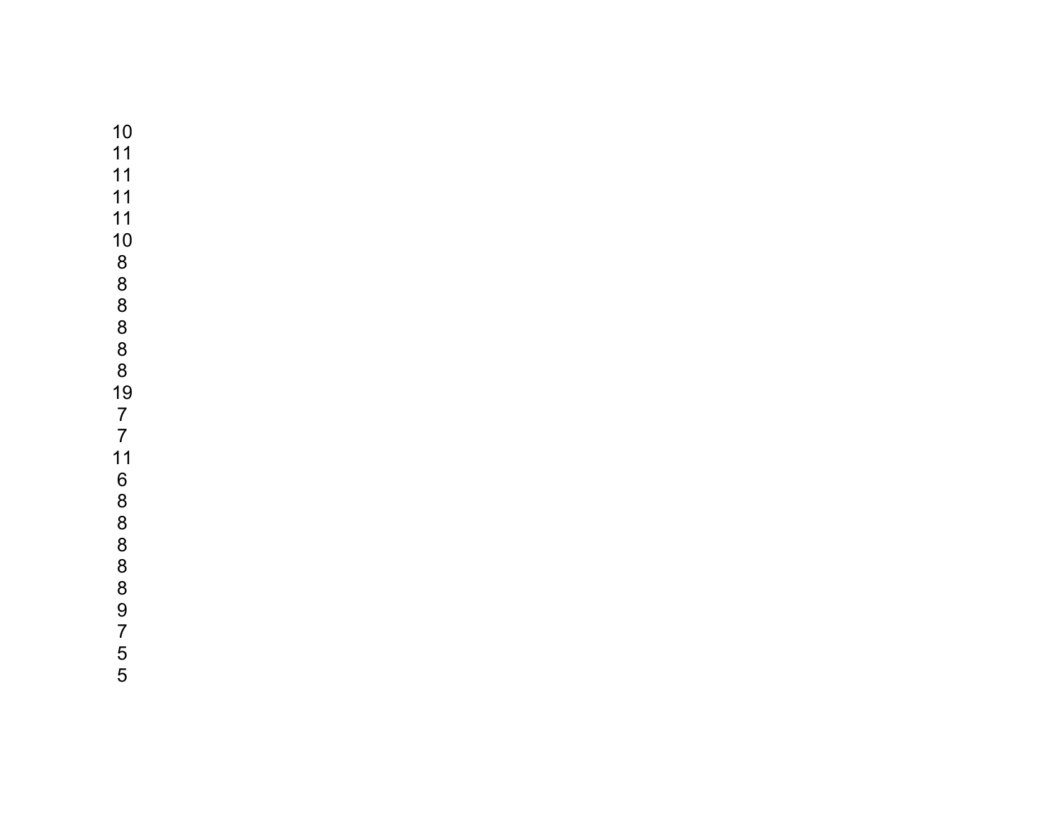10
11
11
11
11
10
8
8
8
8
8
8
19
7
7
11
6
8
8
8
8
8
9
7
5
5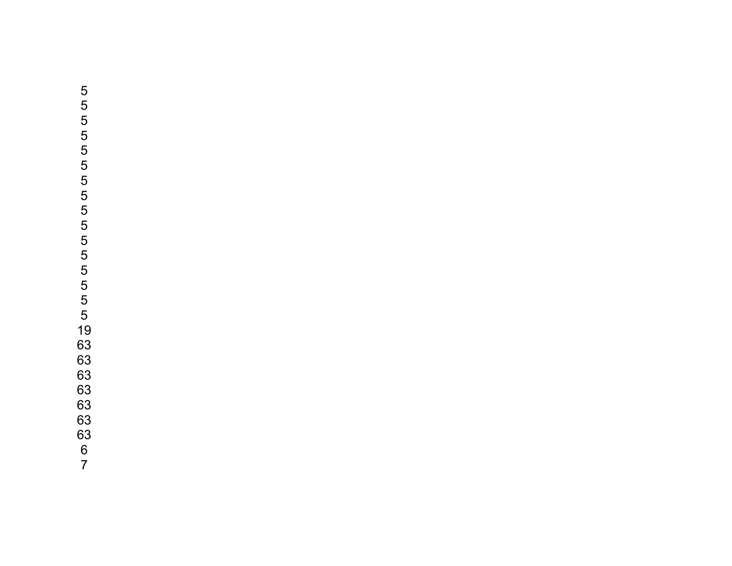5
5
5
5
5
5
5
5
5
5
5
5
5
5
5
5
19
63
63
63
63
63
63
63
6
7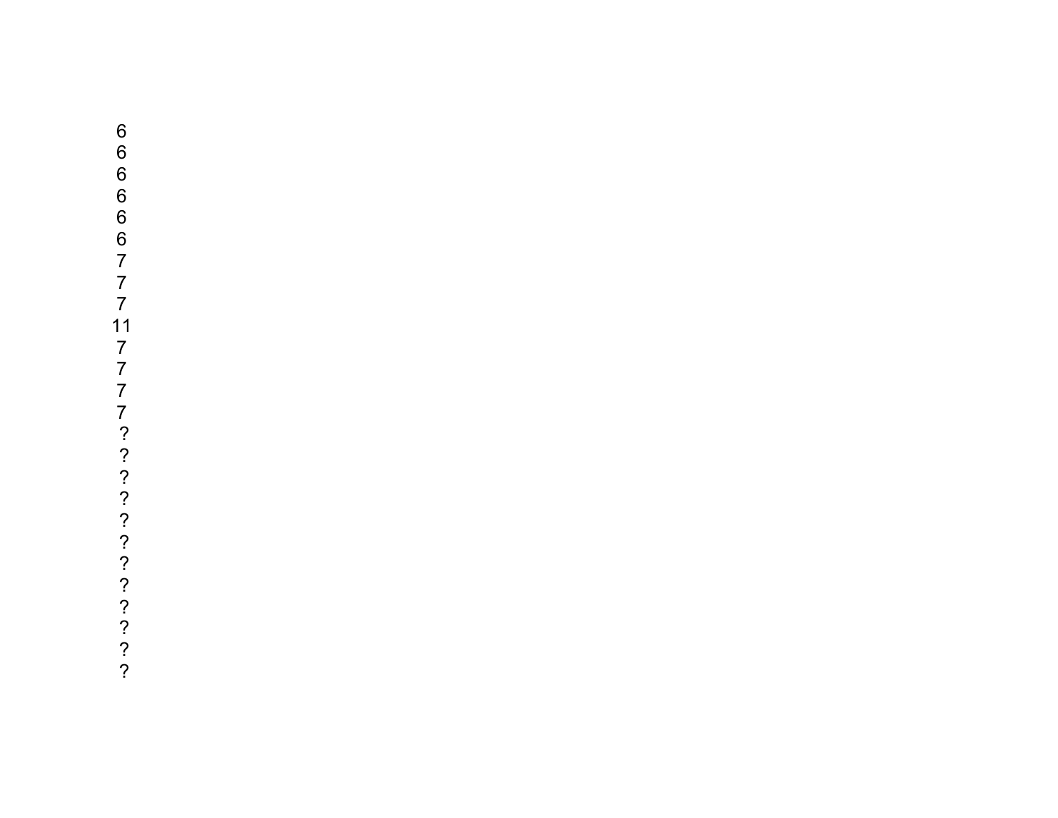6
6
6
6
6
6
7
7
7
11
7
7
7
7
?
?
?
?
?
?
?
?
?
?
?
?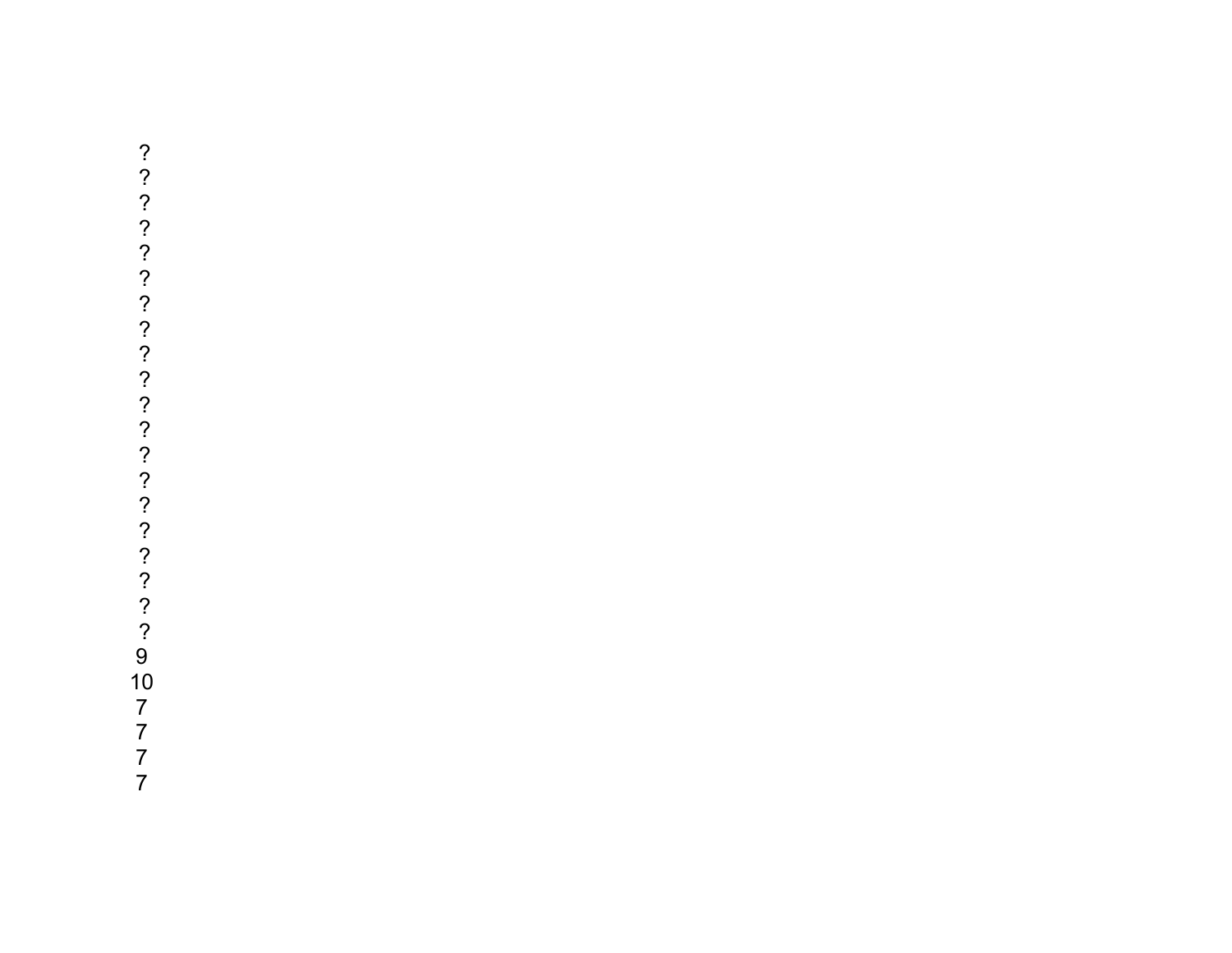?
?
?
?
?
?
?
?
?
?
?
?
?
?
?
?
?
?
?
?
9
10
7
7
7
7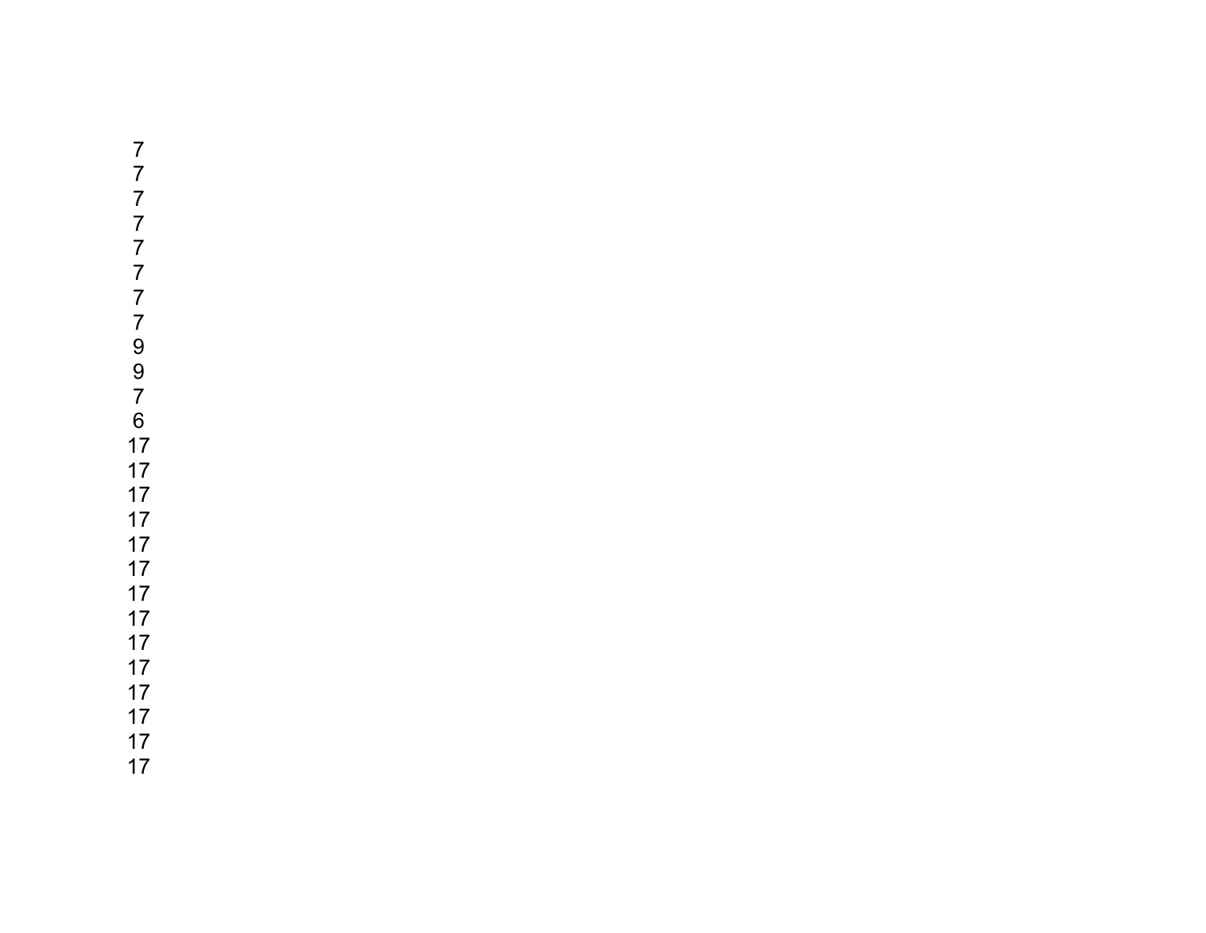7
7
7
7
7
7
7
7
9
9
7
6
17
17
17
17
17
17
17
17
17
17
17
17
17
17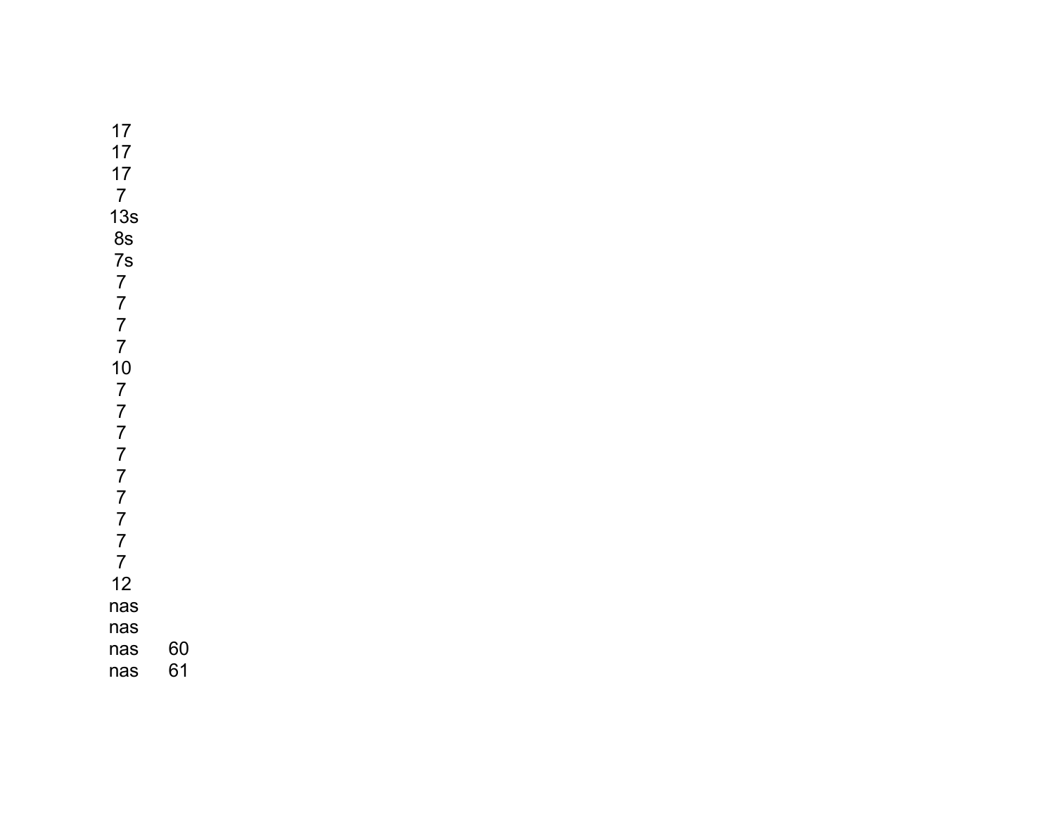| | |
|---|---|
| 17 | |
| 17 | |
| 17 | |
| 7 | |
| 13s | |
| 8s | |
| 7s | |
| 7 | |
| 7 | |
| 7 | |
| 7 | |
| 10 | |
| 7 | |
| 7 | |
| 7 | |
| 7 | |
| 7 | |
| 7 | |
| 7 | |
| 7 | |
| 7 | |
| 12 | |
| nas | |
| nas | |
| nas | 60 |
| nas | 61 |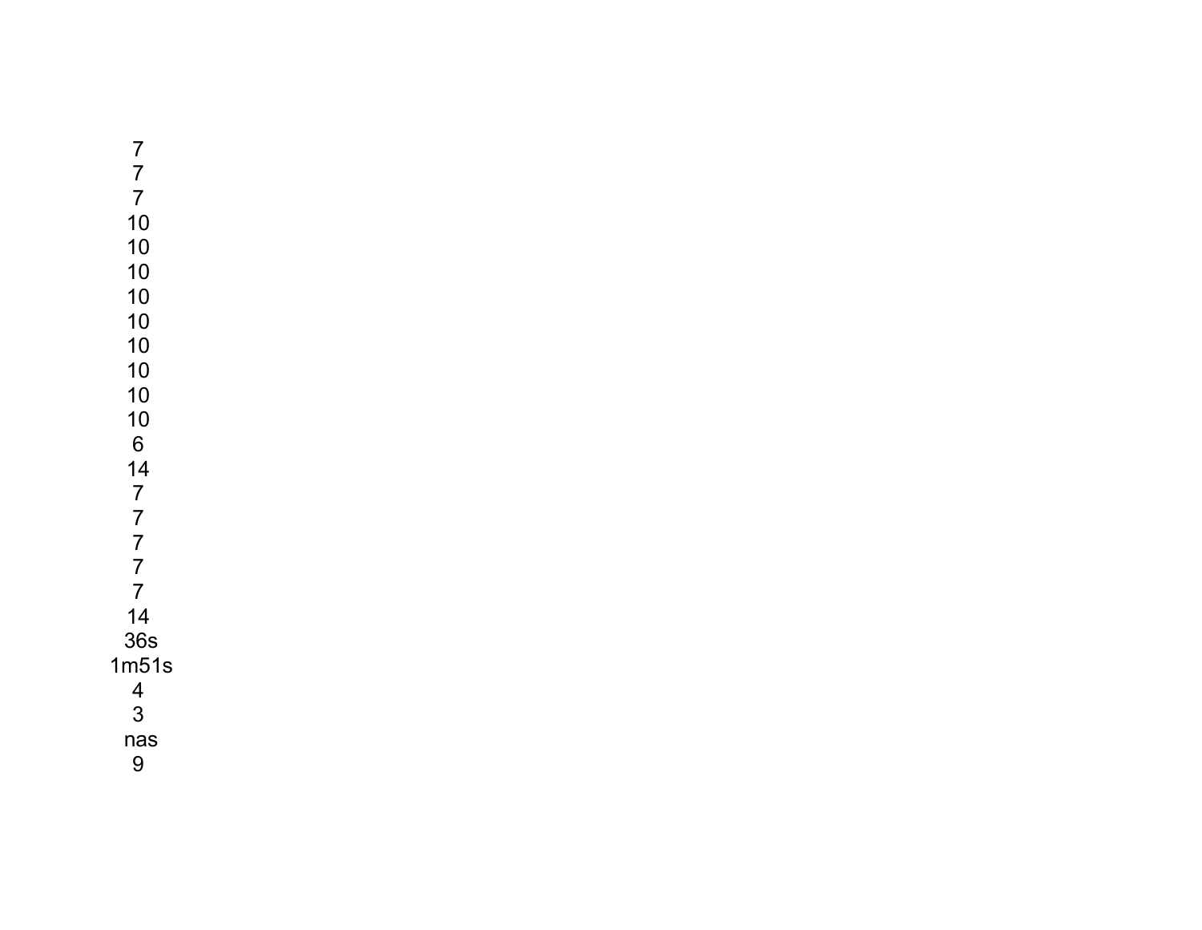7
7
7
10
10
10
10
10
10
10
10
10
6
14
7
7
7
7
7
14
36s
1m51s
4
3
nas
9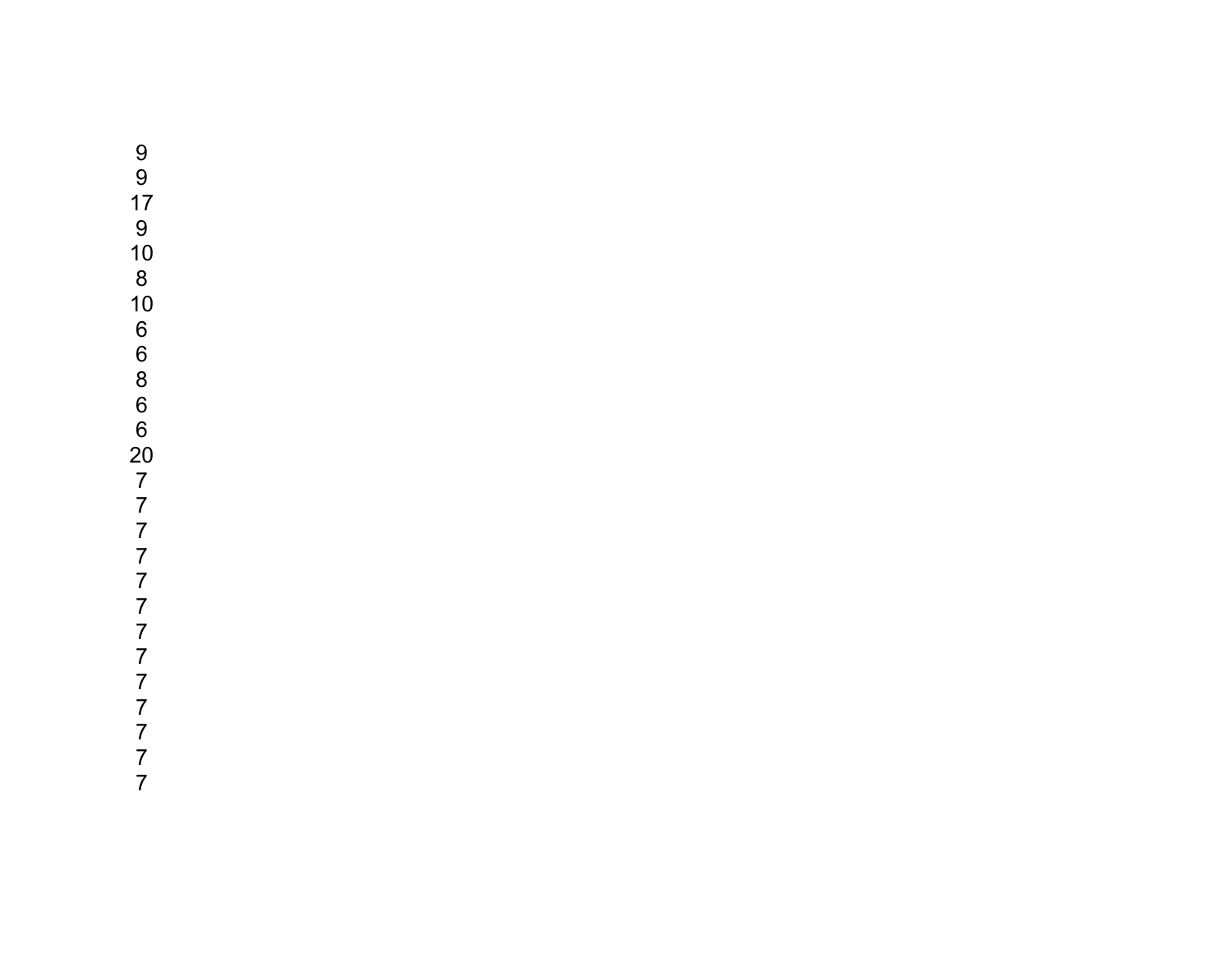9
9
17
9
10
8
10
6
6
8
6
6
20
7
7
7
7
7
7
7
7
7
7
7
7
7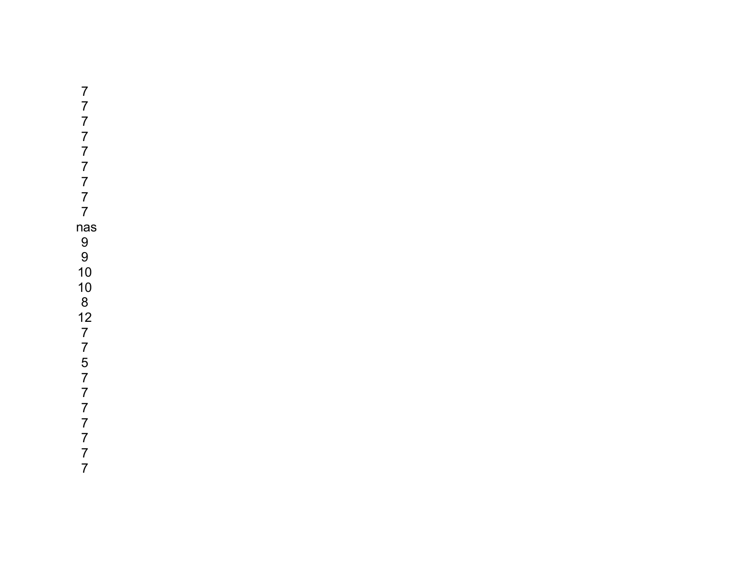7
7
7
7
7
7
7
7
7
nas
9
9
10
10
8
12
7
7
5
7
7
7
7
7
7
7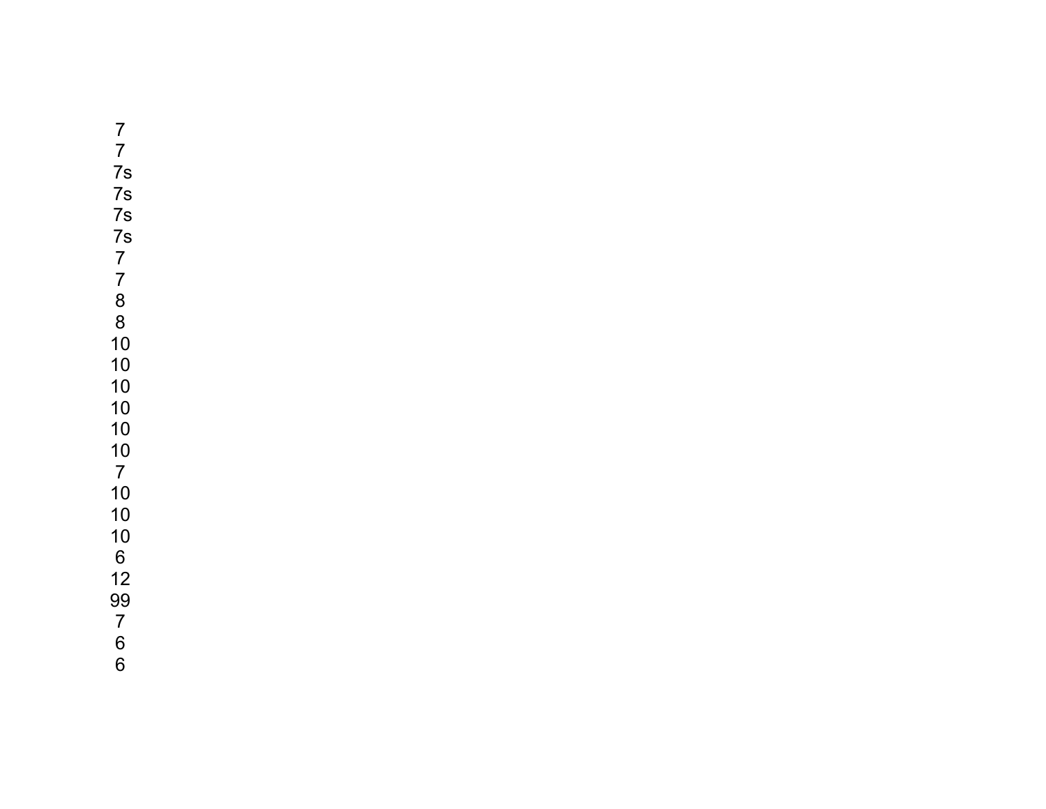7
7
7s
7s
7s
7s
7
7
8
8
10
10
10
10
10
10
7
10
10
10
6
12
99
7
6
6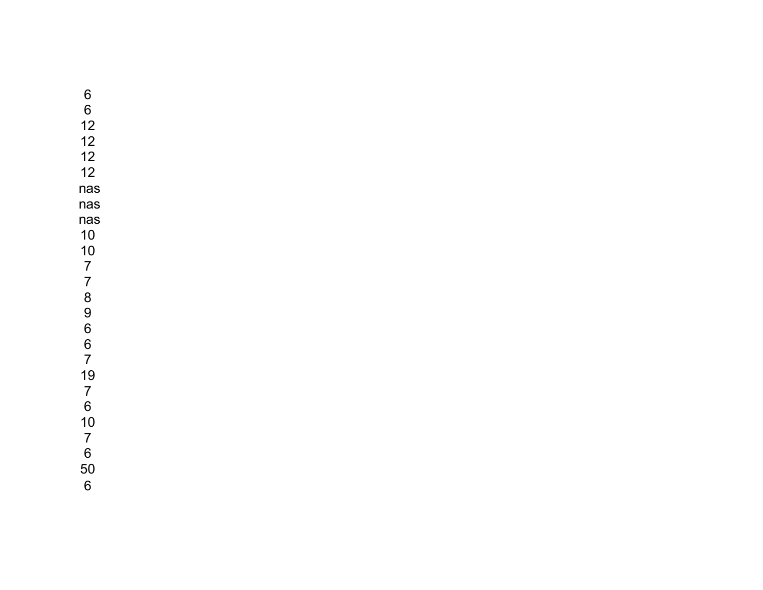6
6
12
12
12
12
nas
nas
nas
10
10
7
7
8
9
6
6
7
19
7
6
10
7
6
50
6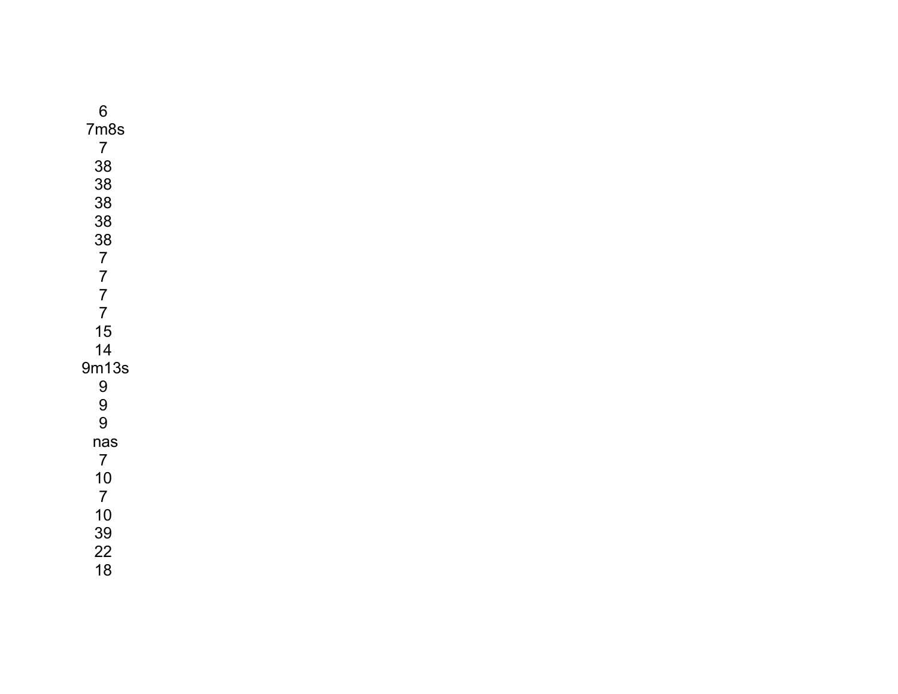6
7m8s
7
38
38
38
38
38
7
7
7
7
15
14
9m13s
9
9
9
nas
7
10
7
10
39
22
18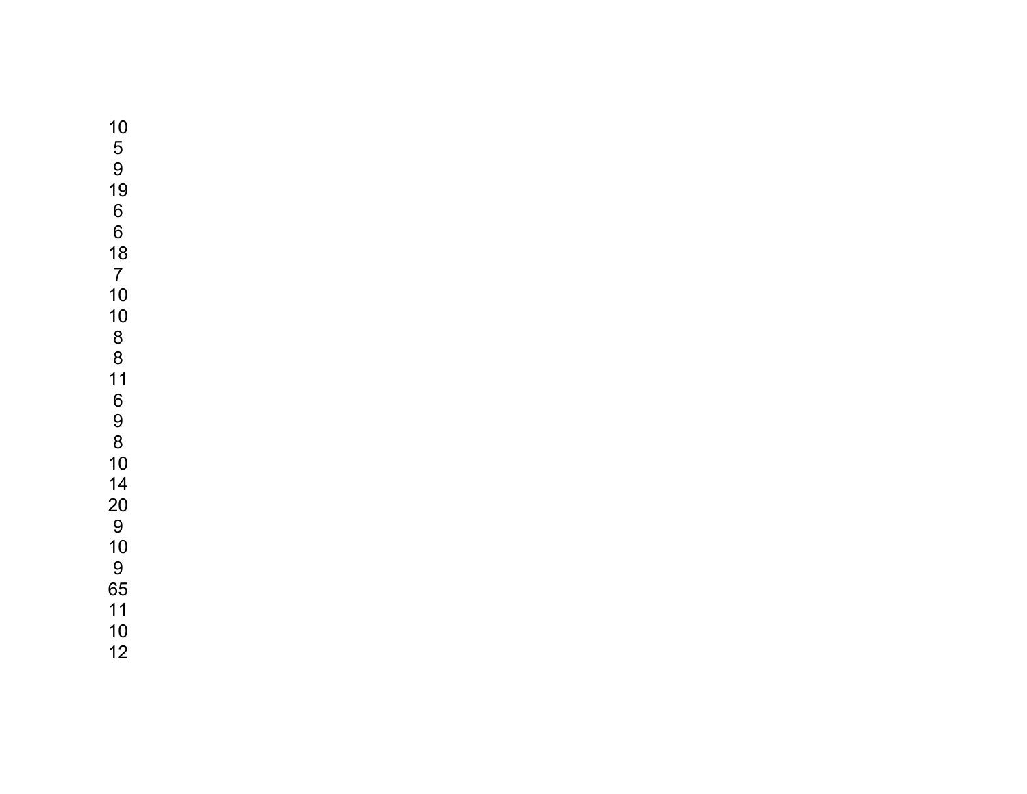10
5
9
19
6
6
18
7
10
10
8
8
11
6
9
8
10
14
20
9
10
9
65
11
10
12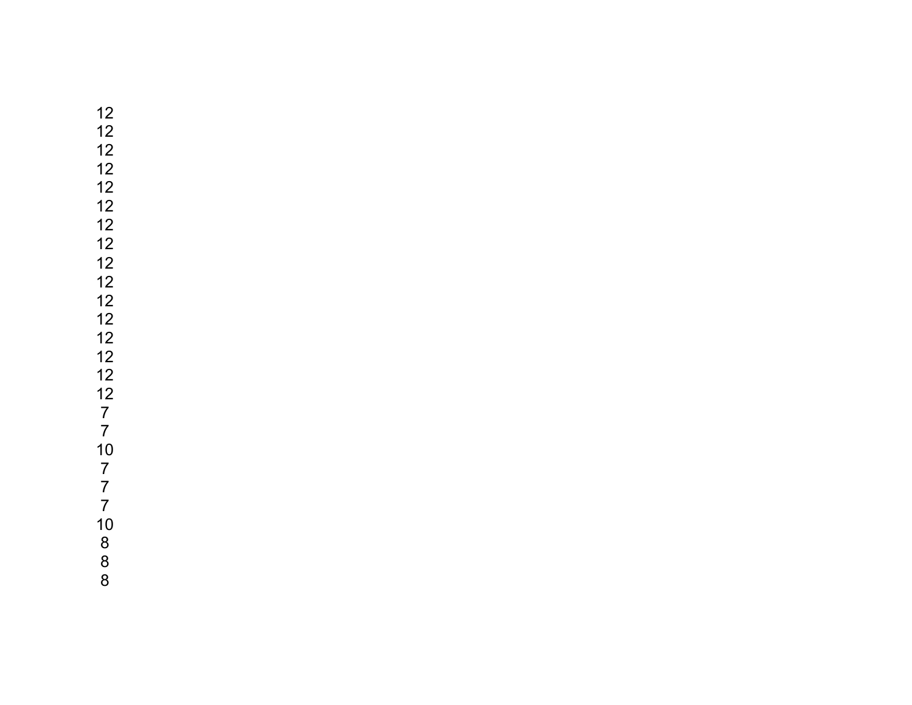12
12
12
12
12
12
12
12
12
12
12
12
12
12
12
12
7
7
10
7
7
7
10
8
8
8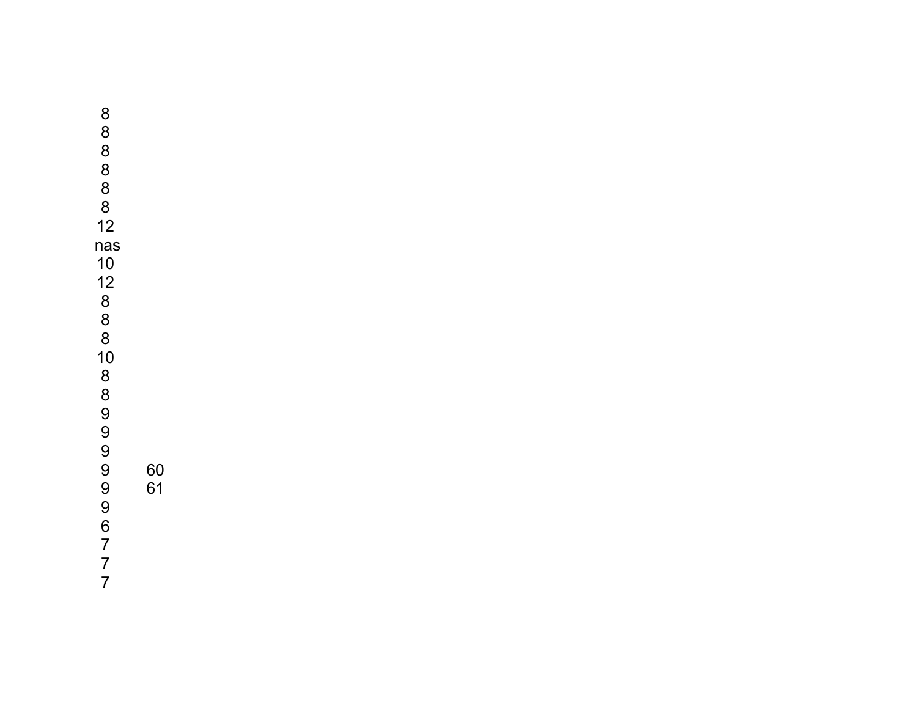| | |
|---|---|
| 8 | |
| 8 | |
| 8 | |
| 8 | |
| 8 | |
| 8 | |
| 12 | |
| nas | |
| 10 | |
| 12 | |
| 8 | |
| 8 | |
| 8 | |
| 10 | |
| 8 | |
| 8 | |
| 9 | |
| 9 | |
| 9 | |
| 9 | 60 |
| 9 | 61 |
| 9 | |
| 6 | |
| 7 | |
| 7 | |
| 7 | |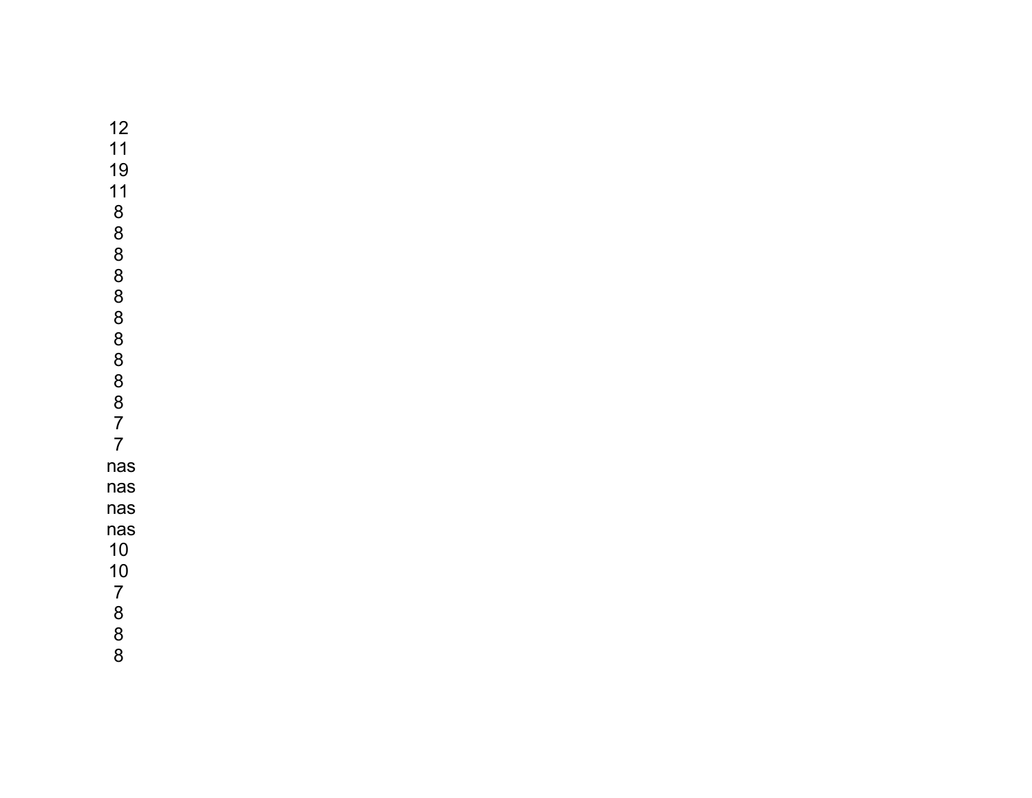12
11
19
11
8
8
8
8
8
8
8
8
8
8
7
7
nas
nas
nas
nas
10
10
7
8
8
8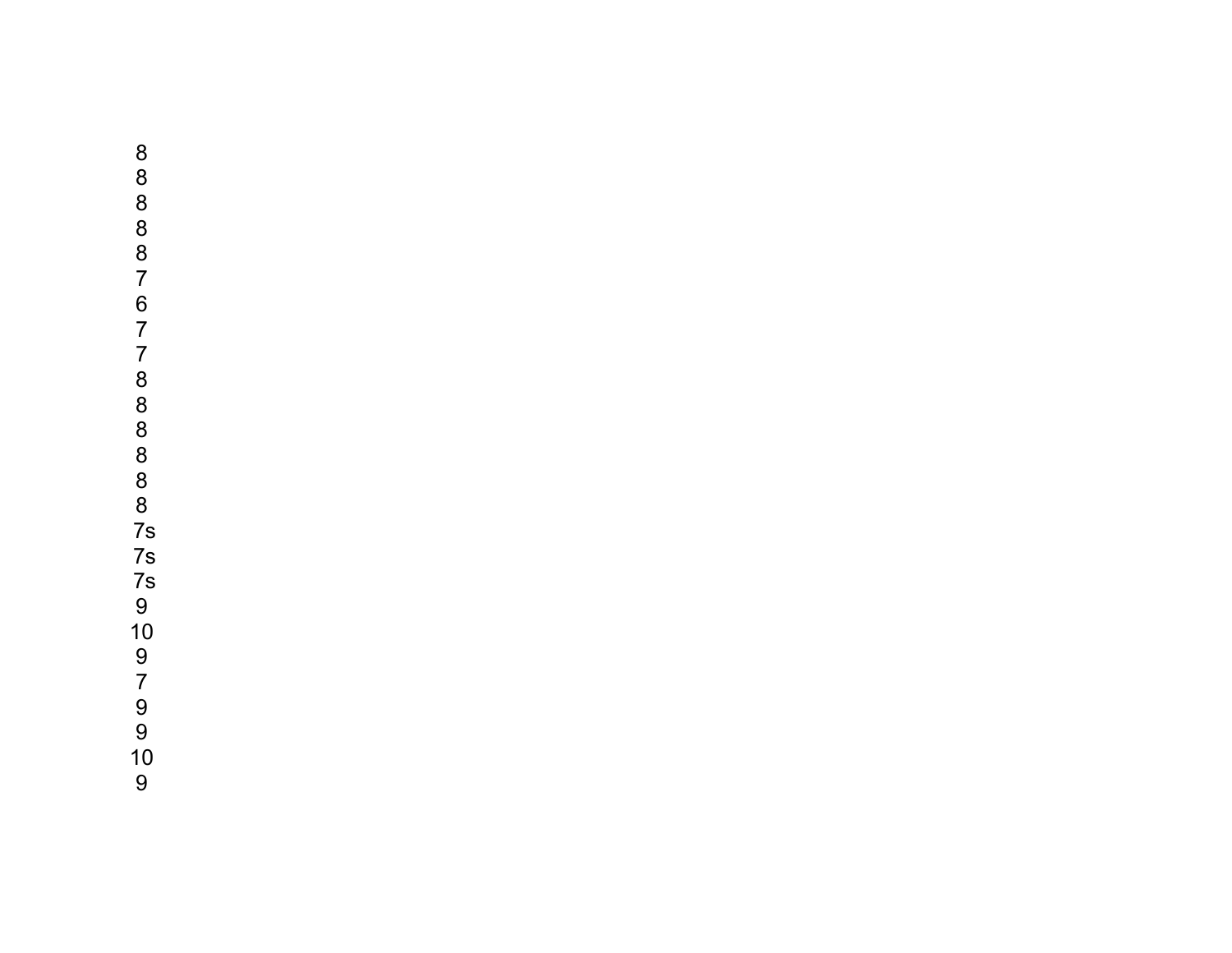8
8
8
8
8
7
6
7
7
8
8
8
8
8
8
7s
7s
7s
9
10
9
7
9
9
10
9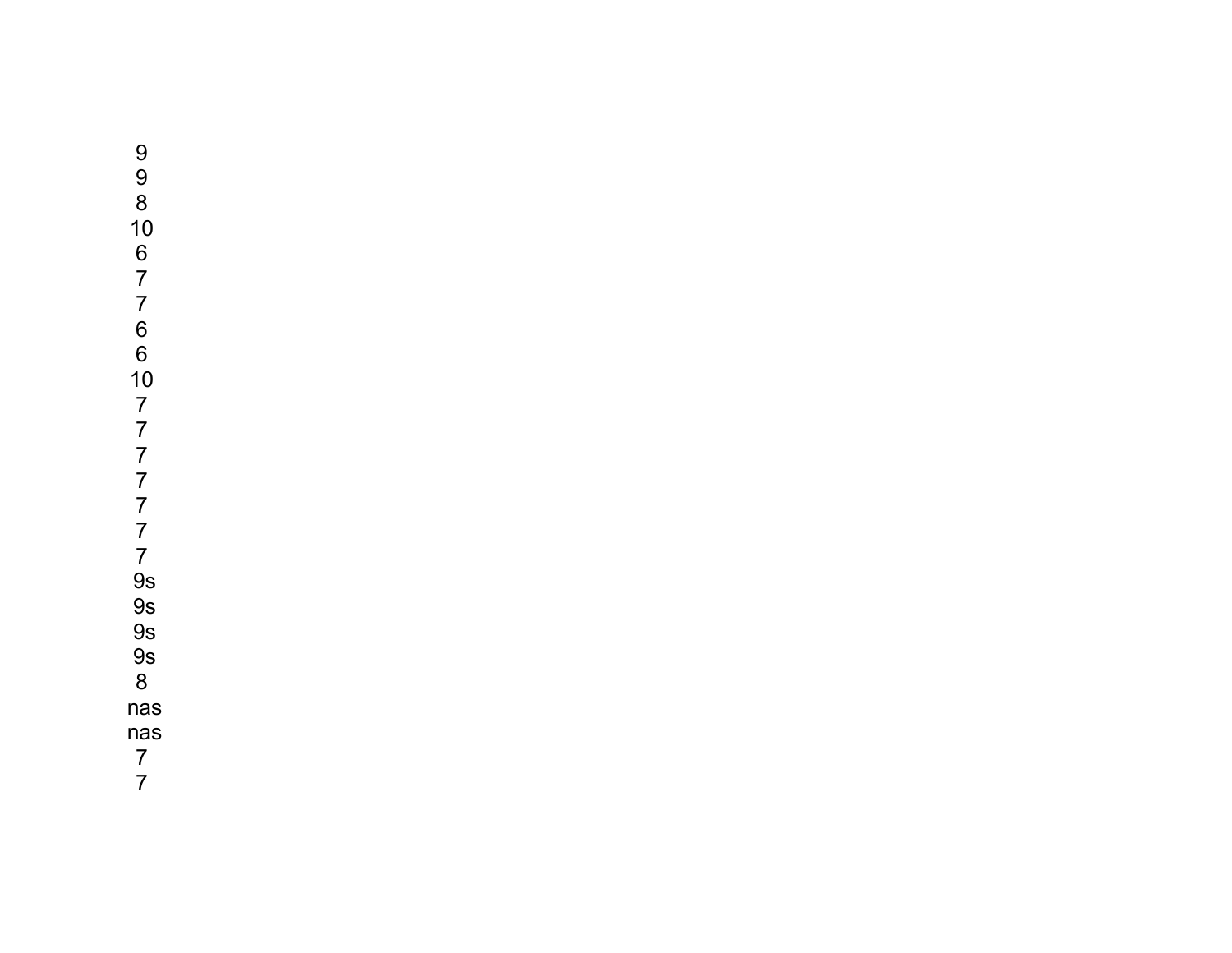9
9
8
10
6
7
7
6
6
10
7
7
7
7
7
7
7
9s
9s
9s
9s
8
nas
nas
7
7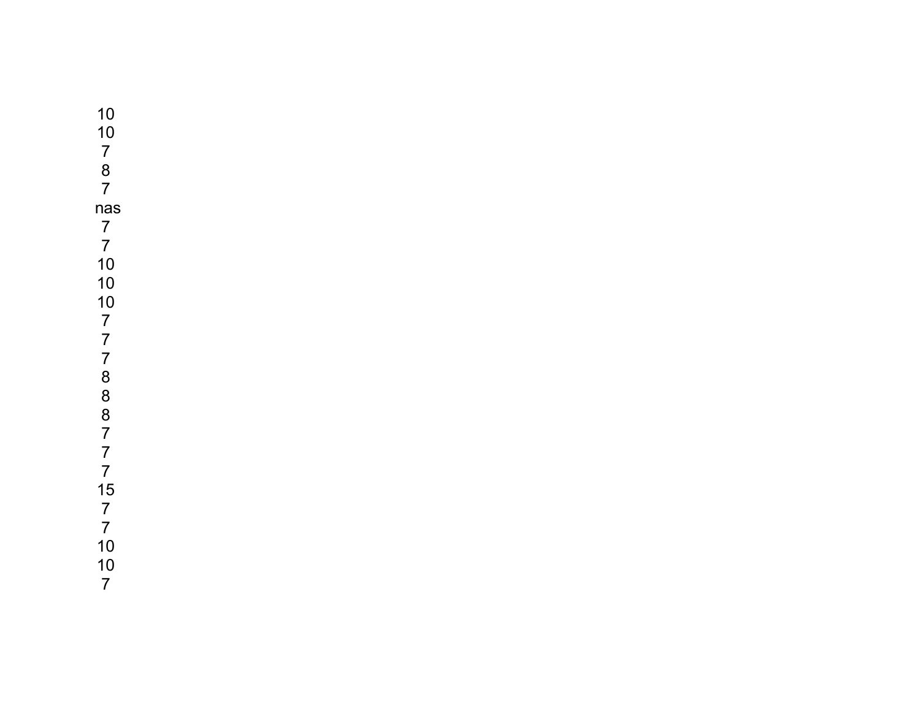10
10
7
8
7
nas
7
7
10
10
10
7
7
7
8
8
8
7
7
7
15
7
7
10
10
7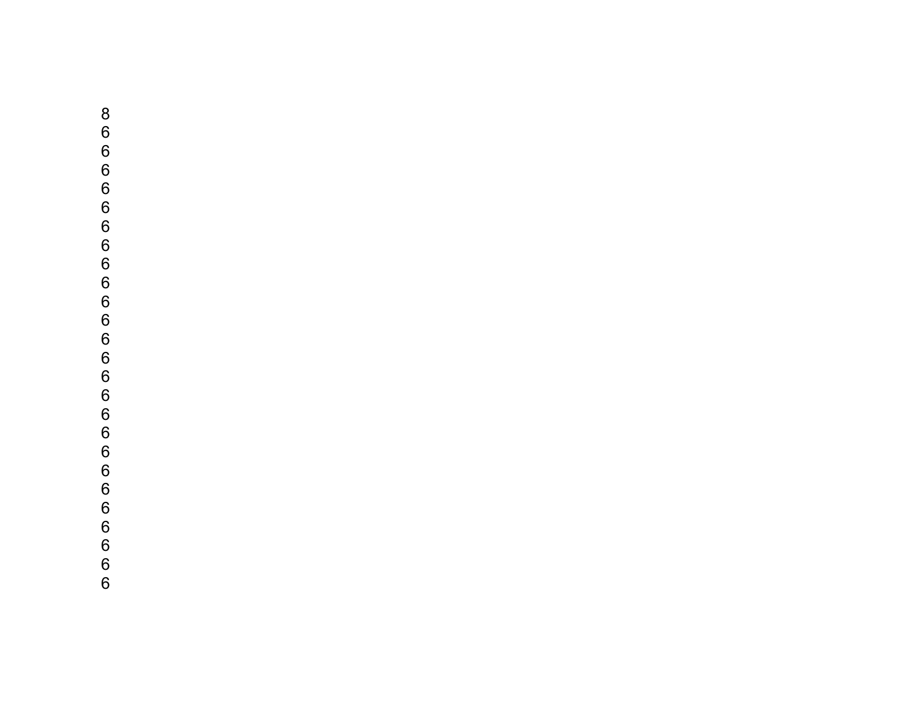8
6
6
6
6
6
6
6
6
6
6
6
6
6
6
6
6
6
6
6
6
6
6
6
6
6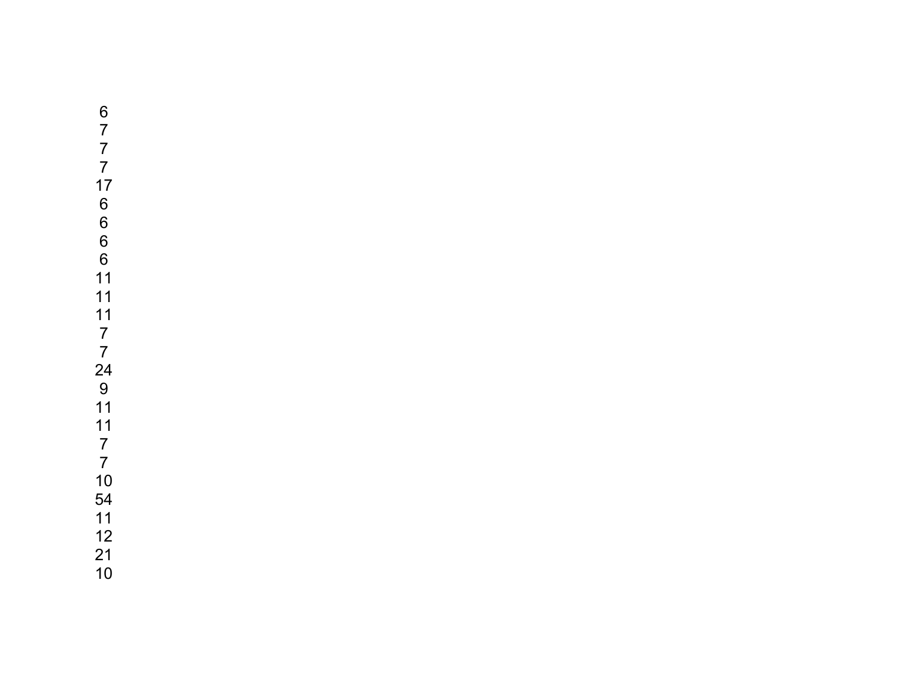6
7
7
7
17
6
6
6
6
11
11
11
7
7
24
9
11
11
7
7
10
54
11
12
21
10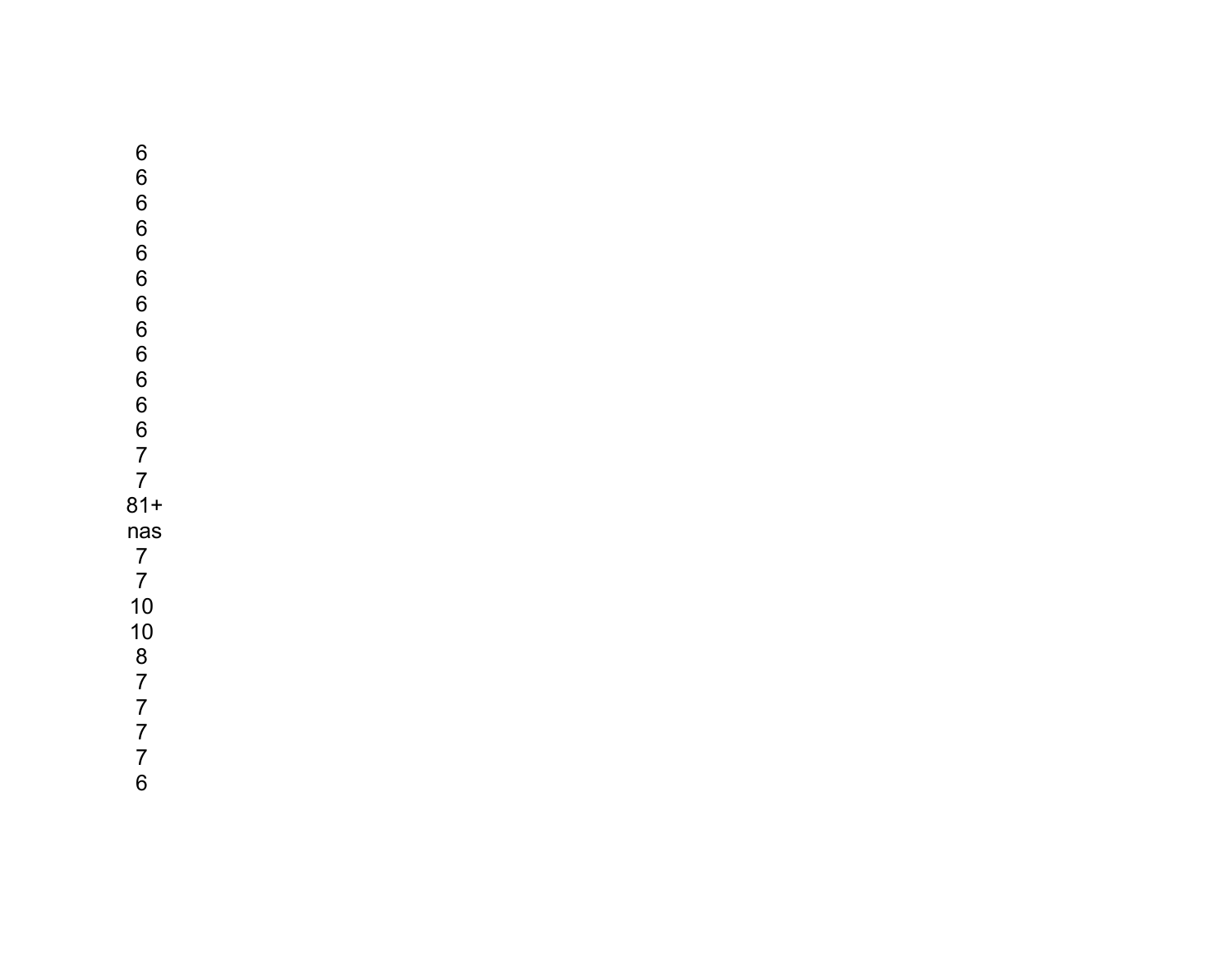6
6
6
6
6
6
6
6
6
6
6
6
7
7
81+
nas
7
7
10
10
8
7
7
7
7
6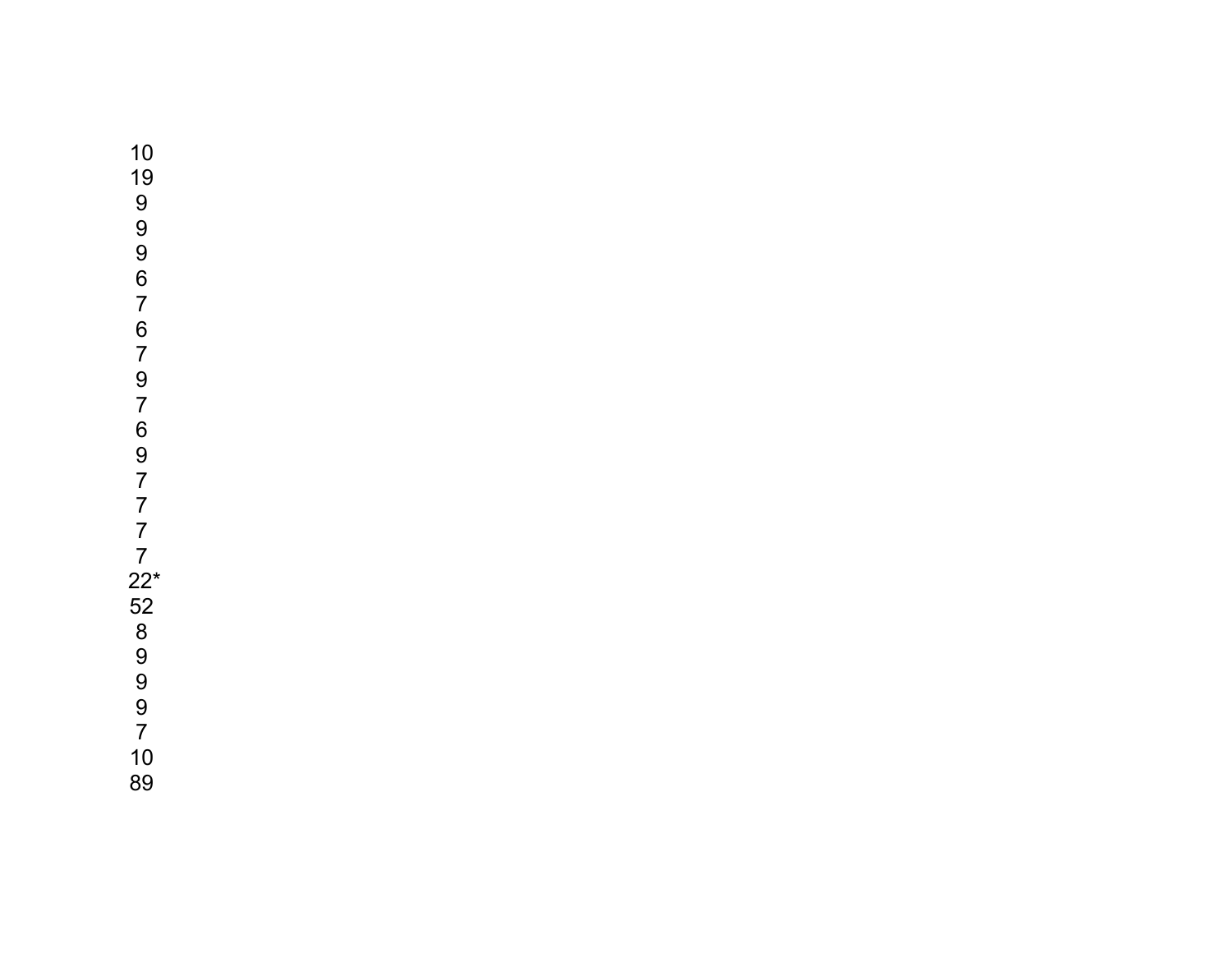10
19
9
9
9
6
7
6
7
9
7
6
9
7
7
7
7
22*
52
8
9
9
9
7
10
89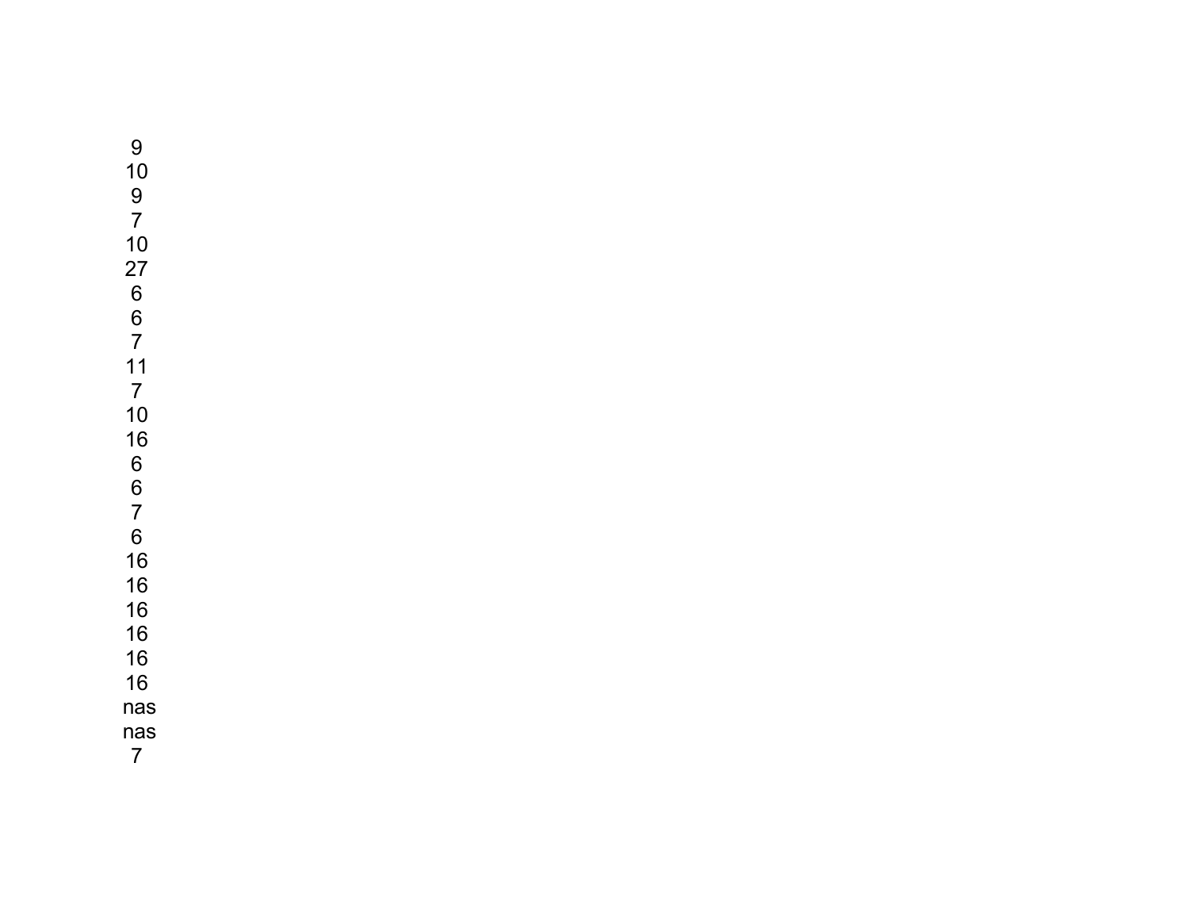9
10
9
7
10
27
6
6
7
11
7
10
16
6
6
7
6
16
16
16
16
16
16
nas
nas
7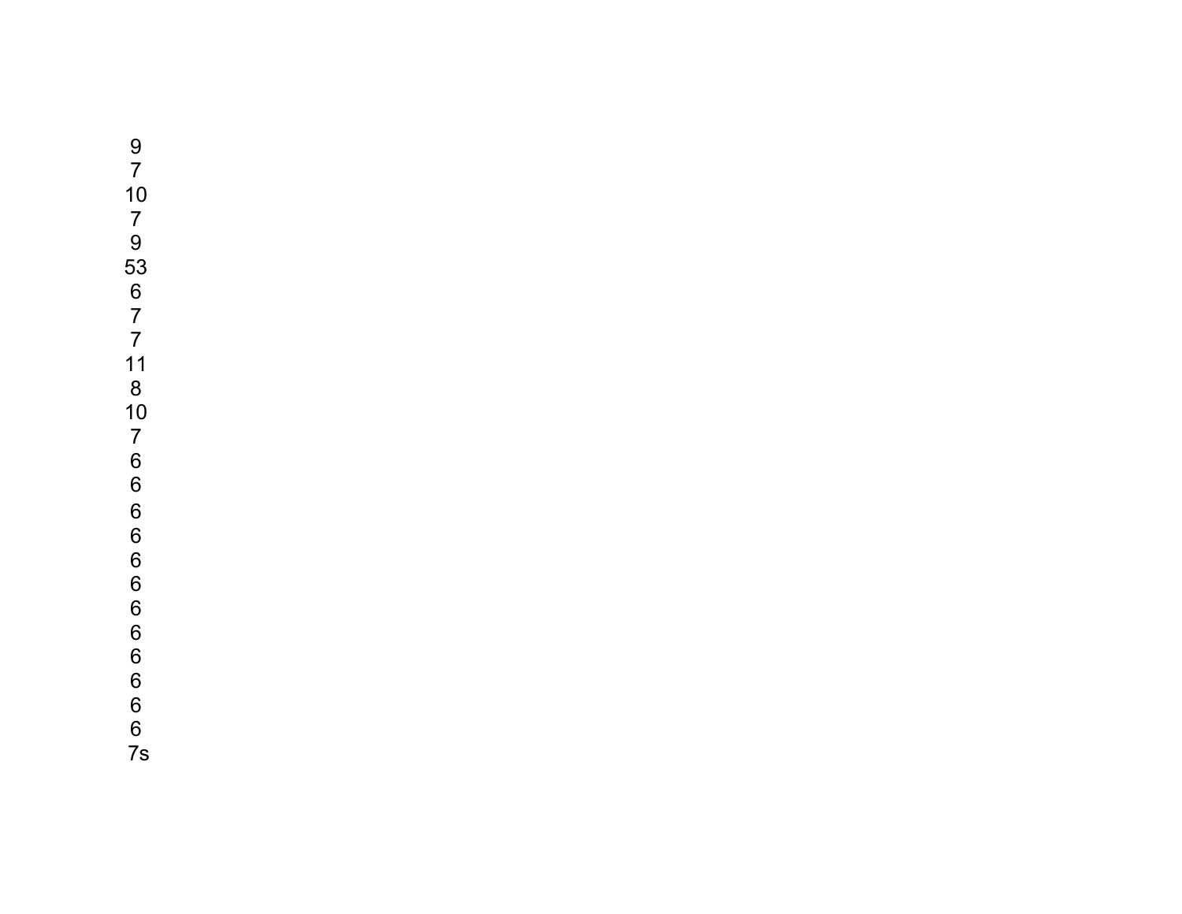9
7
10
7
9
53
6
7
7
11
8
10
7
6
6
6
6
6
6
6
6
6
6
6
6
7s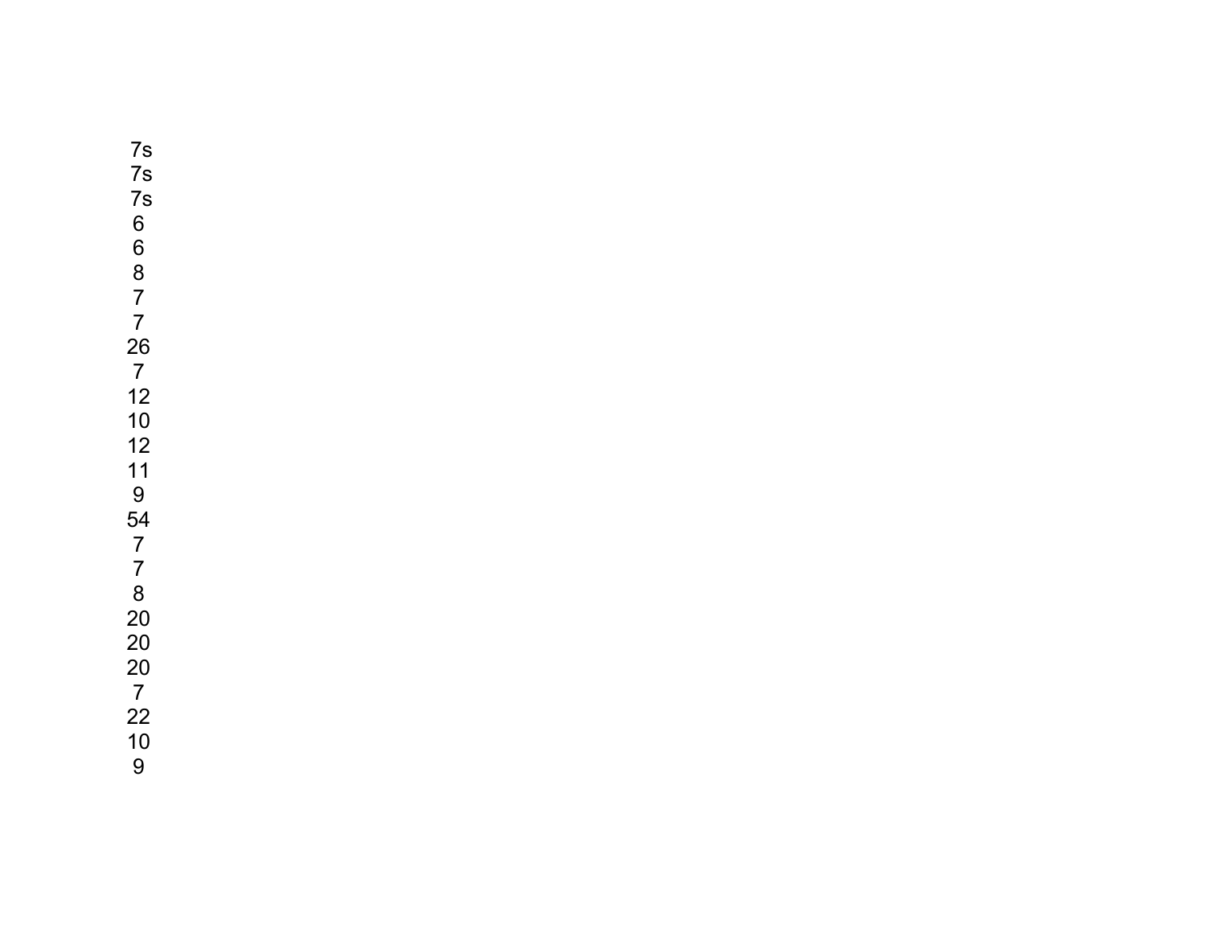7s
7s
7s
6
6
8
7
7
26
7
12
10
12
11
9
54
7
7
8
20
20
20
7
22
10
9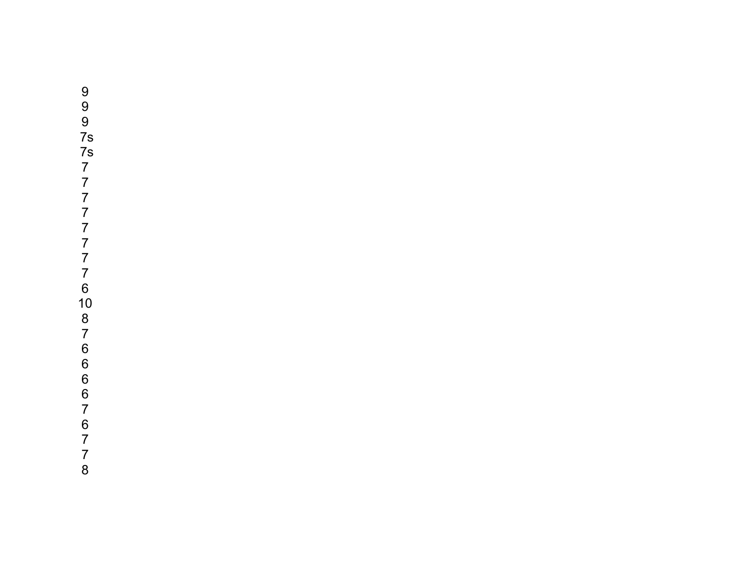9
9
9
7s
7s
7
7
7
7
7
7
7
7
6
10
8
7
6
6
6
6
7
6
7
7
8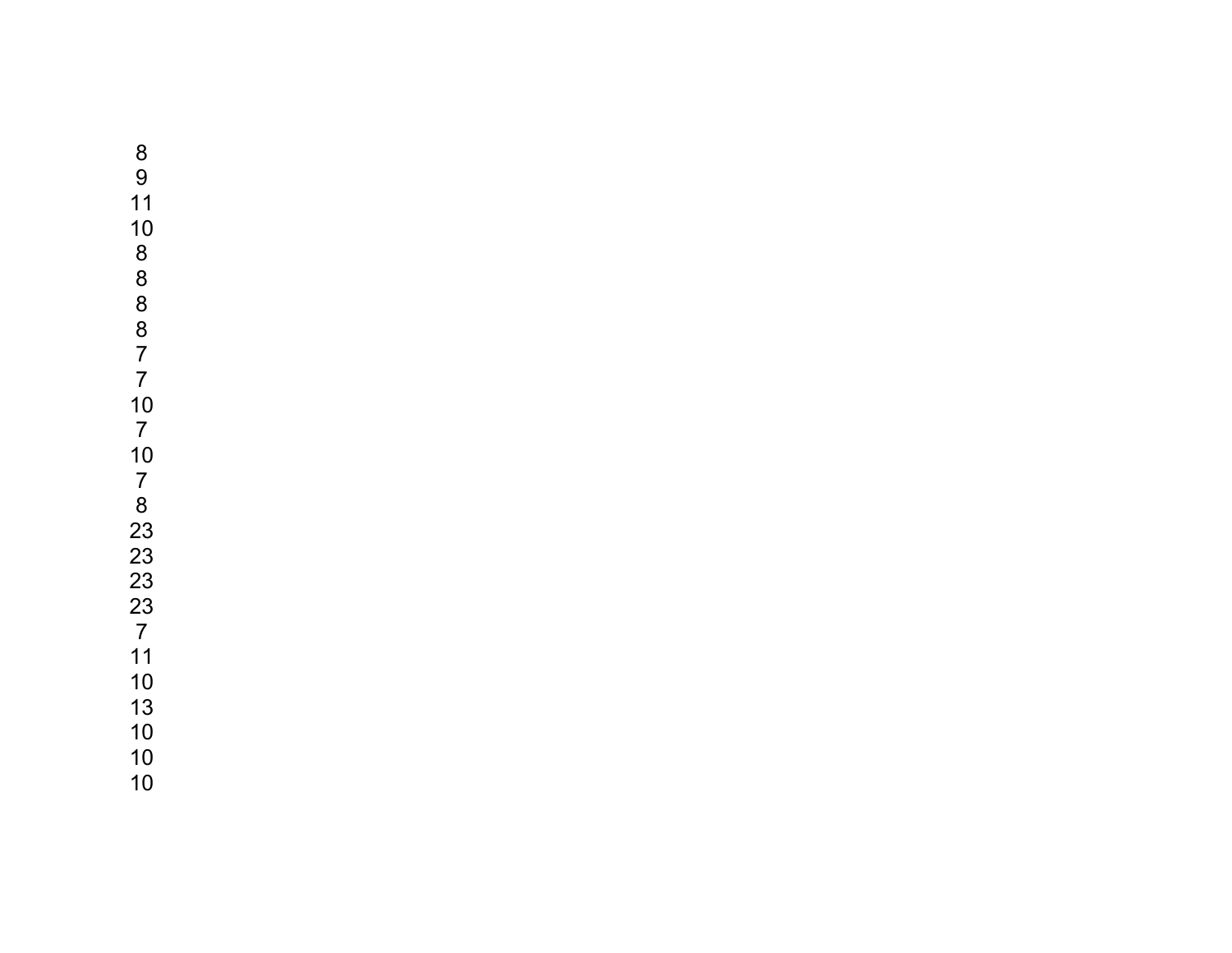8
9
11
10
8
8
8
8
7
7
10
7
10
7
8
23
23
23
23
7
11
10
13
10
10
10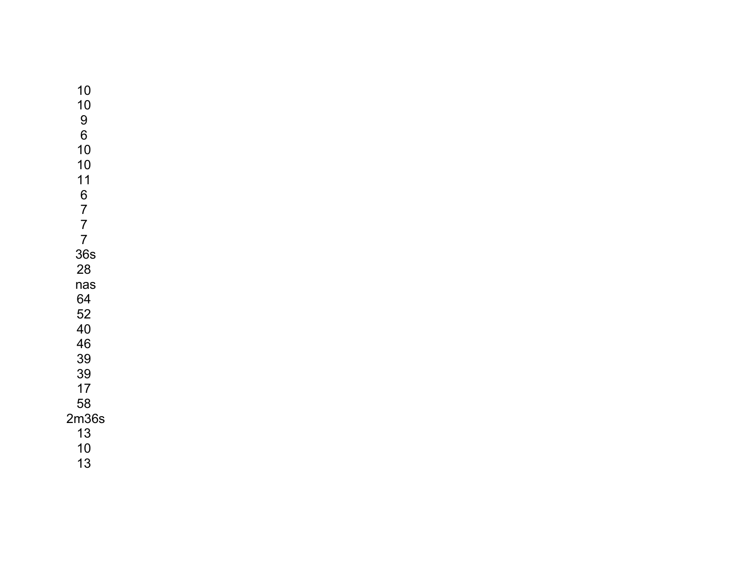10
10
9
6
10
10
11
6
7
7
7
36s
28
nas
64
52
40
46
39
39
17
58
2m36s
13
10
13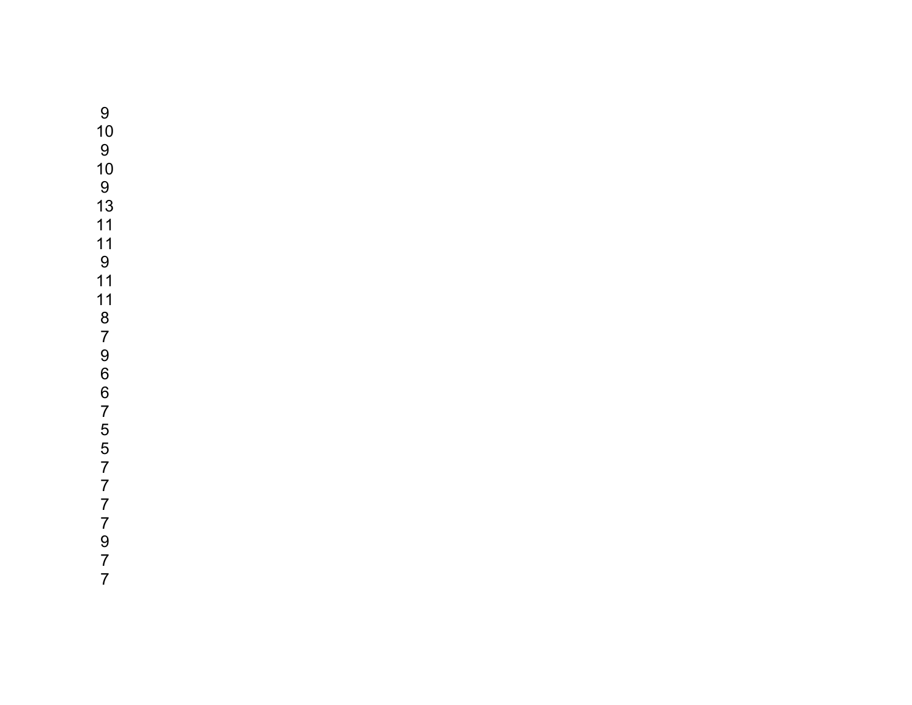9
10
9
10
9
13
11
11
9
11
11
8
7
9
6
6
7
5
5
7
7
7
7
9
7
7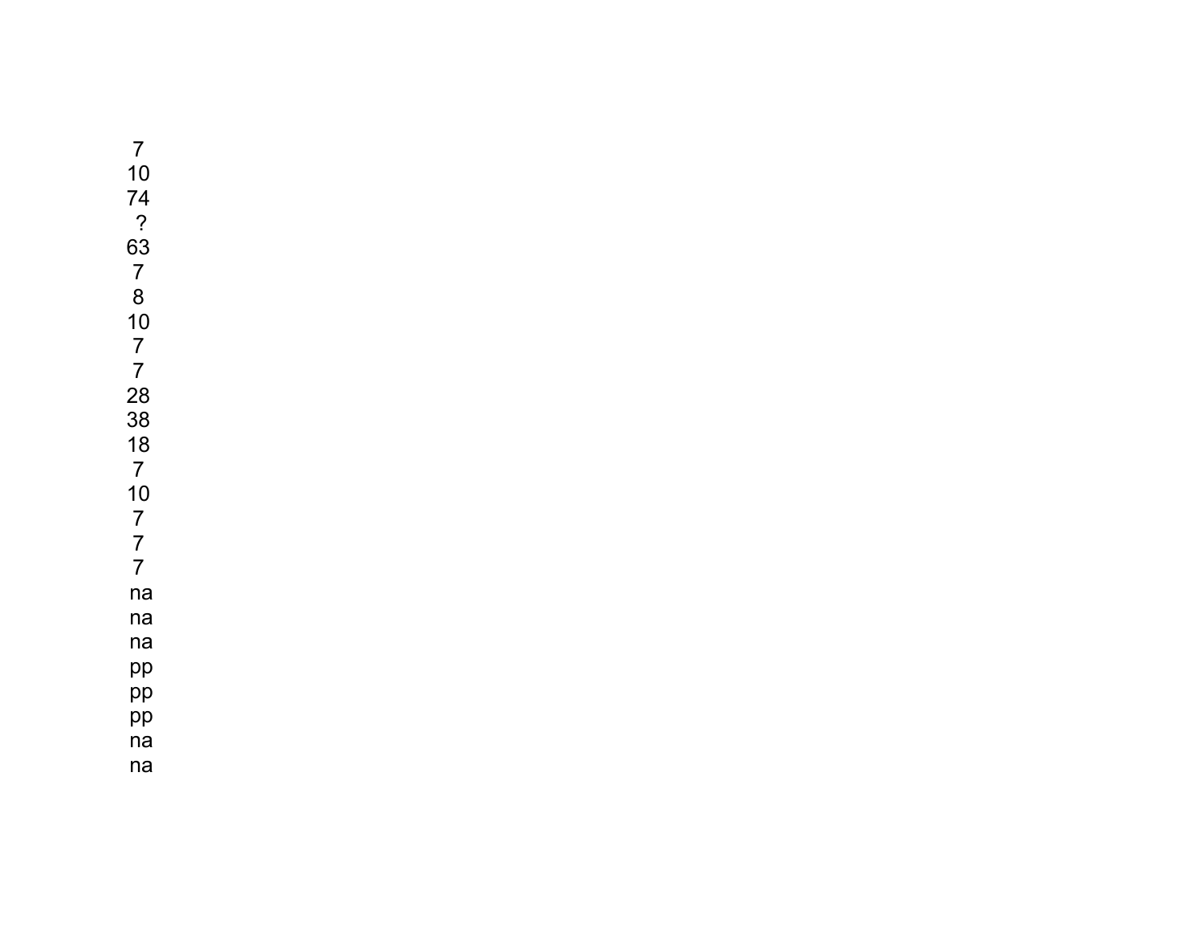7
10
74
?
63
7
8
10
7
7
28
38
18
7
10
7
7
7
na
na
na
pp
pp
pp
na
na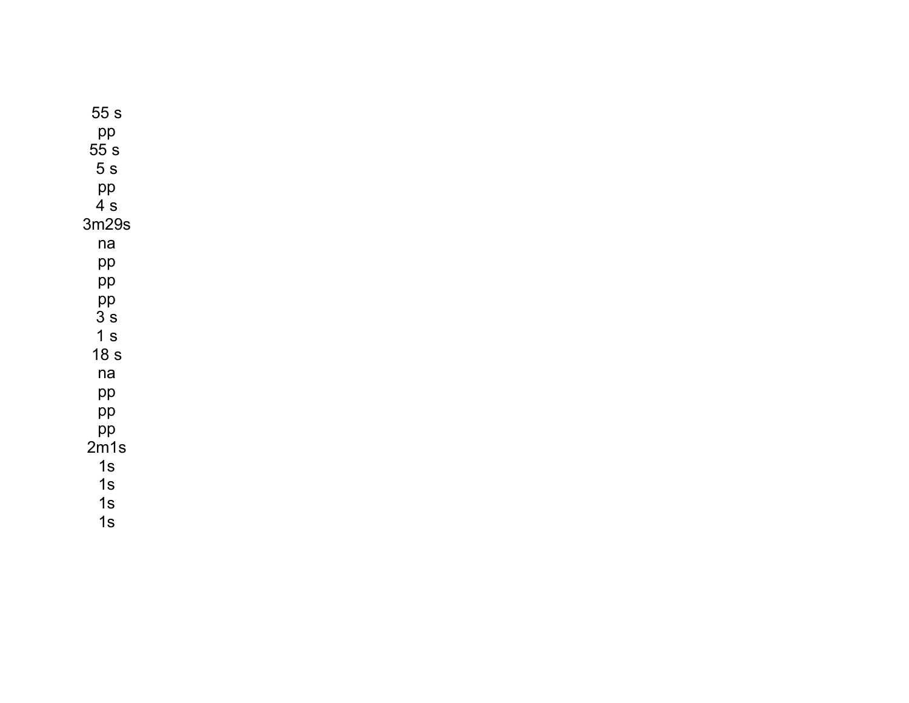55 s
pp
55 s
5 s
pp
4 s
3m29s
na
pp
pp
pp
3 s
1 s
18 s
na
pp
pp
pp
2m1s
1s
1s
1s
1s